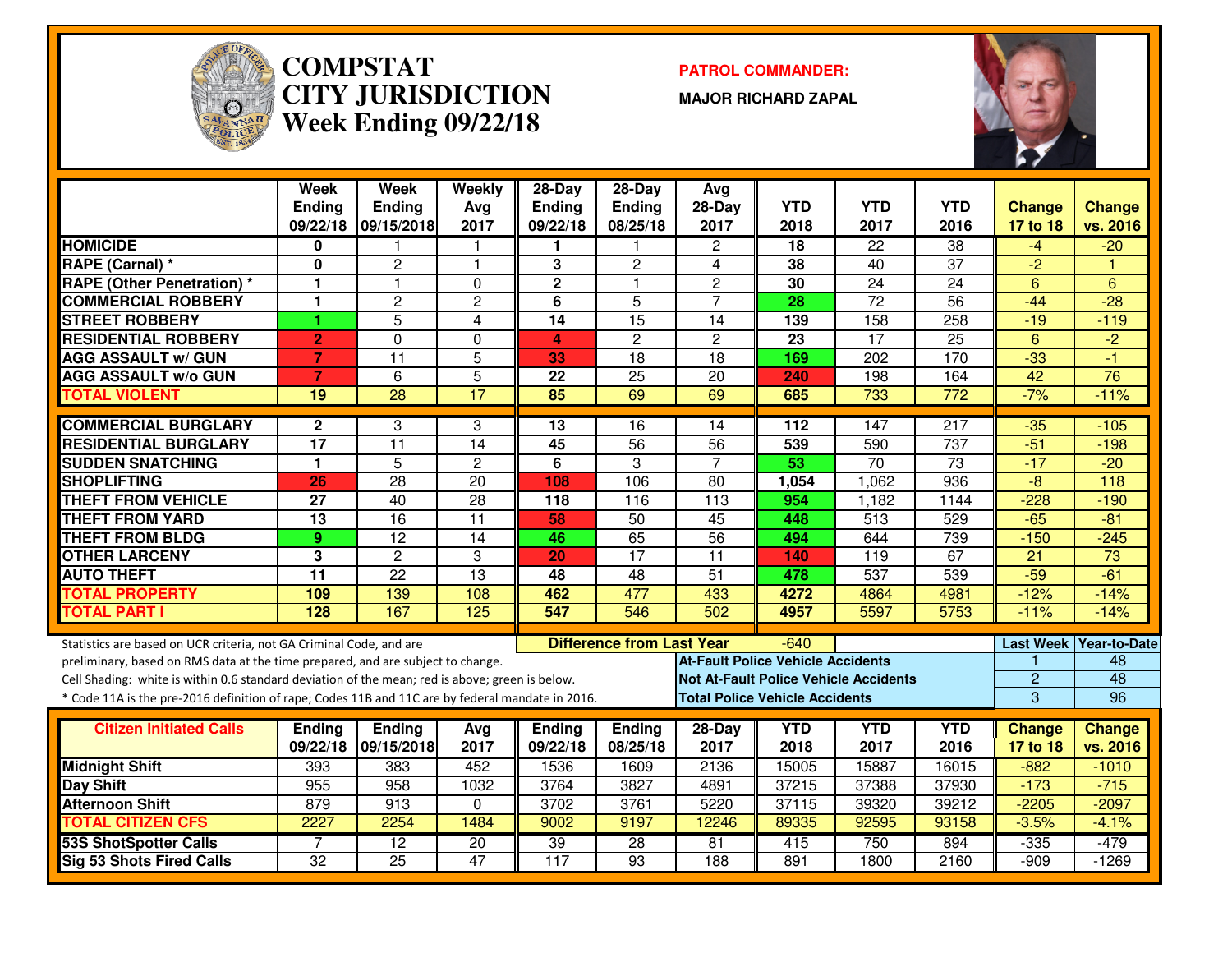# COMPSTAT
# CITY JURISDICTION
# Week Ending 09/22/18

**PATROL COMMANDER:**

**MAJOR RICHARD ZAPAL**

| | Week Ending 09/22/18 | Week Ending 09/15/2018 | Weekly Avg 2017 | 28-Day Ending 09/22/18 | 28-Day Ending 08/25/18 | Avg 28-Day 2017 | YTD 2018 | YTD 2017 | YTD 2016 | Change 17 to 18 | Change vs. 2016 |
|---|---|---|---|---|---|---|---|---|---|---|---|
| HOMICIDE | 0 | 1 | 1 | 1 | 1 | 2 | 18 | 22 | 38 | -4 | -20 |
| RAPE (Carnal) * | 0 | 2 | 1 | 3 | 2 | 4 | 38 | 40 | 37 | -2 | 1 |
| RAPE (Other Penetration) * | 1 | 1 | 0 | 2 | 1 | 2 | 30 | 24 | 24 | 6 | 6 |
| COMMERCIAL ROBBERY | 1 | 2 | 2 | 6 | 5 | 7 | 28 | 72 | 56 | -44 | -28 |
| STREET ROBBERY | 1 | 5 | 4 | 14 | 15 | 14 | 139 | 158 | 258 | -19 | -119 |
| RESIDENTIAL ROBBERY | 2 | 0 | 0 | 4 | 2 | 2 | 23 | 17 | 25 | 6 | -2 |
| AGG ASSAULT w/ GUN | 7 | 11 | 5 | 33 | 18 | 18 | 169 | 202 | 170 | -33 | -1 |
| AGG ASSAULT w/o GUN | 7 | 6 | 5 | 22 | 25 | 20 | 240 | 198 | 164 | 42 | 76 |
| TOTAL VIOLENT | 19 | 28 | 17 | 85 | 69 | 69 | 685 | 733 | 772 | -7% | -11% |
| COMMERCIAL BURGLARY | 2 | 3 | 3 | 13 | 16 | 14 | 112 | 147 | 217 | -35 | -105 |
| RESIDENTIAL BURGLARY | 17 | 11 | 14 | 45 | 56 | 56 | 539 | 590 | 737 | -51 | -198 |
| SUDDEN SNATCHING | 1 | 5 | 2 | 6 | 3 | 7 | 53 | 70 | 73 | -17 | -20 |
| SHOPLIFTING | 26 | 28 | 20 | 108 | 106 | 80 | 1,054 | 1,062 | 936 | -8 | 118 |
| THEFT FROM VEHICLE | 27 | 40 | 28 | 118 | 116 | 113 | 954 | 1,182 | 1144 | -228 | -190 |
| THEFT FROM YARD | 13 | 16 | 11 | 58 | 50 | 45 | 448 | 513 | 529 | -65 | -81 |
| THEFT FROM BLDG | 9 | 12 | 14 | 46 | 65 | 56 | 494 | 644 | 739 | -150 | -245 |
| OTHER LARCENY | 3 | 2 | 3 | 20 | 17 | 11 | 140 | 119 | 67 | 21 | 73 |
| AUTO THEFT | 11 | 22 | 13 | 48 | 48 | 51 | 478 | 537 | 539 | -59 | -61 |
| TOTAL PROPERTY | 109 | 139 | 108 | 462 | 477 | 433 | 4272 | 4864 | 4981 | -12% | -14% |
| TOTAL PART I | 128 | 167 | 125 | 547 | 546 | 502 | 4957 | 5597 | 5753 | -11% | -14% |

Statistics are based on UCR criteria, not GA Criminal Code, and are preliminary, based on RMS data at the time prepared, and are subject to change.

Cell Shading: white is within 0.6 standard deviation of the mean; red is above; green is below.

* Code 11A is the pre-2016 definition of rape; Codes 11B and 11C are by federal mandate in 2016.

**Difference from Last Year:** -640

| | Last Week | Year-to-Date |
|---|---|---|
| At-Fault Police Vehicle Accidents | 1 | 48 |
| Not At-Fault Police Vehicle Accidents | 2 | 48 |
| Total Police Vehicle Accidents | 3 | 96 |

| Citizen Initiated Calls | Ending 09/22/18 | Ending 09/15/2018 | Avg 2017 | Ending 09/22/18 | Ending 08/25/18 | 28-Day 2017 | YTD 2018 | YTD 2017 | YTD 2016 | Change 17 to 18 | Change vs. 2016 |
|---|---|---|---|---|---|---|---|---|---|---|---|
| Midnight Shift | 393 | 383 | 452 | 1536 | 1609 | 2136 | 15005 | 15887 | 16015 | -882 | -1010 |
| Day Shift | 955 | 958 | 1032 | 3764 | 3827 | 4891 | 37215 | 37388 | 37930 | -173 | -715 |
| Afternoon Shift | 879 | 913 | 0 | 3702 | 3761 | 5220 | 37115 | 39320 | 39212 | -2205 | -2097 |
| TOTAL CITIZEN CFS | 2227 | 2254 | 1484 | 9002 | 9197 | 12246 | 89335 | 92595 | 93158 | -3.5% | -4.1% |
| 53S ShotSpotter Calls | 7 | 12 | 20 | 39 | 28 | 81 | 415 | 750 | 894 | -335 | -479 |
| Sig 53 Shots Fired Calls | 32 | 25 | 47 | 117 | 93 | 188 | 891 | 1800 | 2160 | -909 | -1269 |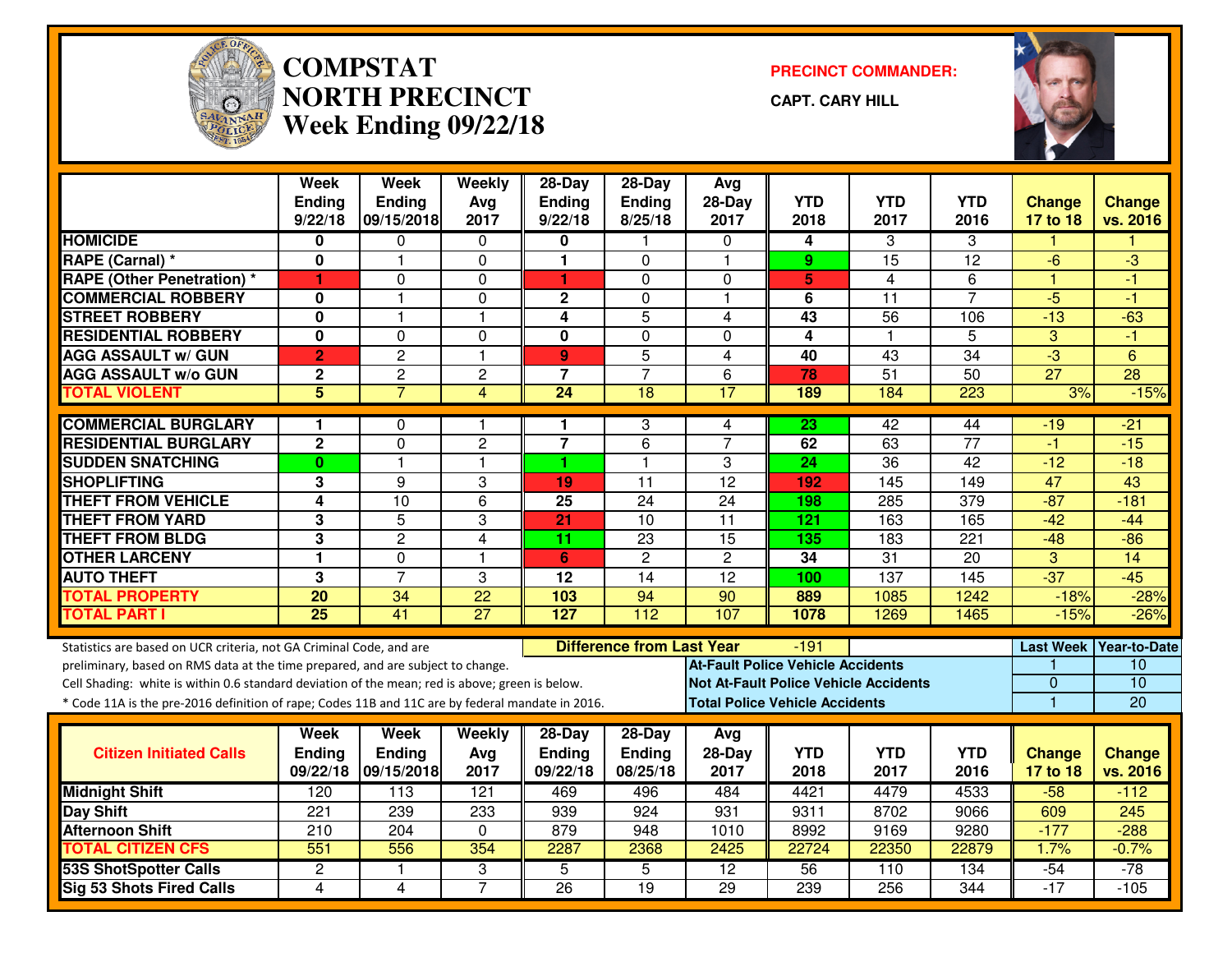# COMPSTAT NORTH PRECINCT Week Ending 09/22/18

**PRECINCT COMMANDER:**

**CAPT. CARY HILL**

| | Week Ending 9/22/18 | Week Ending 09/15/2018 | Weekly Avg 2017 | 28-Day Ending 9/22/18 | 28-Day Ending 8/25/18 | Avg 28-Day 2017 | YTD 2018 | YTD 2017 | YTD 2016 | Change 17 to 18 | Change vs. 2016 |
|---|---|---|---|---|---|---|---|---|---|---|---|
| HOMICIDE | 0 | 0 | 0 | 0 | 1 | 0 | 4 | 3 | 3 | 1 | 1 |
| RAPE (Carnal) * | 0 | 1 | 0 | 1 | 0 | 1 | 9 | 15 | 12 | -6 | -3 |
| RAPE (Other Penetration) * | 1 | 0 | 0 | 1 | 0 | 0 | 5 | 4 | 6 | 1 | -1 |
| COMMERCIAL ROBBERY | 0 | 1 | 0 | 2 | 0 | 1 | 6 | 11 | 7 | -5 | -1 |
| STREET ROBBERY | 0 | 1 | 1 | 4 | 5 | 4 | 43 | 56 | 106 | -13 | -63 |
| RESIDENTIAL ROBBERY | 0 | 0 | 0 | 0 | 0 | 0 | 4 | 1 | 5 | 3 | -1 |
| AGG ASSAULT w/ GUN | 2 | 2 | 1 | 9 | 5 | 4 | 40 | 43 | 34 | -3 | 6 |
| AGG ASSAULT w/o GUN | 2 | 2 | 2 | 7 | 7 | 6 | 78 | 51 | 50 | 27 | 28 |
| TOTAL VIOLENT | 5 | 7 | 4 | 24 | 18 | 17 | 189 | 184 | 223 | 3% | -15% |
| COMMERCIAL BURGLARY | 1 | 0 | 1 | 1 | 3 | 4 | 23 | 42 | 44 | -19 | -21 |
| RESIDENTIAL BURGLARY | 2 | 0 | 2 | 7 | 6 | 7 | 62 | 63 | 77 | -1 | -15 |
| SUDDEN SNATCHING | 0 | 1 | 1 | 1 | 1 | 3 | 24 | 36 | 42 | -12 | -18 |
| SHOPLIFTING | 3 | 9 | 3 | 19 | 11 | 12 | 192 | 145 | 149 | 47 | 43 |
| THEFT FROM VEHICLE | 4 | 10 | 6 | 25 | 24 | 24 | 198 | 285 | 379 | -87 | -181 |
| THEFT FROM YARD | 3 | 5 | 3 | 21 | 10 | 11 | 121 | 163 | 165 | -42 | -44 |
| THEFT FROM BLDG | 3 | 2 | 4 | 11 | 23 | 15 | 135 | 183 | 221 | -48 | -86 |
| OTHER LARCENY | 1 | 0 | 1 | 6 | 2 | 2 | 34 | 31 | 20 | 3 | 14 |
| AUTO THEFT | 3 | 7 | 3 | 12 | 14 | 12 | 100 | 137 | 145 | -37 | -45 |
| TOTAL PROPERTY | 20 | 34 | 22 | 103 | 94 | 90 | 889 | 1085 | 1242 | -18% | -28% |
| TOTAL PART I | 25 | 41 | 27 | 127 | 112 | 107 | 1078 | 1269 | 1465 | -15% | -26% |

Statistics are based on UCR criteria, not GA Criminal Code, and are preliminary, based on RMS data at the time prepared, and are subject to change.

Cell Shading: white is within 0.6 standard deviation of the mean; red is above; green is below.

* Code 11A is the pre-2016 definition of rape; Codes 11B and 11C are by federal mandate in 2016.

**Difference from Last Year:** -191

| | Last Week | Year-to-Date |
|---|---|---|
| At-Fault Police Vehicle Accidents | 1 | 10 |
| Not At-Fault Police Vehicle Accidents | 0 | 10 |
| Total Police Vehicle Accidents | 1 | 20 |

| Citizen Initiated Calls | Week Ending 09/22/18 | Week Ending 09/15/2018 | Weekly Avg 2017 | 28-Day Ending 09/22/18 | 28-Day Ending 08/25/18 | Avg 28-Day 2017 | YTD 2018 | YTD 2017 | YTD 2016 | Change 17 to 18 | Change vs. 2016 |
|---|---|---|---|---|---|---|---|---|---|---|---|
| Midnight Shift | 120 | 113 | 121 | 469 | 496 | 484 | 4421 | 4479 | 4533 | -58 | -112 |
| Day Shift | 221 | 239 | 233 | 939 | 924 | 931 | 9311 | 8702 | 9066 | 609 | 245 |
| Afternoon Shift | 210 | 204 | 0 | 879 | 948 | 1010 | 8992 | 9169 | 9280 | -177 | -288 |
| TOTAL CITIZEN CFS | 551 | 556 | 354 | 2287 | 2368 | 2425 | 22724 | 22350 | 22879 | 1.7% | -0.7% |
| 53S ShotSpotter Calls | 2 | 1 | 3 | 5 | 5 | 12 | 56 | 110 | 134 | -54 | -78 |
| Sig 53 Shots Fired Calls | 4 | 4 | 7 | 26 | 19 | 29 | 239 | 256 | 344 | -17 | -105 |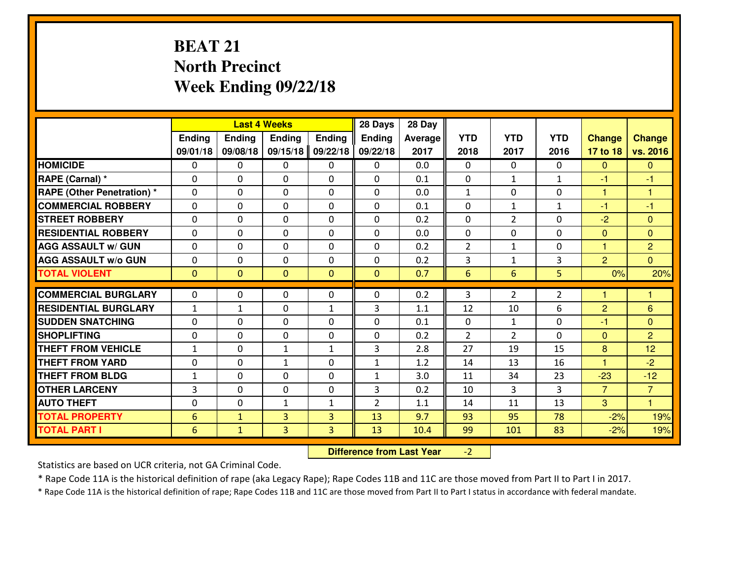# BEAT 21
## North Precinct
## Week Ending 09/22/18

| | Last 4 Weeks | | | | 28 Days | 28 Day | | | | | |
|---|---|---|---|---|---|---|---|---|---|---|---|
| | Ending 09/01/18 | Ending 09/08/18 | Ending 09/15/18 | Ending 09/22/18 | Ending 09/22/18 | Average 2017 | YTD 2018 | YTD 2017 | YTD 2016 | Change 17 to 18 | Change vs. 2016 |
| HOMICIDE | 0 | 0 | 0 | 0 | 0 | 0.0 | 0 | 0 | 0 | 0 | 0 |
| RAPE (Carnal) * | 0 | 0 | 0 | 0 | 0 | 0.1 | 0 | 1 | 1 | -1 | -1 |
| RAPE (Other Penetration) * | 0 | 0 | 0 | 0 | 0 | 0.0 | 1 | 0 | 0 | 1 | 1 |
| COMMERCIAL ROBBERY | 0 | 0 | 0 | 0 | 0 | 0.1 | 0 | 1 | 1 | -1 | -1 |
| STREET ROBBERY | 0 | 0 | 0 | 0 | 0 | 0.2 | 0 | 2 | 0 | -2 | 0 |
| RESIDENTIAL ROBBERY | 0 | 0 | 0 | 0 | 0 | 0.0 | 0 | 0 | 0 | 0 | 0 |
| AGG ASSAULT w/ GUN | 0 | 0 | 0 | 0 | 0 | 0.2 | 2 | 1 | 0 | 1 | 2 |
| AGG ASSAULT w/o GUN | 0 | 0 | 0 | 0 | 0 | 0.2 | 3 | 1 | 3 | 2 | 0 |
| TOTAL VIOLENT | 0 | 0 | 0 | 0 | 0 | 0.7 | 6 | 6 | 5 | 0% | 20% |
| COMMERCIAL BURGLARY | 0 | 0 | 0 | 0 | 0 | 0.2 | 3 | 2 | 2 | 1 | 1 |
| RESIDENTIAL BURGLARY | 1 | 1 | 0 | 1 | 3 | 1.1 | 12 | 10 | 6 | 2 | 6 |
| SUDDEN SNATCHING | 0 | 0 | 0 | 0 | 0 | 0.1 | 0 | 1 | 0 | -1 | 0 |
| SHOPLIFTING | 0 | 0 | 0 | 0 | 0 | 0.2 | 2 | 2 | 0 | 0 | 2 |
| THEFT FROM VEHICLE | 1 | 0 | 1 | 1 | 3 | 2.8 | 27 | 19 | 15 | 8 | 12 |
| THEFT FROM YARD | 0 | 0 | 1 | 0 | 1 | 1.2 | 14 | 13 | 16 | 1 | -2 |
| THEFT FROM BLDG | 1 | 0 | 0 | 0 | 1 | 3.0 | 11 | 34 | 23 | -23 | -12 |
| OTHER LARCENY | 3 | 0 | 0 | 0 | 3 | 0.2 | 10 | 3 | 3 | 7 | 7 |
| AUTO THEFT | 0 | 0 | 1 | 1 | 2 | 1.1 | 14 | 11 | 13 | 3 | 1 |
| TOTAL PROPERTY | 6 | 1 | 3 | 3 | 13 | 9.7 | 93 | 95 | 78 | -2% | 19% |
| TOTAL PART I | 6 | 1 | 3 | 3 | 13 | 10.4 | 99 | 101 | 83 | -2% | 19% |

**Difference from Last Year** -2

Statistics are based on UCR criteria, not GA Criminal Code.

* Rape Code 11A is the historical definition of rape (aka Legacy Rape); Rape Codes 11B and 11C are those moved from Part II to Part I in 2017.

* Rape Code 11A is the historical definition of rape; Rape Codes 11B and 11C are those moved from Part II to Part I status in accordance with federal mandate.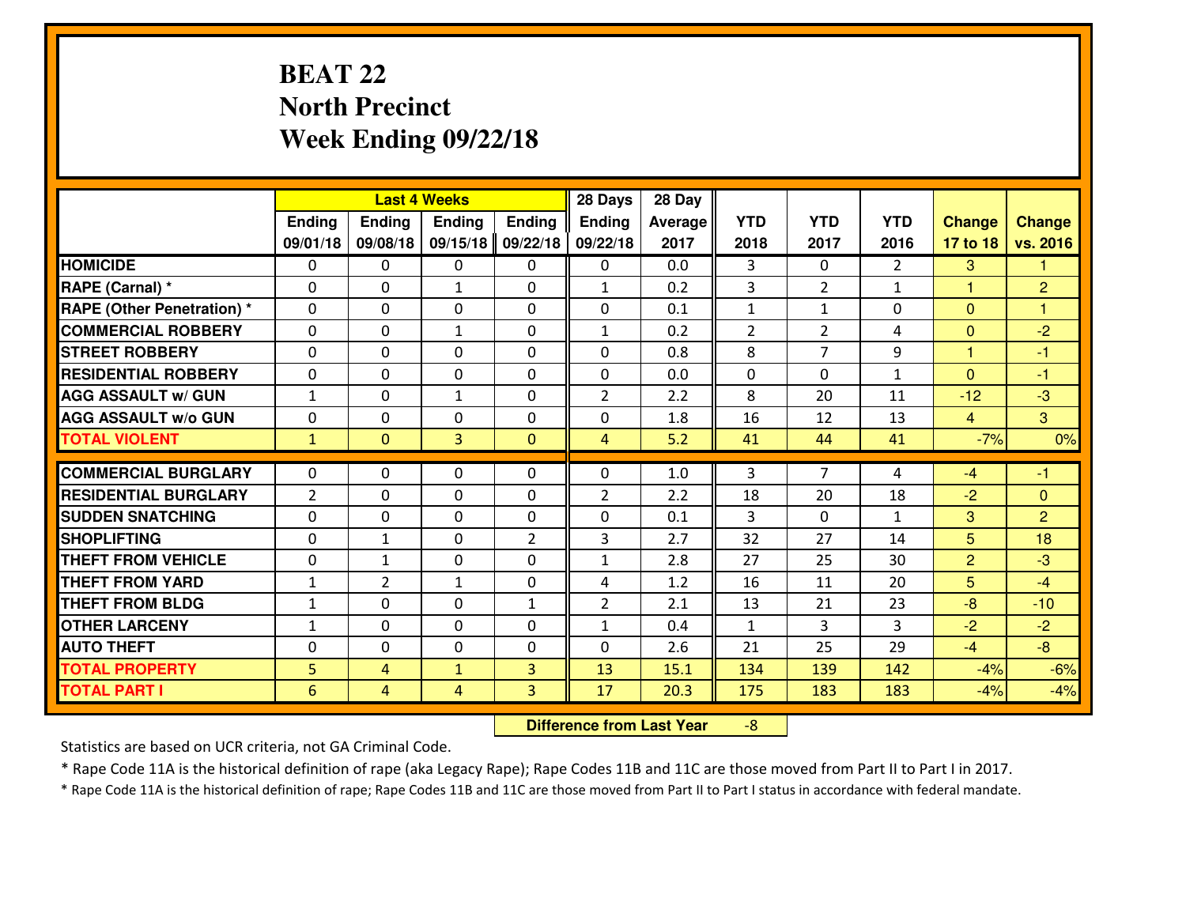# BEAT 22
## North Precinct
## Week Ending 09/22/18

| | Last 4 Weeks | | | | 28 Days | 28 Day | | | | | |
|---|---|---|---|---|---|---|---|---|---|---|---|
| | Ending 09/01/18 | Ending 09/08/18 | Ending 09/15/18 | Ending 09/22/18 | Ending 09/22/18 | Average 2017 | YTD 2018 | YTD 2017 | YTD 2016 | Change 17 to 18 | Change vs. 2016 |
| HOMICIDE | 0 | 0 | 0 | 0 | 0 | 0.0 | 3 | 0 | 2 | 3 | 1 |
| RAPE (Carnal) * | 0 | 0 | 1 | 0 | 1 | 0.2 | 3 | 2 | 1 | 1 | 2 |
| RAPE (Other Penetration) * | 0 | 0 | 0 | 0 | 0 | 0.1 | 1 | 1 | 0 | 0 | 1 |
| COMMERCIAL ROBBERY | 0 | 0 | 1 | 0 | 1 | 0.2 | 2 | 2 | 4 | 0 | -2 |
| STREET ROBBERY | 0 | 0 | 0 | 0 | 0 | 0.8 | 8 | 7 | 9 | 1 | -1 |
| RESIDENTIAL ROBBERY | 0 | 0 | 0 | 0 | 0 | 0.0 | 0 | 0 | 1 | 0 | -1 |
| AGG ASSAULT w/ GUN | 1 | 0 | 1 | 0 | 2 | 2.2 | 8 | 20 | 11 | -12 | -3 |
| AGG ASSAULT w/o GUN | 0 | 0 | 0 | 0 | 0 | 1.8 | 16 | 12 | 13 | 4 | 3 |
| TOTAL VIOLENT | 1 | 0 | 3 | 0 | 4 | 5.2 | 41 | 44 | 41 | -7% | 0% |
| COMMERCIAL BURGLARY | 0 | 0 | 0 | 0 | 0 | 1.0 | 3 | 7 | 4 | -4 | -1 |
| RESIDENTIAL BURGLARY | 2 | 0 | 0 | 0 | 2 | 2.2 | 18 | 20 | 18 | -2 | 0 |
| SUDDEN SNATCHING | 0 | 0 | 0 | 0 | 0 | 0.1 | 3 | 0 | 1 | 3 | 2 |
| SHOPLIFTING | 0 | 1 | 0 | 2 | 3 | 2.7 | 32 | 27 | 14 | 5 | 18 |
| THEFT FROM VEHICLE | 0 | 1 | 0 | 0 | 1 | 2.8 | 27 | 25 | 30 | 2 | -3 |
| THEFT FROM YARD | 1 | 2 | 1 | 0 | 4 | 1.2 | 16 | 11 | 20 | 5 | -4 |
| THEFT FROM BLDG | 1 | 0 | 0 | 1 | 2 | 2.1 | 13 | 21 | 23 | -8 | -10 |
| OTHER LARCENY | 1 | 0 | 0 | 0 | 1 | 0.4 | 1 | 3 | 3 | -2 | -2 |
| AUTO THEFT | 0 | 0 | 0 | 0 | 0 | 2.6 | 21 | 25 | 29 | -4 | -8 |
| TOTAL PROPERTY | 5 | 4 | 1 | 3 | 13 | 15.1 | 134 | 139 | 142 | -4% | -6% |
| TOTAL PART I | 6 | 4 | 4 | 3 | 17 | 20.3 | 175 | 183 | 183 | -4% | -4% |

**Difference from Last Year** -8

Statistics are based on UCR criteria, not GA Criminal Code.

* Rape Code 11A is the historical definition of rape (aka Legacy Rape); Rape Codes 11B and 11C are those moved from Part II to Part I in 2017.

* Rape Code 11A is the historical definition of rape; Rape Codes 11B and 11C are those moved from Part II to Part I status in accordance with federal mandate.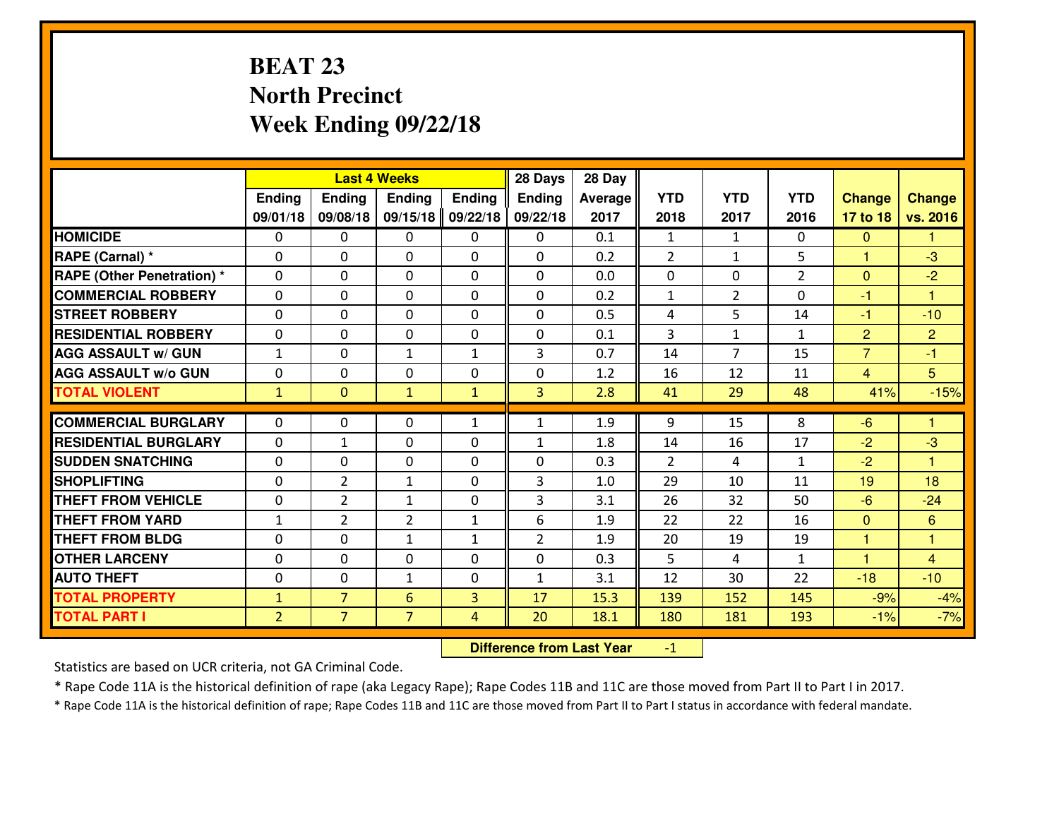# BEAT 23
## North Precinct
## Week Ending 09/22/18

| | Last 4 Weeks | | | | 28 Days | 28 Day | | | | | |
|---|---|---|---|---|---|---|---|---|---|---|---|
| | Ending 09/01/18 | Ending 09/08/18 | Ending 09/15/18 | Ending 09/22/18 | Ending 09/22/18 | Average 2017 | YTD 2018 | YTD 2017 | YTD 2016 | Change 17 to 18 | Change vs. 2016 |
| HOMICIDE | 0 | 0 | 0 | 0 | 0 | 0.1 | 1 | 1 | 0 | 0 | 1 |
| RAPE (Carnal) * | 0 | 0 | 0 | 0 | 0 | 0.2 | 2 | 1 | 5 | 1 | -3 |
| RAPE (Other Penetration) * | 0 | 0 | 0 | 0 | 0 | 0.0 | 0 | 0 | 2 | 0 | -2 |
| COMMERCIAL ROBBERY | 0 | 0 | 0 | 0 | 0 | 0.2 | 1 | 2 | 0 | -1 | 1 |
| STREET ROBBERY | 0 | 0 | 0 | 0 | 0 | 0.5 | 4 | 5 | 14 | -1 | -10 |
| RESIDENTIAL ROBBERY | 0 | 0 | 0 | 0 | 0 | 0.1 | 3 | 1 | 1 | 2 | 2 |
| AGG ASSAULT w/ GUN | 1 | 0 | 1 | 1 | 3 | 0.7 | 14 | 7 | 15 | 7 | -1 |
| AGG ASSAULT w/o GUN | 0 | 0 | 0 | 0 | 0 | 1.2 | 16 | 12 | 11 | 4 | 5 |
| TOTAL VIOLENT | 1 | 0 | 1 | 1 | 3 | 2.8 | 41 | 29 | 48 | 41% | -15% |
| COMMERCIAL BURGLARY | 0 | 0 | 0 | 1 | 1 | 1.9 | 9 | 15 | 8 | -6 | 1 |
| RESIDENTIAL BURGLARY | 0 | 1 | 0 | 0 | 1 | 1.8 | 14 | 16 | 17 | -2 | -3 |
| SUDDEN SNATCHING | 0 | 0 | 0 | 0 | 0 | 0.3 | 2 | 4 | 1 | -2 | 1 |
| SHOPLIFTING | 0 | 2 | 1 | 0 | 3 | 1.0 | 29 | 10 | 11 | 19 | 18 |
| THEFT FROM VEHICLE | 0 | 2 | 1 | 0 | 3 | 3.1 | 26 | 32 | 50 | -6 | -24 |
| THEFT FROM YARD | 1 | 2 | 2 | 1 | 6 | 1.9 | 22 | 22 | 16 | 0 | 6 |
| THEFT FROM BLDG | 0 | 0 | 1 | 1 | 2 | 1.9 | 20 | 19 | 19 | 1 | 1 |
| OTHER LARCENY | 0 | 0 | 0 | 0 | 0 | 0.3 | 5 | 4 | 1 | 1 | 4 |
| AUTO THEFT | 0 | 0 | 1 | 0 | 1 | 3.1 | 12 | 30 | 22 | -18 | -10 |
| TOTAL PROPERTY | 1 | 7 | 6 | 3 | 17 | 15.3 | 139 | 152 | 145 | -9% | -4% |
| TOTAL PART I | 2 | 7 | 7 | 4 | 20 | 18.1 | 180 | 181 | 193 | -1% | -7% |

**Difference from Last Year** -1

Statistics are based on UCR criteria, not GA Criminal Code.

* Rape Code 11A is the historical definition of rape (aka Legacy Rape); Rape Codes 11B and 11C are those moved from Part II to Part I in 2017.

* Rape Code 11A is the historical definition of rape; Rape Codes 11B and 11C are those moved from Part II to Part I status in accordance with federal mandate.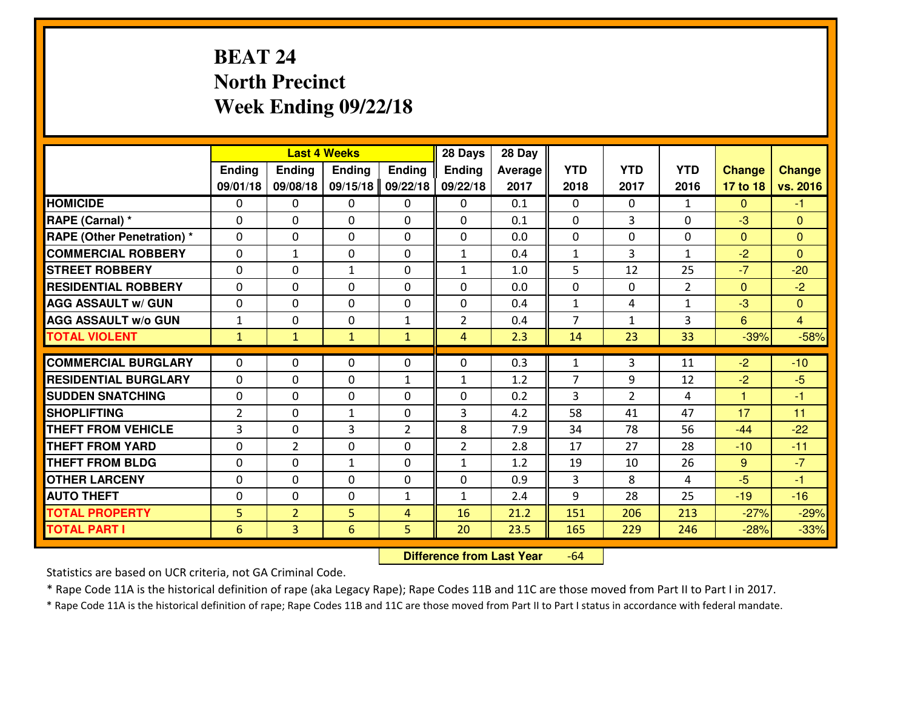# BEAT 24
# North Precinct
# Week Ending 09/22/18

| | Last 4 Weeks | | | | 28 Days | 28 Day | | | | | |
|---|---|---|---|---|---|---|---|---|---|---|---|
| | Ending 09/01/18 | Ending 09/08/18 | Ending 09/15/18 | Ending 09/22/18 | Ending 09/22/18 | Average 2017 | YTD 2018 | YTD 2017 | YTD 2016 | Change 17 to 18 | Change vs. 2016 |
| **HOMICIDE** | 0 | 0 | 0 | 0 | 0 | 0.1 | 0 | 0 | 1 | 0 | -1 |
| **RAPE (Carnal) *** | 0 | 0 | 0 | 0 | 0 | 0.1 | 0 | 3 | 0 | -3 | 0 |
| **RAPE (Other Penetration) *** | 0 | 0 | 0 | 0 | 0 | 0.0 | 0 | 0 | 0 | 0 | 0 |
| **COMMERCIAL ROBBERY** | 0 | 1 | 0 | 0 | 1 | 0.4 | 1 | 3 | 1 | -2 | 0 |
| **STREET ROBBERY** | 0 | 0 | 1 | 0 | 1 | 1.0 | 5 | 12 | 25 | -7 | -20 |
| **RESIDENTIAL ROBBERY** | 0 | 0 | 0 | 0 | 0 | 0.0 | 0 | 0 | 2 | 0 | -2 |
| **AGG ASSAULT w/ GUN** | 0 | 0 | 0 | 0 | 0 | 0.4 | 1 | 4 | 1 | -3 | 0 |
| **AGG ASSAULT w/o GUN** | 1 | 0 | 0 | 1 | 2 | 0.4 | 7 | 1 | 3 | 6 | 4 |
| **TOTAL VIOLENT** | 1 | 1 | 1 | 1 | 4 | 2.3 | 14 | 23 | 33 | -39% | -58% |
| **COMMERCIAL BURGLARY** | 0 | 0 | 0 | 0 | 0 | 0.3 | 1 | 3 | 11 | -2 | -10 |
| **RESIDENTIAL BURGLARY** | 0 | 0 | 0 | 1 | 1 | 1.2 | 7 | 9 | 12 | -2 | -5 |
| **SUDDEN SNATCHING** | 0 | 0 | 0 | 0 | 0 | 0.2 | 3 | 2 | 4 | 1 | -1 |
| **SHOPLIFTING** | 2 | 0 | 1 | 0 | 3 | 4.2 | 58 | 41 | 47 | 17 | 11 |
| **THEFT FROM VEHICLE** | 3 | 0 | 3 | 2 | 8 | 7.9 | 34 | 78 | 56 | -44 | -22 |
| **THEFT FROM YARD** | 0 | 2 | 0 | 0 | 2 | 2.8 | 17 | 27 | 28 | -10 | -11 |
| **THEFT FROM BLDG** | 0 | 0 | 1 | 0 | 1 | 1.2 | 19 | 10 | 26 | 9 | -7 |
| **OTHER LARCENY** | 0 | 0 | 0 | 0 | 0 | 0.9 | 3 | 8 | 4 | -5 | -1 |
| **AUTO THEFT** | 0 | 0 | 0 | 1 | 1 | 2.4 | 9 | 28 | 25 | -19 | -16 |
| **TOTAL PROPERTY** | 5 | 2 | 5 | 4 | 16 | 21.2 | 151 | 206 | 213 | -27% | -29% |
| **TOTAL PART I** | 6 | 3 | 6 | 5 | 20 | 23.5 | 165 | 229 | 246 | -28% | -33% |

**Difference from Last Year** -64

Statistics are based on UCR criteria, not GA Criminal Code.

* Rape Code 11A is the historical definition of rape (aka Legacy Rape); Rape Codes 11B and 11C are those moved from Part II to Part I in 2017.

* Rape Code 11A is the historical definition of rape; Rape Codes 11B and 11C are those moved from Part II to Part I status in accordance with federal mandate.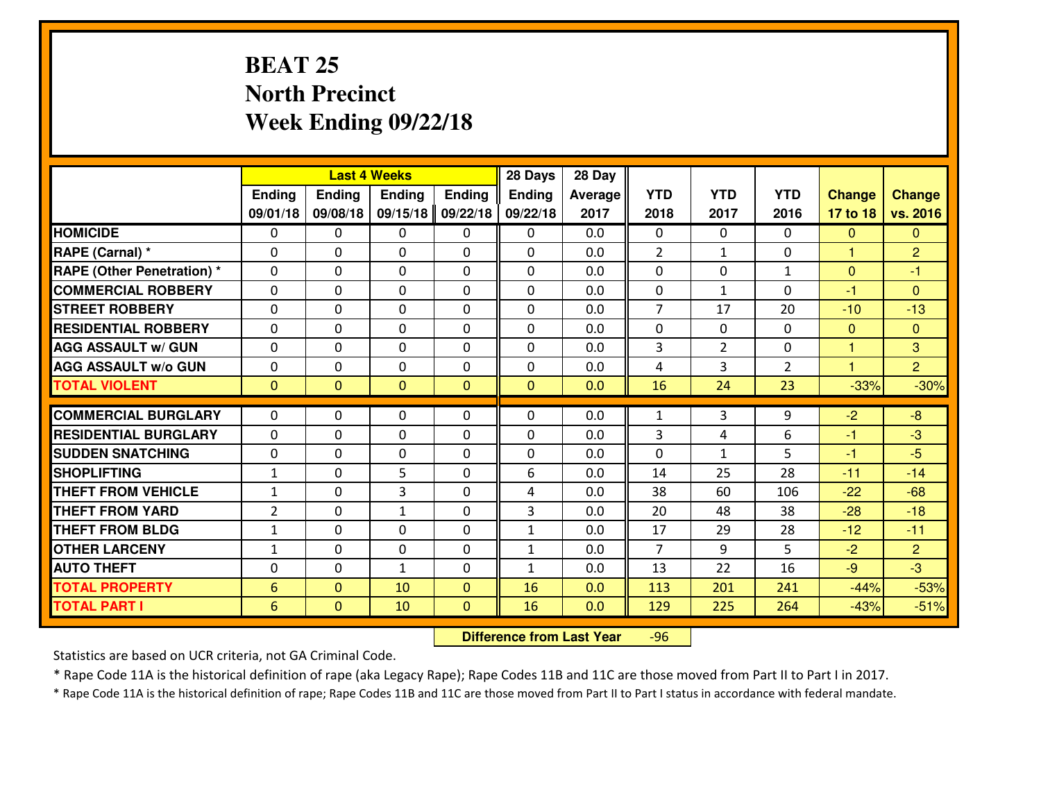# BEAT 25
## North Precinct
## Week Ending 09/22/18

| | Last 4 Weeks | | | | 28 Days | 28 Day | | | | | |
|---|---|---|---|---|---|---|---|---|---|---|---|
| | Ending 09/01/18 | Ending 09/08/18 | Ending 09/15/18 | Ending 09/22/18 | Ending 09/22/18 | Average 2017 | YTD 2018 | YTD 2017 | YTD 2016 | Change 17 to 18 | Change vs. 2016 |
| HOMICIDE | 0 | 0 | 0 | 0 | 0 | 0.0 | 0 | 0 | 0 | 0 | 0 |
| RAPE (Carnal) * | 0 | 0 | 0 | 0 | 0 | 0.0 | 2 | 1 | 0 | 1 | 2 |
| RAPE (Other Penetration) * | 0 | 0 | 0 | 0 | 0 | 0.0 | 0 | 0 | 1 | 0 | -1 |
| COMMERCIAL ROBBERY | 0 | 0 | 0 | 0 | 0 | 0.0 | 0 | 1 | 0 | -1 | 0 |
| STREET ROBBERY | 0 | 0 | 0 | 0 | 0 | 0.0 | 7 | 17 | 20 | -10 | -13 |
| RESIDENTIAL ROBBERY | 0 | 0 | 0 | 0 | 0 | 0.0 | 0 | 0 | 0 | 0 | 0 |
| AGG ASSAULT w/ GUN | 0 | 0 | 0 | 0 | 0 | 0.0 | 3 | 2 | 0 | 1 | 3 |
| AGG ASSAULT w/o GUN | 0 | 0 | 0 | 0 | 0 | 0.0 | 4 | 3 | 2 | 1 | 2 |
| TOTAL VIOLENT | 0 | 0 | 0 | 0 | 0 | 0.0 | 16 | 24 | 23 | -33% | -30% |
| COMMERCIAL BURGLARY | 0 | 0 | 0 | 0 | 0 | 0.0 | 1 | 3 | 9 | -2 | -8 |
| RESIDENTIAL BURGLARY | 0 | 0 | 0 | 0 | 0 | 0.0 | 3 | 4 | 6 | -1 | -3 |
| SUDDEN SNATCHING | 0 | 0 | 0 | 0 | 0 | 0.0 | 0 | 1 | 5 | -1 | -5 |
| SHOPLIFTING | 1 | 0 | 5 | 0 | 6 | 0.0 | 14 | 25 | 28 | -11 | -14 |
| THEFT FROM VEHICLE | 1 | 0 | 3 | 0 | 4 | 0.0 | 38 | 60 | 106 | -22 | -68 |
| THEFT FROM YARD | 2 | 0 | 1 | 0 | 3 | 0.0 | 20 | 48 | 38 | -28 | -18 |
| THEFT FROM BLDG | 1 | 0 | 0 | 0 | 1 | 0.0 | 17 | 29 | 28 | -12 | -11 |
| OTHER LARCENY | 1 | 0 | 0 | 0 | 1 | 0.0 | 7 | 9 | 5 | -2 | 2 |
| AUTO THEFT | 0 | 0 | 1 | 0 | 1 | 0.0 | 13 | 22 | 16 | -9 | -3 |
| TOTAL PROPERTY | 6 | 0 | 10 | 0 | 16 | 0.0 | 113 | 201 | 241 | -44% | -53% |
| TOTAL PART I | 6 | 0 | 10 | 0 | 16 | 0.0 | 129 | 225 | 264 | -43% | -51% |

**Difference from Last Year** -96

Statistics are based on UCR criteria, not GA Criminal Code.

* Rape Code 11A is the historical definition of rape (aka Legacy Rape); Rape Codes 11B and 11C are those moved from Part II to Part I in 2017.

* Rape Code 11A is the historical definition of rape; Rape Codes 11B and 11C are those moved from Part II to Part I status in accordance with federal mandate.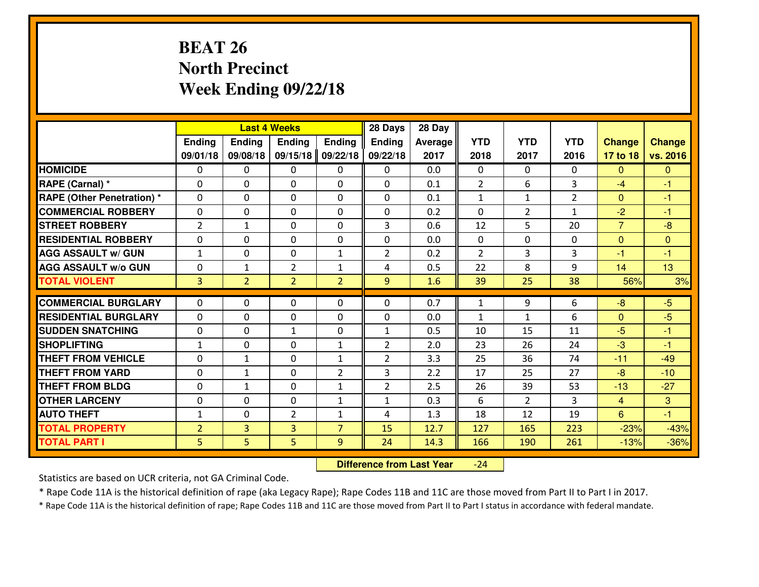# BEAT 26
## North Precinct
## Week Ending 09/22/18

| | Last 4 Weeks | | | | 28 Days | 28 Day | | | | | |
|---|---|---|---|---|---|---|---|---|---|---|---|
| | Ending 09/01/18 | Ending 09/08/18 | Ending 09/15/18 | Ending 09/22/18 | Ending 09/22/18 | Average 2017 | YTD 2018 | YTD 2017 | YTD 2016 | Change 17 to 18 | Change vs. 2016 |
| **HOMICIDE** | 0 | 0 | 0 | 0 | 0 | 0.0 | 0 | 0 | 0 | 0 | 0 |
| **RAPE (Carnal) *** | 0 | 0 | 0 | 0 | 0 | 0.1 | 2 | 6 | 3 | -4 | -1 |
| **RAPE (Other Penetration) *** | 0 | 0 | 0 | 0 | 0 | 0.1 | 1 | 1 | 2 | 0 | -1 |
| **COMMERCIAL ROBBERY** | 0 | 0 | 0 | 0 | 0 | 0.2 | 0 | 2 | 1 | -2 | -1 |
| **STREET ROBBERY** | 2 | 1 | 0 | 0 | 3 | 0.6 | 12 | 5 | 20 | 7 | -8 |
| **RESIDENTIAL ROBBERY** | 0 | 0 | 0 | 0 | 0 | 0.0 | 0 | 0 | 0 | 0 | 0 |
| **AGG ASSAULT w/ GUN** | 1 | 0 | 0 | 1 | 2 | 0.2 | 2 | 3 | 3 | -1 | -1 |
| **AGG ASSAULT w/o GUN** | 0 | 1 | 2 | 1 | 4 | 0.5 | 22 | 8 | 9 | 14 | 13 |
| **TOTAL VIOLENT** | 3 | 2 | 2 | 2 | 9 | 1.6 | 39 | 25 | 38 | 56% | 3% |
| **COMMERCIAL BURGLARY** | 0 | 0 | 0 | 0 | 0 | 0.7 | 1 | 9 | 6 | -8 | -5 |
| **RESIDENTIAL BURGLARY** | 0 | 0 | 0 | 0 | 0 | 0.0 | 1 | 1 | 6 | 0 | -5 |
| **SUDDEN SNATCHING** | 0 | 0 | 1 | 0 | 1 | 0.5 | 10 | 15 | 11 | -5 | -1 |
| **SHOPLIFTING** | 1 | 0 | 0 | 1 | 2 | 2.0 | 23 | 26 | 24 | -3 | -1 |
| **THEFT FROM VEHICLE** | 0 | 1 | 0 | 1 | 2 | 3.3 | 25 | 36 | 74 | -11 | -49 |
| **THEFT FROM YARD** | 0 | 1 | 0 | 2 | 3 | 2.2 | 17 | 25 | 27 | -8 | -10 |
| **THEFT FROM BLDG** | 0 | 1 | 0 | 1 | 2 | 2.5 | 26 | 39 | 53 | -13 | -27 |
| **OTHER LARCENY** | 0 | 0 | 0 | 1 | 1 | 0.3 | 6 | 2 | 3 | 4 | 3 |
| **AUTO THEFT** | 1 | 0 | 2 | 1 | 4 | 1.3 | 18 | 12 | 19 | 6 | -1 |
| **TOTAL PROPERTY** | 2 | 3 | 3 | 7 | 15 | 12.7 | 127 | 165 | 223 | -23% | -43% |
| **TOTAL PART I** | 5 | 5 | 5 | 9 | 24 | 14.3 | 166 | 190 | 261 | -13% | -36% |

**Difference from Last Year** -24

Statistics are based on UCR criteria, not GA Criminal Code.

* Rape Code 11A is the historical definition of rape (aka Legacy Rape); Rape Codes 11B and 11C are those moved from Part II to Part I in 2017.

* Rape Code 11A is the historical definition of rape; Rape Codes 11B and 11C are those moved from Part II to Part I status in accordance with federal mandate.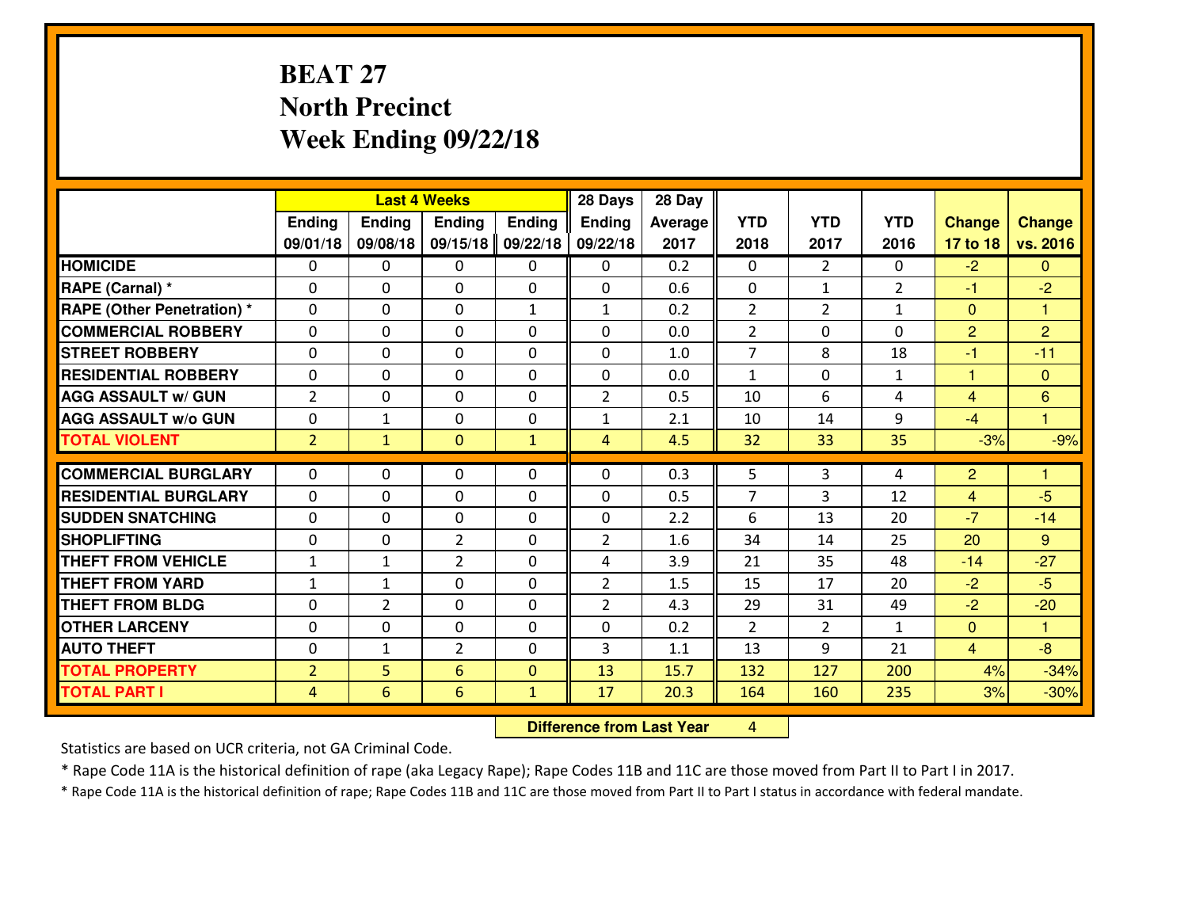# BEAT 27
## North Precinct
## Week Ending 09/22/18

| | Last 4 Weeks | | | | 28 Days | 28 Day | | | | | |
|---|---|---|---|---|---|---|---|---|---|---|---|
| | Ending 09/01/18 | Ending 09/08/18 | Ending 09/15/18 | Ending 09/22/18 | Ending 09/22/18 | Average 2017 | YTD 2018 | YTD 2017 | YTD 2016 | Change 17 to 18 | Change vs. 2016 |
| HOMICIDE | 0 | 0 | 0 | 0 | 0 | 0.2 | 0 | 2 | 0 | -2 | 0 |
| RAPE (Carnal) * | 0 | 0 | 0 | 0 | 0 | 0.6 | 0 | 1 | 2 | -1 | -2 |
| RAPE (Other Penetration) * | 0 | 0 | 0 | 1 | 1 | 0.2 | 2 | 2 | 1 | 0 | 1 |
| COMMERCIAL ROBBERY | 0 | 0 | 0 | 0 | 0 | 0.0 | 2 | 0 | 0 | 2 | 2 |
| STREET ROBBERY | 0 | 0 | 0 | 0 | 0 | 1.0 | 7 | 8 | 18 | -1 | -11 |
| RESIDENTIAL ROBBERY | 0 | 0 | 0 | 0 | 0 | 0.0 | 1 | 0 | 1 | 1 | 0 |
| AGG ASSAULT w/ GUN | 2 | 0 | 0 | 0 | 2 | 0.5 | 10 | 6 | 4 | 4 | 6 |
| AGG ASSAULT w/o GUN | 0 | 1 | 0 | 0 | 1 | 2.1 | 10 | 14 | 9 | -4 | 1 |
| TOTAL VIOLENT | 2 | 1 | 0 | 1 | 4 | 4.5 | 32 | 33 | 35 | -3% | -9% |
| COMMERCIAL BURGLARY | 0 | 0 | 0 | 0 | 0 | 0.3 | 5 | 3 | 4 | 2 | 1 |
| RESIDENTIAL BURGLARY | 0 | 0 | 0 | 0 | 0 | 0.5 | 7 | 3 | 12 | 4 | -5 |
| SUDDEN SNATCHING | 0 | 0 | 0 | 0 | 0 | 2.2 | 6 | 13 | 20 | -7 | -14 |
| SHOPLIFTING | 0 | 0 | 2 | 0 | 2 | 1.6 | 34 | 14 | 25 | 20 | 9 |
| THEFT FROM VEHICLE | 1 | 1 | 2 | 0 | 4 | 3.9 | 21 | 35 | 48 | -14 | -27 |
| THEFT FROM YARD | 1 | 1 | 0 | 0 | 2 | 1.5 | 15 | 17 | 20 | -2 | -5 |
| THEFT FROM BLDG | 0 | 2 | 0 | 0 | 2 | 4.3 | 29 | 31 | 49 | -2 | -20 |
| OTHER LARCENY | 0 | 0 | 0 | 0 | 0 | 0.2 | 2 | 2 | 1 | 0 | 1 |
| AUTO THEFT | 0 | 1 | 2 | 0 | 3 | 1.1 | 13 | 9 | 21 | 4 | -8 |
| TOTAL PROPERTY | 2 | 5 | 6 | 0 | 13 | 15.7 | 132 | 127 | 200 | 4% | -34% |
| TOTAL PART I | 4 | 6 | 6 | 1 | 17 | 20.3 | 164 | 160 | 235 | 3% | -30% |

**Difference from Last Year** 4

Statistics are based on UCR criteria, not GA Criminal Code.

* Rape Code 11A is the historical definition of rape (aka Legacy Rape); Rape Codes 11B and 11C are those moved from Part II to Part I in 2017.

* Rape Code 11A is the historical definition of rape; Rape Codes 11B and 11C are those moved from Part II to Part I status in accordance with federal mandate.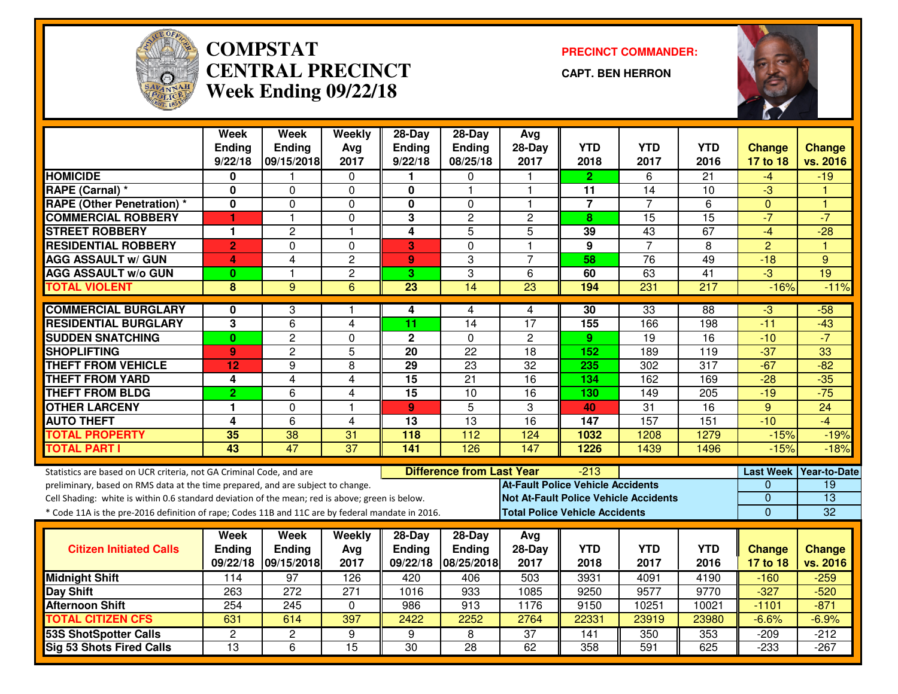# COMPSTAT CENTRAL PRECINCT

## Week Ending 09/22/18

**PRECINCT COMMANDER:**

**CAPT. BEN HERRON**

| | Week Ending 9/22/18 | Week Ending 09/15/2018 | Weekly Avg 2017 | 28-Day Ending 9/22/18 | 28-Day Ending 08/25/18 | Avg 28-Day 2017 | YTD 2018 | YTD 2017 | YTD 2016 | Change 17 to 18 | Change vs. 2016 |
|---|---|---|---|---|---|---|---|---|---|---|---|
| **HOMICIDE** | 0 | 1 | 0 | 1 | 0 | 1 | 2 | 6 | 21 | -4 | -19 |
| **RAPE (Carnal) *** | 0 | 0 | 0 | 0 | 1 | 1 | 11 | 14 | 10 | -3 | 1 |
| **RAPE (Other Penetration) *** | 0 | 0 | 0 | 0 | 0 | 1 | 7 | 7 | 6 | 0 | 1 |
| **COMMERCIAL ROBBERY** | 1 | 1 | 0 | 3 | 2 | 2 | 8 | 15 | 15 | -7 | -7 |
| **STREET ROBBERY** | 1 | 2 | 1 | 4 | 5 | 5 | 39 | 43 | 67 | -4 | -28 |
| **RESIDENTIAL ROBBERY** | 2 | 0 | 0 | 3 | 0 | 1 | 9 | 7 | 8 | 2 | 1 |
| **AGG ASSAULT w/ GUN** | 4 | 4 | 2 | 9 | 3 | 7 | 58 | 76 | 49 | -18 | 9 |
| **AGG ASSAULT w/o GUN** | 0 | 1 | 2 | 3 | 3 | 6 | 60 | 63 | 41 | -3 | 19 |
| **TOTAL VIOLENT** | 8 | 9 | 6 | 23 | 14 | 23 | 194 | 231 | 217 | -16% | -11% |
| **COMMERCIAL BURGLARY** | 0 | 3 | 1 | 4 | 4 | 4 | 30 | 33 | 88 | -3 | -58 |
| **RESIDENTIAL BURGLARY** | 3 | 6 | 4 | 11 | 14 | 17 | 155 | 166 | 198 | -11 | -43 |
| **SUDDEN SNATCHING** | 0 | 2 | 0 | 2 | 0 | 2 | 9 | 19 | 16 | -10 | -7 |
| **SHOPLIFTING** | 9 | 2 | 5 | 20 | 22 | 18 | 152 | 189 | 119 | -37 | 33 |
| **THEFT FROM VEHICLE** | 12 | 9 | 8 | 29 | 23 | 32 | 235 | 302 | 317 | -67 | -82 |
| **THEFT FROM YARD** | 4 | 4 | 4 | 15 | 21 | 16 | 134 | 162 | 169 | -28 | -35 |
| **THEFT FROM BLDG** | 2 | 6 | 4 | 15 | 10 | 16 | 130 | 149 | 205 | -19 | -75 |
| **OTHER LARCENY** | 1 | 0 | 1 | 9 | 5 | 3 | 40 | 31 | 16 | 9 | 24 |
| **AUTO THEFT** | 4 | 6 | 4 | 13 | 13 | 16 | 147 | 157 | 151 | -10 | -4 |
| **TOTAL PROPERTY** | 35 | 38 | 31 | 118 | 112 | 124 | 1032 | 1208 | 1279 | -15% | -19% |
| **TOTAL PART I** | 43 | 47 | 37 | 141 | 126 | 147 | 1226 | 1439 | 1496 | -15% | -18% |

Statistics are based on UCR criteria, not GA Criminal Code, and are preliminary, based on RMS data at the time prepared, and are subject to change.

Cell Shading: white is within 0.6 standard deviation of the mean; red is above; green is below.

* Code 11A is the pre-2016 definition of rape; Codes 11B and 11C are by federal mandate in 2016.

**Difference from Last Year:** -213

| | Last Week | Year-to-Date |
|---|---|---|
| **At-Fault Police Vehicle Accidents** | 0 | 19 |
| **Not At-Fault Police Vehicle Accidents** | 0 | 13 |
| **Total Police Vehicle Accidents** | 0 | 32 |

| Citizen Initiated Calls | Week Ending 09/22/18 | Week Ending 09/15/2018 | Weekly Avg 2017 | 28-Day Ending 09/22/18 | 28-Day Ending 08/25/2018 | Avg 28-Day 2017 | YTD 2018 | YTD 2017 | YTD 2016 | Change 17 to 18 | Change vs. 2016 |
|---|---|---|---|---|---|---|---|---|---|---|---|
| **Midnight Shift** | 114 | 97 | 126 | 420 | 406 | 503 | 3931 | 4091 | 4190 | -160 | -259 |
| **Day Shift** | 263 | 272 | 271 | 1016 | 933 | 1085 | 9250 | 9577 | 9770 | -327 | -520 |
| **Afternoon Shift** | 254 | 245 | 0 | 986 | 913 | 1176 | 9150 | 10251 | 10021 | -1101 | -871 |
| **TOTAL CITIZEN CFS** | 631 | 614 | 397 | 2422 | 2252 | 2764 | 22331 | 23919 | 23980 | -6.6% | -6.9% |
| **53S ShotSpotter Calls** | 2 | 2 | 9 | 9 | 8 | 37 | 141 | 350 | 353 | -209 | -212 |
| **Sig 53 Shots Fired Calls** | 13 | 6 | 15 | 30 | 28 | 62 | 358 | 591 | 625 | -233 | -267 |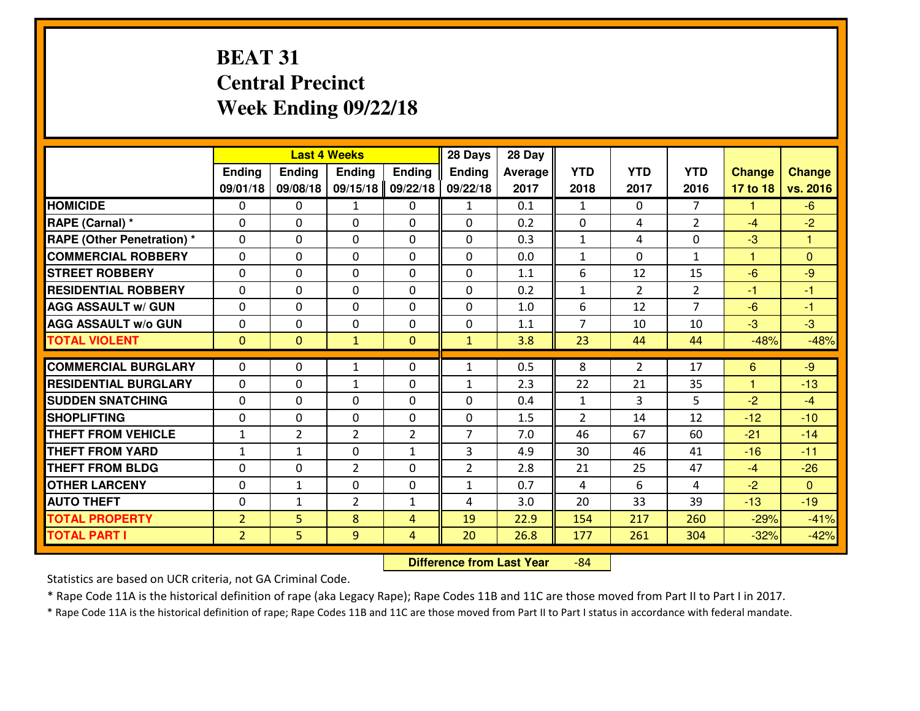# BEAT 31
## Central Precinct
## Week Ending 09/22/18

| | Last 4 Weeks | | | | 28 Days | 28 Day | | | | | |
|---|---|---|---|---|---|---|---|---|---|---|---|
| | Ending 09/01/18 | Ending 09/08/18 | Ending 09/15/18 | Ending 09/22/18 | Ending 09/22/18 | Average 2017 | YTD 2018 | YTD 2017 | YTD 2016 | Change 17 to 18 | Change vs. 2016 |
| HOMICIDE | 0 | 0 | 1 | 0 | 1 | 0.1 | 1 | 0 | 7 | 1 | -6 |
| RAPE (Carnal) * | 0 | 0 | 0 | 0 | 0 | 0.2 | 0 | 4 | 2 | -4 | -2 |
| RAPE (Other Penetration) * | 0 | 0 | 0 | 0 | 0 | 0.3 | 1 | 4 | 0 | -3 | 1 |
| COMMERCIAL ROBBERY | 0 | 0 | 0 | 0 | 0 | 0.0 | 1 | 0 | 1 | 1 | 0 |
| STREET ROBBERY | 0 | 0 | 0 | 0 | 0 | 1.1 | 6 | 12 | 15 | -6 | -9 |
| RESIDENTIAL ROBBERY | 0 | 0 | 0 | 0 | 0 | 0.2 | 1 | 2 | 2 | -1 | -1 |
| AGG ASSAULT w/ GUN | 0 | 0 | 0 | 0 | 0 | 1.0 | 6 | 12 | 7 | -6 | -1 |
| AGG ASSAULT w/o GUN | 0 | 0 | 0 | 0 | 0 | 1.1 | 7 | 10 | 10 | -3 | -3 |
| TOTAL VIOLENT | 0 | 0 | 1 | 0 | 1 | 3.8 | 23 | 44 | 44 | -48% | -48% |
| COMMERCIAL BURGLARY | 0 | 0 | 1 | 0 | 1 | 0.5 | 8 | 2 | 17 | 6 | -9 |
| RESIDENTIAL BURGLARY | 0 | 0 | 1 | 0 | 1 | 2.3 | 22 | 21 | 35 | 1 | -13 |
| SUDDEN SNATCHING | 0 | 0 | 0 | 0 | 0 | 0.4 | 1 | 3 | 5 | -2 | -4 |
| SHOPLIFTING | 0 | 0 | 0 | 0 | 0 | 1.5 | 2 | 14 | 12 | -12 | -10 |
| THEFT FROM VEHICLE | 1 | 2 | 2 | 2 | 7 | 7.0 | 46 | 67 | 60 | -21 | -14 |
| THEFT FROM YARD | 1 | 1 | 0 | 1 | 3 | 4.9 | 30 | 46 | 41 | -16 | -11 |
| THEFT FROM BLDG | 0 | 0 | 2 | 0 | 2 | 2.8 | 21 | 25 | 47 | -4 | -26 |
| OTHER LARCENY | 0 | 1 | 0 | 0 | 1 | 0.7 | 4 | 6 | 4 | -2 | 0 |
| AUTO THEFT | 0 | 1 | 2 | 1 | 4 | 3.0 | 20 | 33 | 39 | -13 | -19 |
| TOTAL PROPERTY | 2 | 5 | 8 | 4 | 19 | 22.9 | 154 | 217 | 260 | -29% | -41% |
| TOTAL PART I | 2 | 5 | 9 | 4 | 20 | 26.8 | 177 | 261 | 304 | -32% | -42% |

**Difference from Last Year** -84

Statistics are based on UCR criteria, not GA Criminal Code.

* Rape Code 11A is the historical definition of rape (aka Legacy Rape); Rape Codes 11B and 11C are those moved from Part II to Part I in 2017.

* Rape Code 11A is the historical definition of rape; Rape Codes 11B and 11C are those moved from Part II to Part I status in accordance with federal mandate.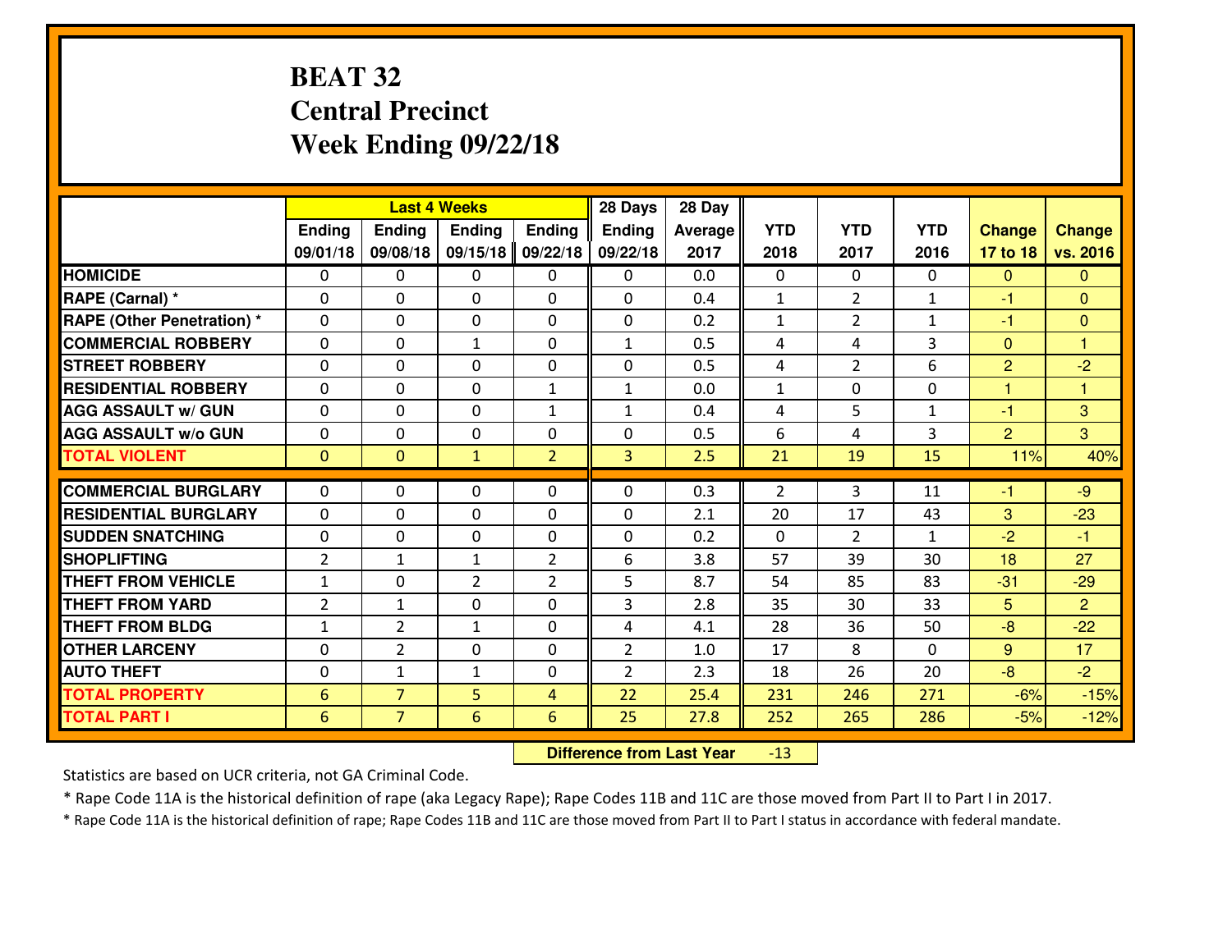# BEAT 32
## Central Precinct
## Week Ending 09/22/18

| | Last 4 Weeks | | | | 28 Days | 28 Day | | | | | |
|---|---|---|---|---|---|---|---|---|---|---|---|
| | Ending 09/01/18 | Ending 09/08/18 | Ending 09/15/18 | Ending 09/22/18 | Ending 09/22/18 | Average 2017 | YTD 2018 | YTD 2017 | YTD 2016 | Change 17 to 18 | Change vs. 2016 |
| HOMICIDE | 0 | 0 | 0 | 0 | 0 | 0.0 | 0 | 0 | 0 | 0 | 0 |
| RAPE (Carnal) * | 0 | 0 | 0 | 0 | 0 | 0.4 | 1 | 2 | 1 | -1 | 0 |
| RAPE (Other Penetration) * | 0 | 0 | 0 | 0 | 0 | 0.2 | 1 | 2 | 1 | -1 | 0 |
| COMMERCIAL ROBBERY | 0 | 0 | 1 | 0 | 1 | 0.5 | 4 | 4 | 3 | 0 | 1 |
| STREET ROBBERY | 0 | 0 | 0 | 0 | 0 | 0.5 | 4 | 2 | 6 | 2 | -2 |
| RESIDENTIAL ROBBERY | 0 | 0 | 0 | 1 | 1 | 0.0 | 1 | 0 | 0 | 1 | 1 |
| AGG ASSAULT w/ GUN | 0 | 0 | 0 | 1 | 1 | 0.4 | 4 | 5 | 1 | -1 | 3 |
| AGG ASSAULT w/o GUN | 0 | 0 | 0 | 0 | 0 | 0.5 | 6 | 4 | 3 | 2 | 3 |
| TOTAL VIOLENT | 0 | 0 | 1 | 2 | 3 | 2.5 | 21 | 19 | 15 | 11% | 40% |
| COMMERCIAL BURGLARY | 0 | 0 | 0 | 0 | 0 | 0.3 | 2 | 3 | 11 | -1 | -9 |
| RESIDENTIAL BURGLARY | 0 | 0 | 0 | 0 | 0 | 2.1 | 20 | 17 | 43 | 3 | -23 |
| SUDDEN SNATCHING | 0 | 0 | 0 | 0 | 0 | 0.2 | 0 | 2 | 1 | -2 | -1 |
| SHOPLIFTING | 2 | 1 | 1 | 2 | 6 | 3.8 | 57 | 39 | 30 | 18 | 27 |
| THEFT FROM VEHICLE | 1 | 0 | 2 | 2 | 5 | 8.7 | 54 | 85 | 83 | -31 | -29 |
| THEFT FROM YARD | 2 | 1 | 0 | 0 | 3 | 2.8 | 35 | 30 | 33 | 5 | 2 |
| THEFT FROM BLDG | 1 | 2 | 1 | 0 | 4 | 4.1 | 28 | 36 | 50 | -8 | -22 |
| OTHER LARCENY | 0 | 2 | 0 | 0 | 2 | 1.0 | 17 | 8 | 0 | 9 | 17 |
| AUTO THEFT | 0 | 1 | 1 | 0 | 2 | 2.3 | 18 | 26 | 20 | -8 | -2 |
| TOTAL PROPERTY | 6 | 7 | 5 | 4 | 22 | 25.4 | 231 | 246 | 271 | -6% | -15% |
| TOTAL PART I | 6 | 7 | 6 | 6 | 25 | 27.8 | 252 | 265 | 286 | -5% | -12% |

**Difference from Last Year** -13

Statistics are based on UCR criteria, not GA Criminal Code.

* Rape Code 11A is the historical definition of rape (aka Legacy Rape); Rape Codes 11B and 11C are those moved from Part II to Part I in 2017.

* Rape Code 11A is the historical definition of rape; Rape Codes 11B and 11C are those moved from Part II to Part I status in accordance with federal mandate.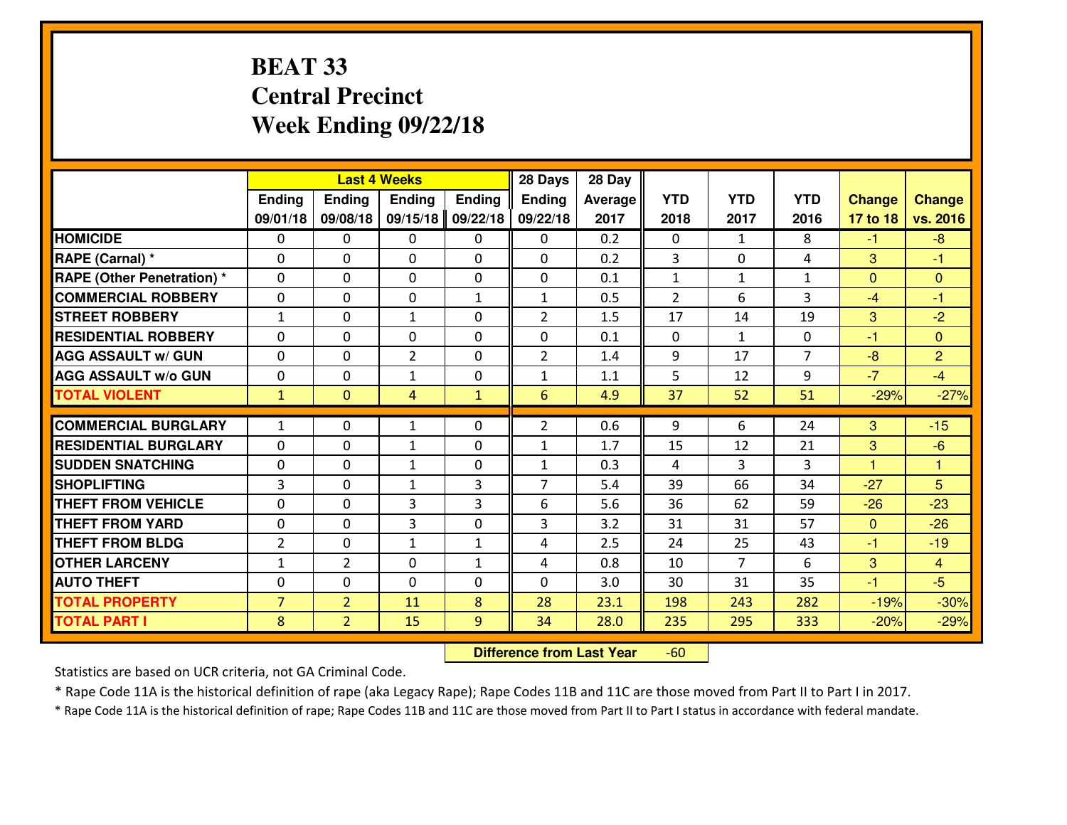# BEAT 33
## Central Precinct
## Week Ending 09/22/18

| | Last 4 Weeks | | | | 28 Days | 28 Day | | | | | |
|---|---|---|---|---|---|---|---|---|---|---|---|
| | Ending 09/01/18 | Ending 09/08/18 | Ending 09/15/18 | Ending 09/22/18 | Ending 09/22/18 | Average 2017 | YTD 2018 | YTD 2017 | YTD 2016 | Change 17 to 18 | Change vs. 2016 |
| HOMICIDE | 0 | 0 | 0 | 0 | 0 | 0.2 | 0 | 1 | 8 | -1 | -8 |
| RAPE (Carnal) * | 0 | 0 | 0 | 0 | 0 | 0.2 | 3 | 0 | 4 | 3 | -1 |
| RAPE (Other Penetration) * | 0 | 0 | 0 | 0 | 0 | 0.1 | 1 | 1 | 1 | 0 | 0 |
| COMMERCIAL ROBBERY | 0 | 0 | 0 | 1 | 1 | 0.5 | 2 | 6 | 3 | -4 | -1 |
| STREET ROBBERY | 1 | 0 | 1 | 0 | 2 | 1.5 | 17 | 14 | 19 | 3 | -2 |
| RESIDENTIAL ROBBERY | 0 | 0 | 0 | 0 | 0 | 0.1 | 0 | 1 | 0 | -1 | 0 |
| AGG ASSAULT w/ GUN | 0 | 0 | 2 | 0 | 2 | 1.4 | 9 | 17 | 7 | -8 | 2 |
| AGG ASSAULT w/o GUN | 0 | 0 | 1 | 0 | 1 | 1.1 | 5 | 12 | 9 | -7 | -4 |
| TOTAL VIOLENT | 1 | 0 | 4 | 1 | 6 | 4.9 | 37 | 52 | 51 | -29% | -27% |
| COMMERCIAL BURGLARY | 1 | 0 | 1 | 0 | 2 | 0.6 | 9 | 6 | 24 | 3 | -15 |
| RESIDENTIAL BURGLARY | 0 | 0 | 1 | 0 | 1 | 1.7 | 15 | 12 | 21 | 3 | -6 |
| SUDDEN SNATCHING | 0 | 0 | 1 | 0 | 1 | 0.3 | 4 | 3 | 3 | 1 | 1 |
| SHOPLIFTING | 3 | 0 | 1 | 3 | 7 | 5.4 | 39 | 66 | 34 | -27 | 5 |
| THEFT FROM VEHICLE | 0 | 0 | 3 | 3 | 6 | 5.6 | 36 | 62 | 59 | -26 | -23 |
| THEFT FROM YARD | 0 | 0 | 3 | 0 | 3 | 3.2 | 31 | 31 | 57 | 0 | -26 |
| THEFT FROM BLDG | 2 | 0 | 1 | 1 | 4 | 2.5 | 24 | 25 | 43 | -1 | -19 |
| OTHER LARCENY | 1 | 2 | 0 | 1 | 4 | 0.8 | 10 | 7 | 6 | 3 | 4 |
| AUTO THEFT | 0 | 0 | 0 | 0 | 0 | 3.0 | 30 | 31 | 35 | -1 | -5 |
| TOTAL PROPERTY | 7 | 2 | 11 | 8 | 28 | 23.1 | 198 | 243 | 282 | -19% | -30% |
| TOTAL PART I | 8 | 2 | 15 | 9 | 34 | 28.0 | 235 | 295 | 333 | -20% | -29% |

**Difference from Last Year** -60

Statistics are based on UCR criteria, not GA Criminal Code.

* Rape Code 11A is the historical definition of rape (aka Legacy Rape); Rape Codes 11B and 11C are those moved from Part II to Part I in 2017.

* Rape Code 11A is the historical definition of rape; Rape Codes 11B and 11C are those moved from Part II to Part I status in accordance with federal mandate.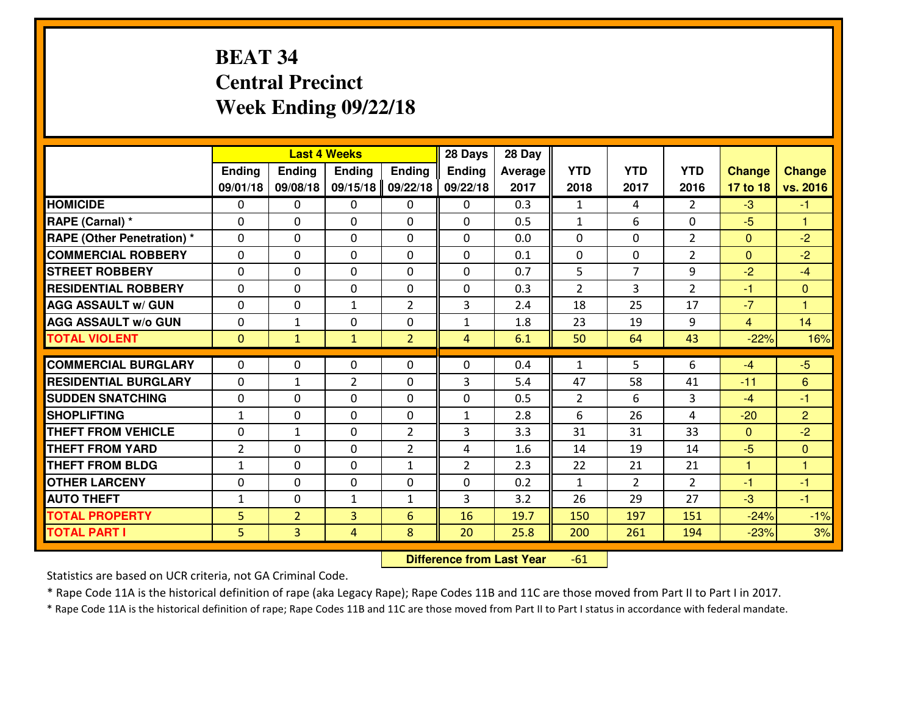# BEAT 34
## Central Precinct
## Week Ending 09/22/18

| | Last 4 Weeks | | | | 28 Days | 28 Day | | | | | |
|---|---|---|---|---|---|---|---|---|---|---|---|
| | Ending 09/01/18 | Ending 09/08/18 | Ending 09/15/18 | Ending 09/22/18 | Ending 09/22/18 | Average 2017 | YTD 2018 | YTD 2017 | YTD 2016 | Change 17 to 18 | Change vs. 2016 |
| **HOMICIDE** | 0 | 0 | 0 | 0 | 0 | 0.3 | 1 | 4 | 2 | -3 | -1 |
| **RAPE (Carnal) *** | 0 | 0 | 0 | 0 | 0 | 0.5 | 1 | 6 | 0 | -5 | 1 |
| **RAPE (Other Penetration) *** | 0 | 0 | 0 | 0 | 0 | 0.0 | 0 | 0 | 2 | 0 | -2 |
| **COMMERCIAL ROBBERY** | 0 | 0 | 0 | 0 | 0 | 0.1 | 0 | 0 | 2 | 0 | -2 |
| **STREET ROBBERY** | 0 | 0 | 0 | 0 | 0 | 0.7 | 5 | 7 | 9 | -2 | -4 |
| **RESIDENTIAL ROBBERY** | 0 | 0 | 0 | 0 | 0 | 0.3 | 2 | 3 | 2 | -1 | 0 |
| **AGG ASSAULT w/ GUN** | 0 | 0 | 1 | 2 | 3 | 2.4 | 18 | 25 | 17 | -7 | 1 |
| **AGG ASSAULT w/o GUN** | 0 | 1 | 0 | 0 | 1 | 1.8 | 23 | 19 | 9 | 4 | 14 |
| **TOTAL VIOLENT** | 0 | 1 | 1 | 2 | 4 | 6.1 | 50 | 64 | 43 | -22% | 16% |
| **COMMERCIAL BURGLARY** | 0 | 0 | 0 | 0 | 0 | 0.4 | 1 | 5 | 6 | -4 | -5 |
| **RESIDENTIAL BURGLARY** | 0 | 1 | 2 | 0 | 3 | 5.4 | 47 | 58 | 41 | -11 | 6 |
| **SUDDEN SNATCHING** | 0 | 0 | 0 | 0 | 0 | 0.5 | 2 | 6 | 3 | -4 | -1 |
| **SHOPLIFTING** | 1 | 0 | 0 | 0 | 1 | 2.8 | 6 | 26 | 4 | -20 | 2 |
| **THEFT FROM VEHICLE** | 0 | 1 | 0 | 2 | 3 | 3.3 | 31 | 31 | 33 | 0 | -2 |
| **THEFT FROM YARD** | 2 | 0 | 0 | 2 | 4 | 1.6 | 14 | 19 | 14 | -5 | 0 |
| **THEFT FROM BLDG** | 1 | 0 | 0 | 1 | 2 | 2.3 | 22 | 21 | 21 | 1 | 1 |
| **OTHER LARCENY** | 0 | 0 | 0 | 0 | 0 | 0.2 | 1 | 2 | 2 | -1 | -1 |
| **AUTO THEFT** | 1 | 0 | 1 | 1 | 3 | 3.2 | 26 | 29 | 27 | -3 | -1 |
| **TOTAL PROPERTY** | 5 | 2 | 3 | 6 | 16 | 19.7 | 150 | 197 | 151 | -24% | -1% |
| **TOTAL PART I** | 5 | 3 | 4 | 8 | 20 | 25.8 | 200 | 261 | 194 | -23% | 3% |

**Difference from Last Year** -61

Statistics are based on UCR criteria, not GA Criminal Code.

* Rape Code 11A is the historical definition of rape (aka Legacy Rape); Rape Codes 11B and 11C are those moved from Part II to Part I in 2017.

* Rape Code 11A is the historical definition of rape; Rape Codes 11B and 11C are those moved from Part II to Part I status in accordance with federal mandate.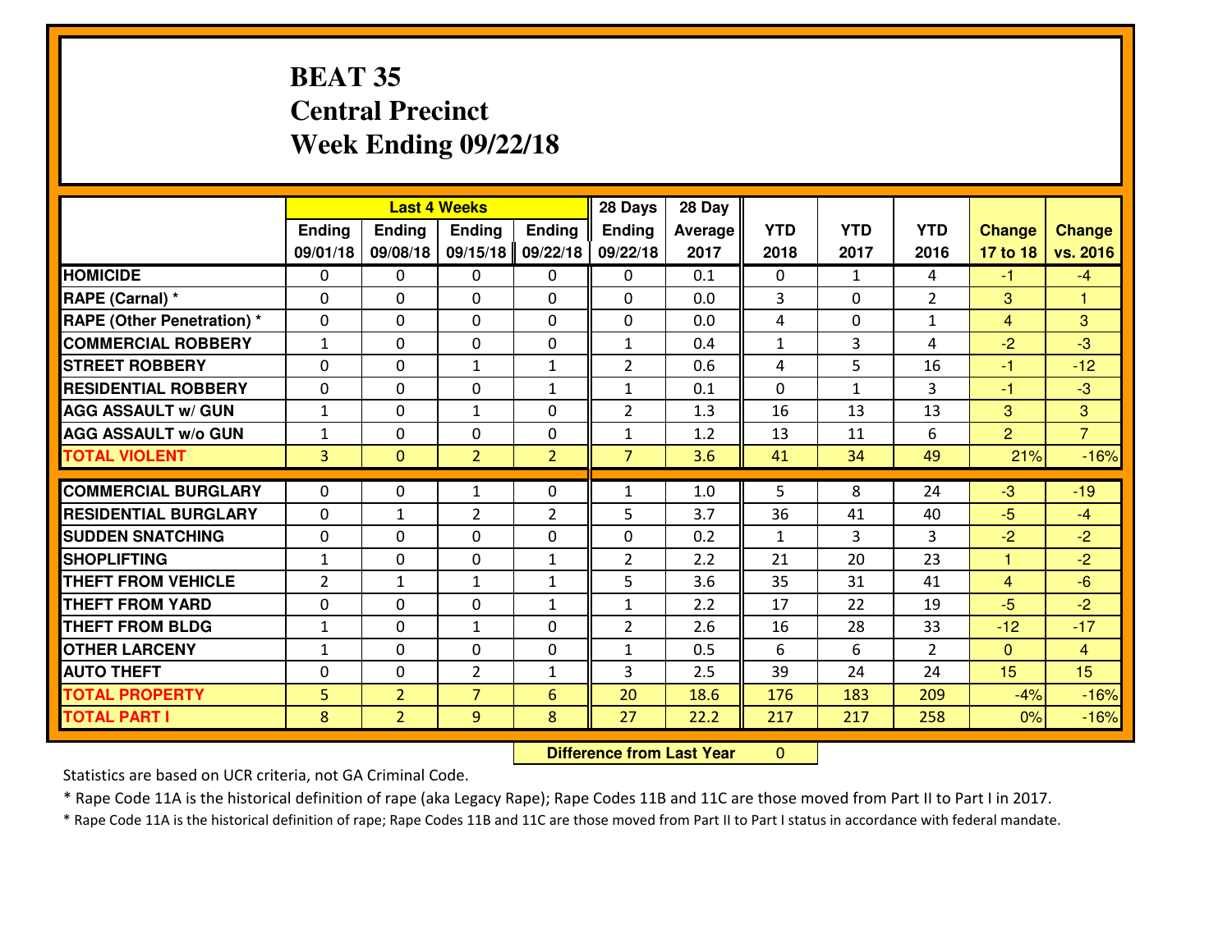# BEAT 35
# Central Precinct
# Week Ending 09/22/18

| | Last 4 Weeks | | | | 28 Days | 28 Day | | | | | |
|---|---|---|---|---|---|---|---|---|---|---|---|
| | Ending 09/01/18 | Ending 09/08/18 | Ending 09/15/18 | Ending 09/22/18 | Ending 09/22/18 | Average 2017 | YTD 2018 | YTD 2017 | YTD 2016 | Change 17 to 18 | Change vs. 2016 |
| **HOMICIDE** | 0 | 0 | 0 | 0 | 0 | 0.1 | 0 | 1 | 4 | -1 | -4 |
| **RAPE (Carnal) *** | 0 | 0 | 0 | 0 | 0 | 0.0 | 3 | 0 | 2 | 3 | 1 |
| **RAPE (Other Penetration) *** | 0 | 0 | 0 | 0 | 0 | 0.0 | 4 | 0 | 1 | 4 | 3 |
| **COMMERCIAL ROBBERY** | 1 | 0 | 0 | 0 | 1 | 0.4 | 1 | 3 | 4 | -2 | -3 |
| **STREET ROBBERY** | 0 | 0 | 1 | 1 | 2 | 0.6 | 4 | 5 | 16 | -1 | -12 |
| **RESIDENTIAL ROBBERY** | 0 | 0 | 0 | 1 | 1 | 0.1 | 0 | 1 | 3 | -1 | -3 |
| **AGG ASSAULT w/ GUN** | 1 | 0 | 1 | 0 | 2 | 1.3 | 16 | 13 | 13 | 3 | 3 |
| **AGG ASSAULT w/o GUN** | 1 | 0 | 0 | 0 | 1 | 1.2 | 13 | 11 | 6 | 2 | 7 |
| **TOTAL VIOLENT** | 3 | 0 | 2 | 2 | 7 | 3.6 | 41 | 34 | 49 | 21% | -16% |
| **COMMERCIAL BURGLARY** | 0 | 0 | 1 | 0 | 1 | 1.0 | 5 | 8 | 24 | -3 | -19 |
| **RESIDENTIAL BURGLARY** | 0 | 1 | 2 | 2 | 5 | 3.7 | 36 | 41 | 40 | -5 | -4 |
| **SUDDEN SNATCHING** | 0 | 0 | 0 | 0 | 0 | 0.2 | 1 | 3 | 3 | -2 | -2 |
| **SHOPLIFTING** | 1 | 0 | 0 | 1 | 2 | 2.2 | 21 | 20 | 23 | 1 | -2 |
| **THEFT FROM VEHICLE** | 2 | 1 | 1 | 1 | 5 | 3.6 | 35 | 31 | 41 | 4 | -6 |
| **THEFT FROM YARD** | 0 | 0 | 0 | 1 | 1 | 2.2 | 17 | 22 | 19 | -5 | -2 |
| **THEFT FROM BLDG** | 1 | 0 | 1 | 0 | 2 | 2.6 | 16 | 28 | 33 | -12 | -17 |
| **OTHER LARCENY** | 1 | 0 | 0 | 0 | 1 | 0.5 | 6 | 6 | 2 | 0 | 4 |
| **AUTO THEFT** | 0 | 0 | 2 | 1 | 3 | 2.5 | 39 | 24 | 24 | 15 | 15 |
| **TOTAL PROPERTY** | 5 | 2 | 7 | 6 | 20 | 18.6 | 176 | 183 | 209 | -4% | -16% |
| **TOTAL PART I** | 8 | 2 | 9 | 8 | 27 | 22.2 | 217 | 217 | 258 | 0% | -16% |

**Difference from Last Year** 0

Statistics are based on UCR criteria, not GA Criminal Code.

* Rape Code 11A is the historical definition of rape (aka Legacy Rape); Rape Codes 11B and 11C are those moved from Part II to Part I in 2017.

* Rape Code 11A is the historical definition of rape; Rape Codes 11B and 11C are those moved from Part II to Part I status in accordance with federal mandate.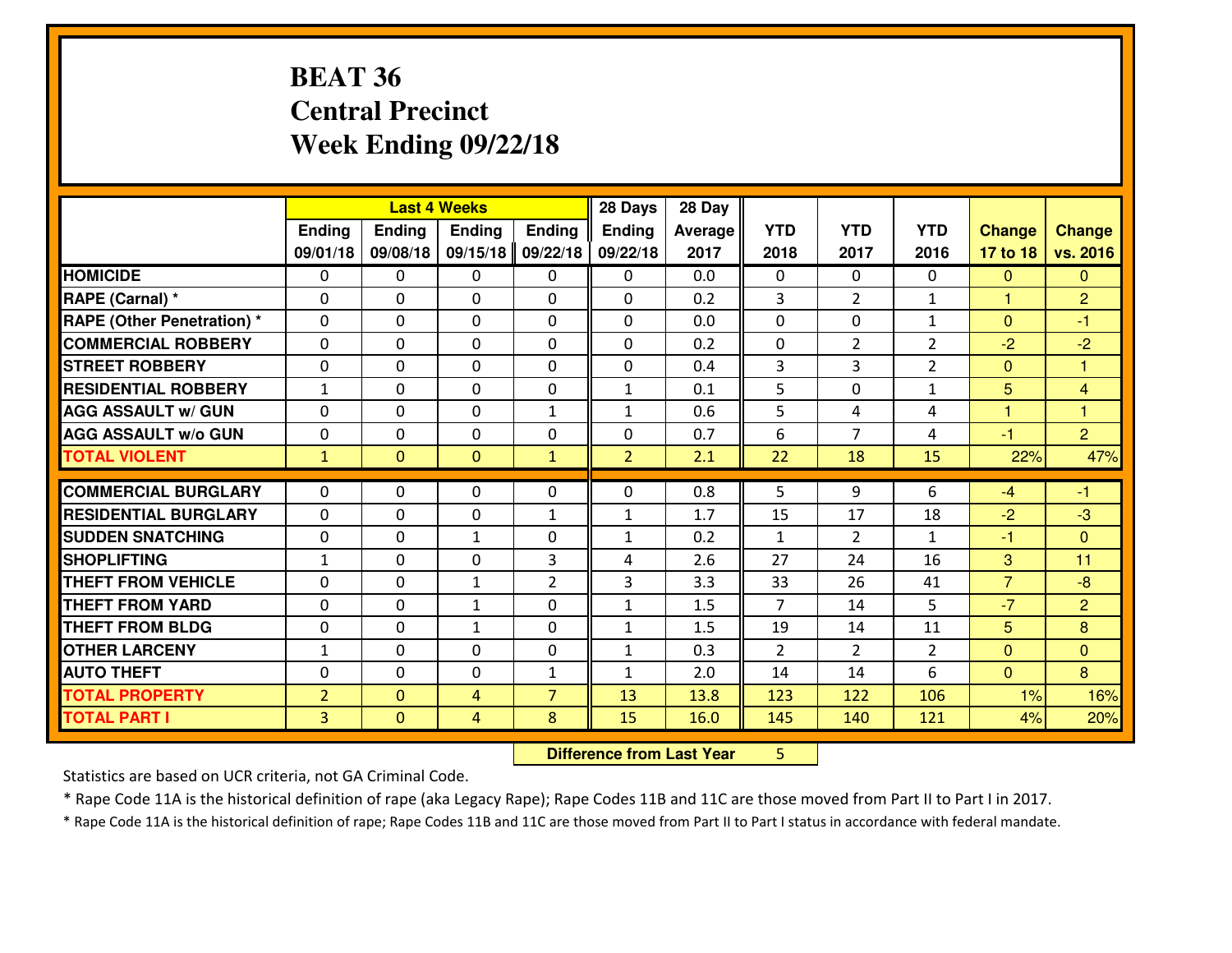# BEAT 36
## Central Precinct
## Week Ending 09/22/18

| | Last 4 Weeks | | | | 28 Days | 28 Day | | | | | |
|---|---|---|---|---|---|---|---|---|---|---|---|
| | Ending 09/01/18 | Ending 09/08/18 | Ending 09/15/18 | Ending 09/22/18 | Ending 09/22/18 | Average 2017 | YTD 2018 | YTD 2017 | YTD 2016 | Change 17 to 18 | Change vs. 2016 |
| HOMICIDE | 0 | 0 | 0 | 0 | 0 | 0.0 | 0 | 0 | 0 | 0 | 0 |
| RAPE (Carnal) * | 0 | 0 | 0 | 0 | 0 | 0.2 | 3 | 2 | 1 | 1 | 2 |
| RAPE (Other Penetration) * | 0 | 0 | 0 | 0 | 0 | 0.0 | 0 | 0 | 1 | 0 | -1 |
| COMMERCIAL ROBBERY | 0 | 0 | 0 | 0 | 0 | 0.2 | 0 | 2 | 2 | -2 | -2 |
| STREET ROBBERY | 0 | 0 | 0 | 0 | 0 | 0.4 | 3 | 3 | 2 | 0 | 1 |
| RESIDENTIAL ROBBERY | 1 | 0 | 0 | 0 | 1 | 0.1 | 5 | 0 | 1 | 5 | 4 |
| AGG ASSAULT w/ GUN | 0 | 0 | 0 | 1 | 1 | 0.6 | 5 | 4 | 4 | 1 | 1 |
| AGG ASSAULT w/o GUN | 0 | 0 | 0 | 0 | 0 | 0.7 | 6 | 7 | 4 | -1 | 2 |
| TOTAL VIOLENT | 1 | 0 | 0 | 1 | 2 | 2.1 | 22 | 18 | 15 | 22% | 47% |
| COMMERCIAL BURGLARY | 0 | 0 | 0 | 0 | 0 | 0.8 | 5 | 9 | 6 | -4 | -1 |
| RESIDENTIAL BURGLARY | 0 | 0 | 0 | 1 | 1 | 1.7 | 15 | 17 | 18 | -2 | -3 |
| SUDDEN SNATCHING | 0 | 0 | 1 | 0 | 1 | 0.2 | 1 | 2 | 1 | -1 | 0 |
| SHOPLIFTING | 1 | 0 | 0 | 3 | 4 | 2.6 | 27 | 24 | 16 | 3 | 11 |
| THEFT FROM VEHICLE | 0 | 0 | 1 | 2 | 3 | 3.3 | 33 | 26 | 41 | 7 | -8 |
| THEFT FROM YARD | 0 | 0 | 1 | 0 | 1 | 1.5 | 7 | 14 | 5 | -7 | 2 |
| THEFT FROM BLDG | 0 | 0 | 1 | 0 | 1 | 1.5 | 19 | 14 | 11 | 5 | 8 |
| OTHER LARCENY | 1 | 0 | 0 | 0 | 1 | 0.3 | 2 | 2 | 2 | 0 | 0 |
| AUTO THEFT | 0 | 0 | 0 | 1 | 1 | 2.0 | 14 | 14 | 6 | 0 | 8 |
| TOTAL PROPERTY | 2 | 0 | 4 | 7 | 13 | 13.8 | 123 | 122 | 106 | 1% | 16% |
| TOTAL PART I | 3 | 0 | 4 | 8 | 15 | 16.0 | 145 | 140 | 121 | 4% | 20% |

**Difference from Last Year** 5

Statistics are based on UCR criteria, not GA Criminal Code.

* Rape Code 11A is the historical definition of rape (aka Legacy Rape); Rape Codes 11B and 11C are those moved from Part II to Part I in 2017.

* Rape Code 11A is the historical definition of rape; Rape Codes 11B and 11C are those moved from Part II to Part I status in accordance with federal mandate.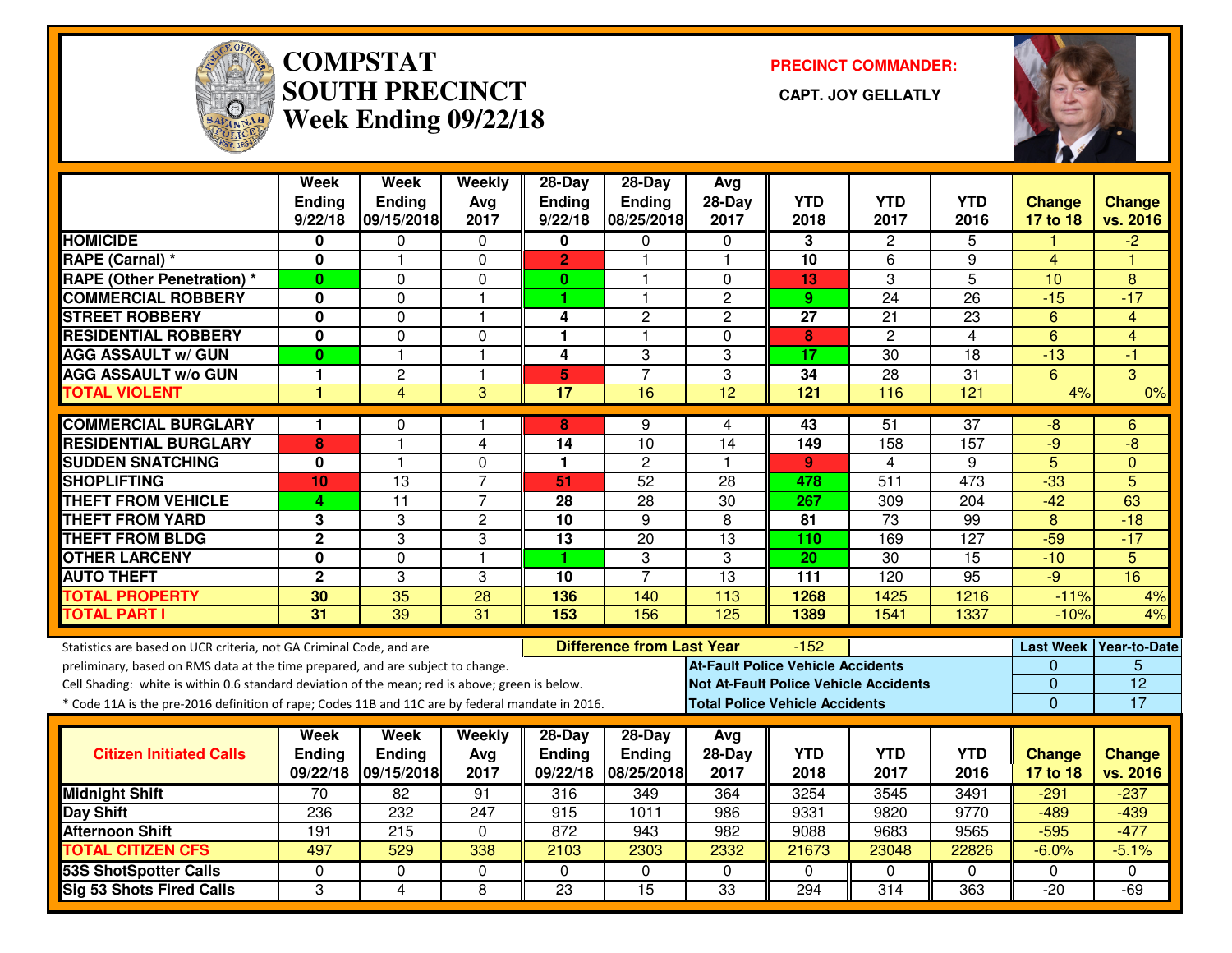# COMPSTAT SOUTH PRECINCT

## Week Ending 09/22/18

**PRECINCT COMMANDER:**

**CAPT. JOY GELLATLY**

| | Week Ending 9/22/18 | Week Ending 09/15/2018 | Weekly Avg 2017 | 28-Day Ending 9/22/18 | 28-Day Ending 08/25/2018 | Avg 28-Day 2017 | YTD 2018 | YTD 2017 | YTD 2016 | Change 17 to 18 | Change vs. 2016 |
|---|---|---|---|---|---|---|---|---|---|---|---|
| HOMICIDE | 0 | 0 | 0 | 0 | 0 | 0 | 3 | 2 | 5 | 1 | -2 |
| RAPE (Carnal) * | 0 | 1 | 0 | 2 | 1 | 1 | 10 | 6 | 9 | 4 | 1 |
| RAPE (Other Penetration) * | 0 | 0 | 0 | 0 | 1 | 0 | 13 | 3 | 5 | 10 | 8 |
| COMMERCIAL ROBBERY | 0 | 0 | 1 | 1 | 1 | 2 | 9 | 24 | 26 | -15 | -17 |
| STREET ROBBERY | 0 | 0 | 1 | 4 | 2 | 2 | 27 | 21 | 23 | 6 | 4 |
| RESIDENTIAL ROBBERY | 0 | 0 | 0 | 1 | 1 | 0 | 8 | 2 | 4 | 6 | 4 |
| AGG ASSAULT w/ GUN | 0 | 1 | 1 | 4 | 3 | 3 | 17 | 30 | 18 | -13 | -1 |
| AGG ASSAULT w/o GUN | 1 | 2 | 1 | 5 | 7 | 3 | 34 | 28 | 31 | 6 | 3 |
| TOTAL VIOLENT | 1 | 4 | 3 | 17 | 16 | 12 | 121 | 116 | 121 | 4% | 0% |
| COMMERCIAL BURGLARY | 1 | 0 | 1 | 8 | 9 | 4 | 43 | 51 | 37 | -8 | 6 |
| RESIDENTIAL BURGLARY | 8 | 1 | 4 | 14 | 10 | 14 | 149 | 158 | 157 | -9 | -8 |
| SUDDEN SNATCHING | 0 | 1 | 0 | 1 | 2 | 1 | 9 | 4 | 9 | 5 | 0 |
| SHOPLIFTING | 10 | 13 | 7 | 51 | 52 | 28 | 478 | 511 | 473 | -33 | 5 |
| THEFT FROM VEHICLE | 4 | 11 | 7 | 28 | 28 | 30 | 267 | 309 | 204 | -42 | 63 |
| THEFT FROM YARD | 3 | 3 | 2 | 10 | 9 | 8 | 81 | 73 | 99 | 8 | -18 |
| THEFT FROM BLDG | 2 | 3 | 3 | 13 | 20 | 13 | 110 | 169 | 127 | -59 | -17 |
| OTHER LARCENY | 0 | 0 | 1 | 1 | 3 | 3 | 20 | 30 | 15 | -10 | 5 |
| AUTO THEFT | 2 | 3 | 3 | 10 | 7 | 13 | 111 | 120 | 95 | -9 | 16 |
| TOTAL PROPERTY | 30 | 35 | 28 | 136 | 140 | 113 | 1268 | 1425 | 1216 | -11% | 4% |
| TOTAL PART I | 31 | 39 | 31 | 153 | 156 | 125 | 1389 | 1541 | 1337 | -10% | 4% |

Statistics are based on UCR criteria, not GA Criminal Code, and are preliminary, based on RMS data at the time prepared, and are subject to change.
Cell Shading: white is within 0.6 standard deviation of the mean; red is above; green is below.
* Code 11A is the pre-2016 definition of rape; Codes 11B and 11C are by federal mandate in 2016.

**Difference from Last Year:** -152

| | Last Week | Year-to-Date |
|---|---|---|
| At-Fault Police Vehicle Accidents | 0 | 5 |
| Not At-Fault Police Vehicle Accidents | 0 | 12 |
| Total Police Vehicle Accidents | 0 | 17 |

| Citizen Initiated Calls | Week Ending 09/22/18 | Week Ending 09/15/2018 | Weekly Avg 2017 | 28-Day Ending 09/22/18 | 28-Day Ending 08/25/2018 | Avg 28-Day 2017 | YTD 2018 | YTD 2017 | YTD 2016 | Change 17 to 18 | Change vs. 2016 |
|---|---|---|---|---|---|---|---|---|---|---|---|
| Midnight Shift | 70 | 82 | 91 | 316 | 349 | 364 | 3254 | 3545 | 3491 | -291 | -237 |
| Day Shift | 236 | 232 | 247 | 915 | 1011 | 986 | 9331 | 9820 | 9770 | -489 | -439 |
| Afternoon Shift | 191 | 215 | 0 | 872 | 943 | 982 | 9088 | 9683 | 9565 | -595 | -477 |
| TOTAL CITIZEN CFS | 497 | 529 | 338 | 2103 | 2303 | 2332 | 21673 | 23048 | 22826 | -6.0% | -5.1% |
| 53S ShotSpotter Calls | 0 | 0 | 0 | 0 | 0 | 0 | 0 | 0 | 0 | 0 | 0 |
| Sig 53 Shots Fired Calls | 3 | 4 | 8 | 23 | 15 | 33 | 294 | 314 | 363 | -20 | -69 |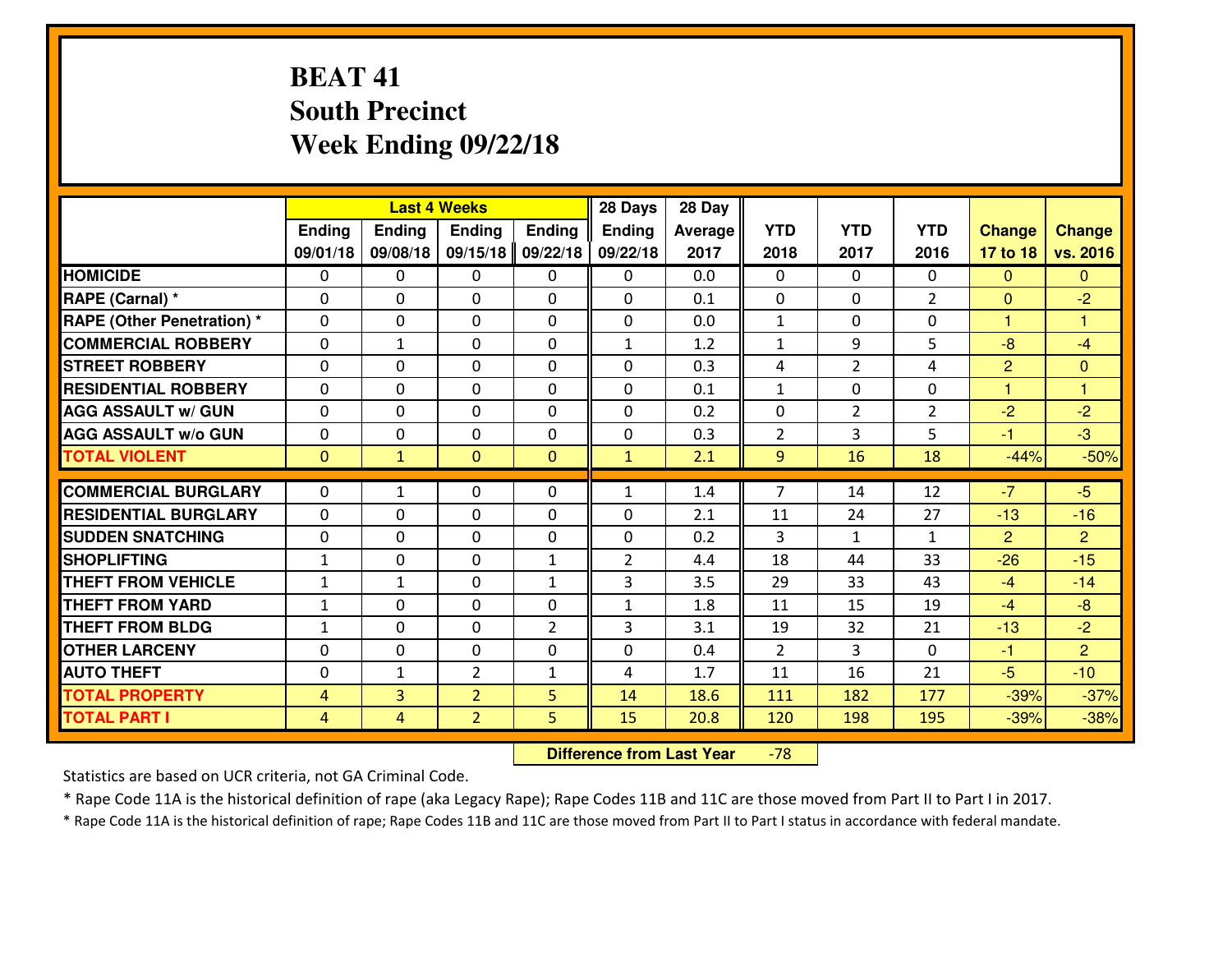# BEAT 41
## South Precinct
## Week Ending 09/22/18

| | Last 4 Weeks | | | | 28 Days | 28 Day | | | | | |
|---|---|---|---|---|---|---|---|---|---|---|---|
| | Ending 09/01/18 | Ending 09/08/18 | Ending 09/15/18 | Ending 09/22/18 | Ending 09/22/18 | Average 2017 | YTD 2018 | YTD 2017 | YTD 2016 | Change 17 to 18 | Change vs. 2016 |
| **HOMICIDE** | 0 | 0 | 0 | 0 | 0 | 0.0 | 0 | 0 | 0 | 0 | 0 |
| **RAPE (Carnal) *** | 0 | 0 | 0 | 0 | 0 | 0.1 | 0 | 0 | 2 | 0 | -2 |
| **RAPE (Other Penetration) *** | 0 | 0 | 0 | 0 | 0 | 0.0 | 1 | 0 | 0 | 1 | 1 |
| **COMMERCIAL ROBBERY** | 0 | 1 | 0 | 0 | 1 | 1.2 | 1 | 9 | 5 | -8 | -4 |
| **STREET ROBBERY** | 0 | 0 | 0 | 0 | 0 | 0.3 | 4 | 2 | 4 | 2 | 0 |
| **RESIDENTIAL ROBBERY** | 0 | 0 | 0 | 0 | 0 | 0.1 | 1 | 0 | 0 | 1 | 1 |
| **AGG ASSAULT w/ GUN** | 0 | 0 | 0 | 0 | 0 | 0.2 | 0 | 2 | 2 | -2 | -2 |
| **AGG ASSAULT w/o GUN** | 0 | 0 | 0 | 0 | 0 | 0.3 | 2 | 3 | 5 | -1 | -3 |
| **TOTAL VIOLENT** | 0 | 1 | 0 | 0 | 1 | 2.1 | 9 | 16 | 18 | -44% | -50% |
| **COMMERCIAL BURGLARY** | 0 | 1 | 0 | 0 | 1 | 1.4 | 7 | 14 | 12 | -7 | -5 |
| **RESIDENTIAL BURGLARY** | 0 | 0 | 0 | 0 | 0 | 2.1 | 11 | 24 | 27 | -13 | -16 |
| **SUDDEN SNATCHING** | 0 | 0 | 0 | 0 | 0 | 0.2 | 3 | 1 | 1 | 2 | 2 |
| **SHOPLIFTING** | 1 | 0 | 0 | 1 | 2 | 4.4 | 18 | 44 | 33 | -26 | -15 |
| **THEFT FROM VEHICLE** | 1 | 1 | 0 | 1 | 3 | 3.5 | 29 | 33 | 43 | -4 | -14 |
| **THEFT FROM YARD** | 1 | 0 | 0 | 0 | 1 | 1.8 | 11 | 15 | 19 | -4 | -8 |
| **THEFT FROM BLDG** | 1 | 0 | 0 | 2 | 3 | 3.1 | 19 | 32 | 21 | -13 | -2 |
| **OTHER LARCENY** | 0 | 0 | 0 | 0 | 0 | 0.4 | 2 | 3 | 0 | -1 | 2 |
| **AUTO THEFT** | 0 | 1 | 2 | 1 | 4 | 1.7 | 11 | 16 | 21 | -5 | -10 |
| **TOTAL PROPERTY** | 4 | 3 | 2 | 5 | 14 | 18.6 | 111 | 182 | 177 | -39% | -37% |
| **TOTAL PART I** | 4 | 4 | 2 | 5 | 15 | 20.8 | 120 | 198 | 195 | -39% | -38% |

**Difference from Last Year** -78

Statistics are based on UCR criteria, not GA Criminal Code.

* Rape Code 11A is the historical definition of rape (aka Legacy Rape); Rape Codes 11B and 11C are those moved from Part II to Part I in 2017.

* Rape Code 11A is the historical definition of rape; Rape Codes 11B and 11C are those moved from Part II to Part I status in accordance with federal mandate.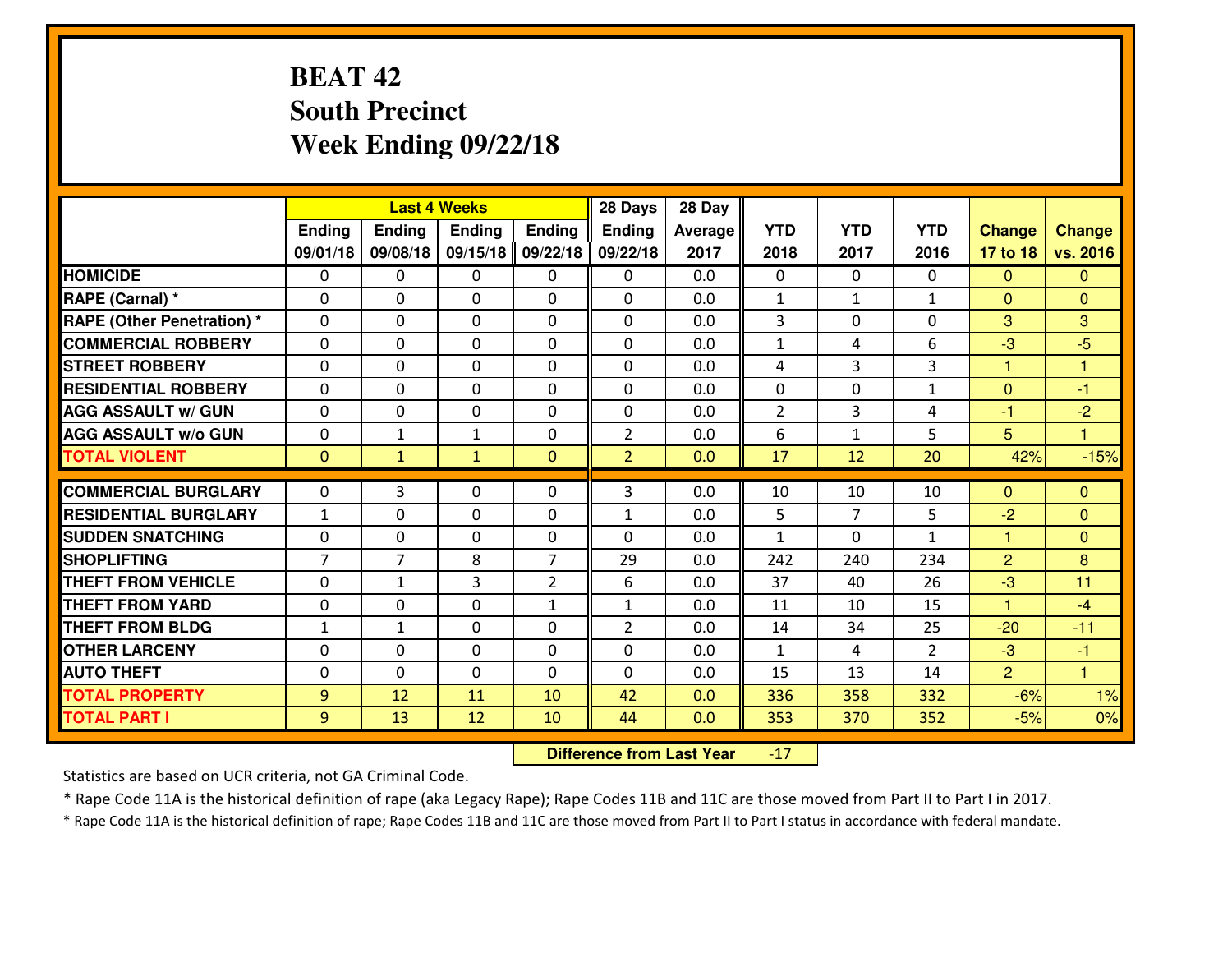# BEAT 42
## South Precinct
## Week Ending 09/22/18

| | Last 4 Weeks | | | | 28 Days | 28 Day | | | | | |
|---|---|---|---|---|---|---|---|---|---|---|---|
| | Ending 09/01/18 | Ending 09/08/18 | Ending 09/15/18 | Ending 09/22/18 | Ending 09/22/18 | Average 2017 | YTD 2018 | YTD 2017 | YTD 2016 | Change 17 to 18 | Change vs. 2016 |
| **HOMICIDE** | 0 | 0 | 0 | 0 | 0 | 0.0 | 0 | 0 | 0 | 0 | 0 |
| **RAPE (Carnal) *** | 0 | 0 | 0 | 0 | 0 | 0.0 | 1 | 1 | 1 | 0 | 0 |
| **RAPE (Other Penetration) *** | 0 | 0 | 0 | 0 | 0 | 0.0 | 3 | 0 | 0 | 3 | 3 |
| **COMMERCIAL ROBBERY** | 0 | 0 | 0 | 0 | 0 | 0.0 | 1 | 4 | 6 | -3 | -5 |
| **STREET ROBBERY** | 0 | 0 | 0 | 0 | 0 | 0.0 | 4 | 3 | 3 | 1 | 1 |
| **RESIDENTIAL ROBBERY** | 0 | 0 | 0 | 0 | 0 | 0.0 | 0 | 0 | 1 | 0 | -1 |
| **AGG ASSAULT w/ GUN** | 0 | 0 | 0 | 0 | 0 | 0.0 | 2 | 3 | 4 | -1 | -2 |
| **AGG ASSAULT w/o GUN** | 0 | 1 | 1 | 0 | 2 | 0.0 | 6 | 1 | 5 | 5 | 1 |
| **TOTAL VIOLENT** | 0 | 1 | 1 | 0 | 2 | 0.0 | 17 | 12 | 20 | 42% | -15% |
| **COMMERCIAL BURGLARY** | 0 | 3 | 0 | 0 | 3 | 0.0 | 10 | 10 | 10 | 0 | 0 |
| **RESIDENTIAL BURGLARY** | 1 | 0 | 0 | 0 | 1 | 0.0 | 5 | 7 | 5 | -2 | 0 |
| **SUDDEN SNATCHING** | 0 | 0 | 0 | 0 | 0 | 0.0 | 1 | 0 | 1 | 1 | 0 |
| **SHOPLIFTING** | 7 | 7 | 8 | 7 | 29 | 0.0 | 242 | 240 | 234 | 2 | 8 |
| **THEFT FROM VEHICLE** | 0 | 1 | 3 | 2 | 6 | 0.0 | 37 | 40 | 26 | -3 | 11 |
| **THEFT FROM YARD** | 0 | 0 | 0 | 1 | 1 | 0.0 | 11 | 10 | 15 | 1 | -4 |
| **THEFT FROM BLDG** | 1 | 1 | 0 | 0 | 2 | 0.0 | 14 | 34 | 25 | -20 | -11 |
| **OTHER LARCENY** | 0 | 0 | 0 | 0 | 0 | 0.0 | 1 | 4 | 2 | -3 | -1 |
| **AUTO THEFT** | 0 | 0 | 0 | 0 | 0 | 0.0 | 15 | 13 | 14 | 2 | 1 |
| **TOTAL PROPERTY** | 9 | 12 | 11 | 10 | 42 | 0.0 | 336 | 358 | 332 | -6% | 1% |
| **TOTAL PART I** | 9 | 13 | 12 | 10 | 44 | 0.0 | 353 | 370 | 352 | -5% | 0% |

**Difference from Last Year** -17

Statistics are based on UCR criteria, not GA Criminal Code.

* Rape Code 11A is the historical definition of rape (aka Legacy Rape); Rape Codes 11B and 11C are those moved from Part II to Part I in 2017.

* Rape Code 11A is the historical definition of rape; Rape Codes 11B and 11C are those moved from Part II to Part I status in accordance with federal mandate.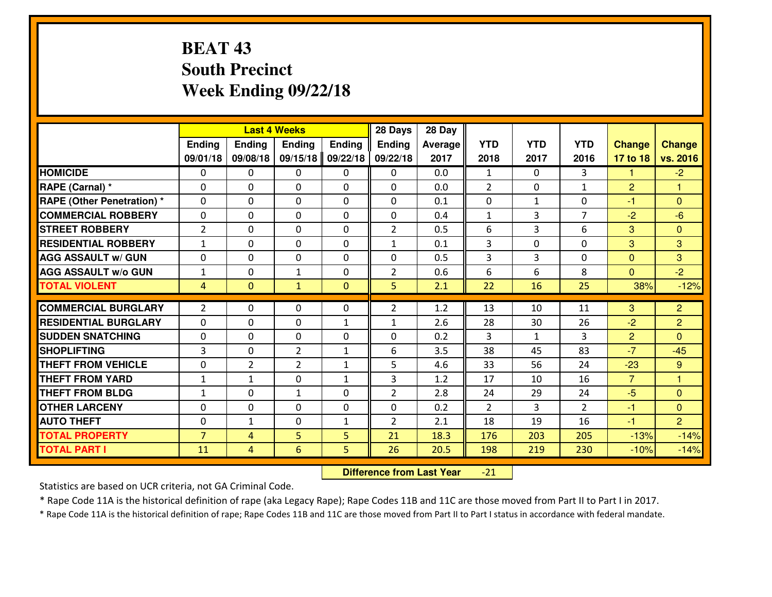# BEAT 43
## South Precinct
## Week Ending 09/22/18

| | Last 4 Weeks | | | | 28 Days | 28 Day | | | | | |
|---|---|---|---|---|---|---|---|---|---|---|---|
| | Ending 09/01/18 | Ending 09/08/18 | Ending 09/15/18 | Ending 09/22/18 | Ending 09/22/18 | Average 2017 | YTD 2018 | YTD 2017 | YTD 2016 | Change 17 to 18 | Change vs. 2016 |
| **HOMICIDE** | 0 | 0 | 0 | 0 | 0 | 0.0 | 1 | 0 | 3 | 1 | -2 |
| **RAPE (Carnal) *** | 0 | 0 | 0 | 0 | 0 | 0.0 | 2 | 0 | 1 | 2 | 1 |
| **RAPE (Other Penetration) *** | 0 | 0 | 0 | 0 | 0 | 0.1 | 0 | 1 | 0 | -1 | 0 |
| **COMMERCIAL ROBBERY** | 0 | 0 | 0 | 0 | 0 | 0.4 | 1 | 3 | 7 | -2 | -6 |
| **STREET ROBBERY** | 2 | 0 | 0 | 0 | 2 | 0.5 | 6 | 3 | 6 | 3 | 0 |
| **RESIDENTIAL ROBBERY** | 1 | 0 | 0 | 0 | 1 | 0.1 | 3 | 0 | 0 | 3 | 3 |
| **AGG ASSAULT w/ GUN** | 0 | 0 | 0 | 0 | 0 | 0.5 | 3 | 3 | 0 | 0 | 3 |
| **AGG ASSAULT w/o GUN** | 1 | 0 | 1 | 0 | 2 | 0.6 | 6 | 6 | 8 | 0 | -2 |
| **TOTAL VIOLENT** | 4 | 0 | 1 | 0 | 5 | 2.1 | 22 | 16 | 25 | 38% | -12% |
| **COMMERCIAL BURGLARY** | 2 | 0 | 0 | 0 | 2 | 1.2 | 13 | 10 | 11 | 3 | 2 |
| **RESIDENTIAL BURGLARY** | 0 | 0 | 0 | 1 | 1 | 2.6 | 28 | 30 | 26 | -2 | 2 |
| **SUDDEN SNATCHING** | 0 | 0 | 0 | 0 | 0 | 0.2 | 3 | 1 | 3 | 2 | 0 |
| **SHOPLIFTING** | 3 | 0 | 2 | 1 | 6 | 3.5 | 38 | 45 | 83 | -7 | -45 |
| **THEFT FROM VEHICLE** | 0 | 2 | 2 | 1 | 5 | 4.6 | 33 | 56 | 24 | -23 | 9 |
| **THEFT FROM YARD** | 1 | 1 | 0 | 1 | 3 | 1.2 | 17 | 10 | 16 | 7 | 1 |
| **THEFT FROM BLDG** | 1 | 0 | 1 | 0 | 2 | 2.8 | 24 | 29 | 24 | -5 | 0 |
| **OTHER LARCENY** | 0 | 0 | 0 | 0 | 0 | 0.2 | 2 | 3 | 2 | -1 | 0 |
| **AUTO THEFT** | 0 | 1 | 0 | 1 | 2 | 2.1 | 18 | 19 | 16 | -1 | 2 |
| **TOTAL PROPERTY** | 7 | 4 | 5 | 5 | 21 | 18.3 | 176 | 203 | 205 | -13% | -14% |
| **TOTAL PART I** | 11 | 4 | 6 | 5 | 26 | 20.5 | 198 | 219 | 230 | -10% | -14% |

**Difference from Last Year** -21

Statistics are based on UCR criteria, not GA Criminal Code.

* Rape Code 11A is the historical definition of rape (aka Legacy Rape); Rape Codes 11B and 11C are those moved from Part II to Part I in 2017.

* Rape Code 11A is the historical definition of rape; Rape Codes 11B and 11C are those moved from Part II to Part I status in accordance with federal mandate.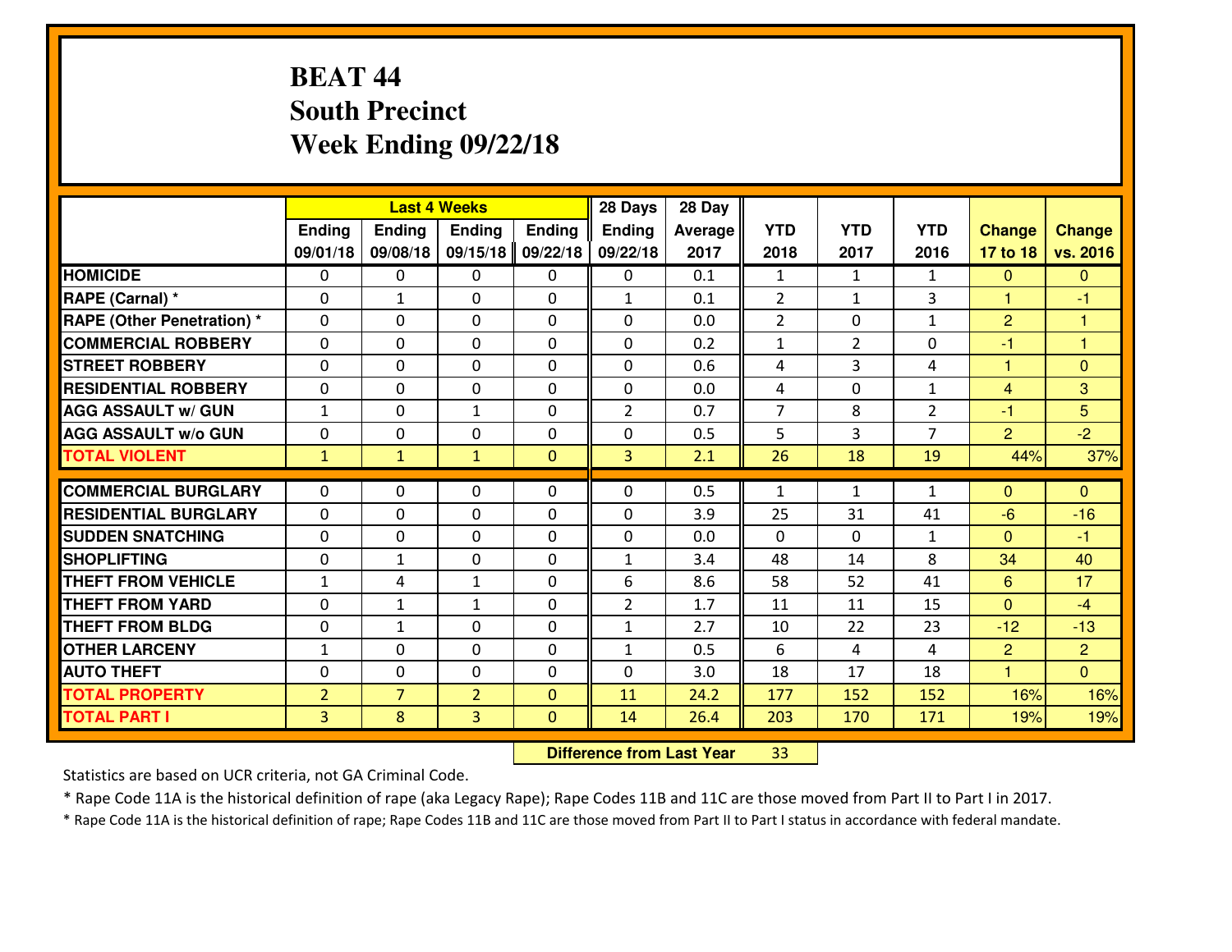# BEAT 44
## South Precinct
## Week Ending 09/22/18

| | Last 4 Weeks | | | | 28 Days | 28 Day | | | | | |
|---|---|---|---|---|---|---|---|---|---|---|---|
| | Ending 09/01/18 | Ending 09/08/18 | Ending 09/15/18 | Ending 09/22/18 | Ending 09/22/18 | Average 2017 | YTD 2018 | YTD 2017 | YTD 2016 | Change 17 to 18 | Change vs. 2016 |
| HOMICIDE | 0 | 0 | 0 | 0 | 0 | 0.1 | 1 | 1 | 1 | 0 | 0 |
| RAPE (Carnal) * | 0 | 1 | 0 | 0 | 1 | 0.1 | 2 | 1 | 3 | 1 | -1 |
| RAPE (Other Penetration) * | 0 | 0 | 0 | 0 | 0 | 0.0 | 2 | 0 | 1 | 2 | 1 |
| COMMERCIAL ROBBERY | 0 | 0 | 0 | 0 | 0 | 0.2 | 1 | 2 | 0 | -1 | 1 |
| STREET ROBBERY | 0 | 0 | 0 | 0 | 0 | 0.6 | 4 | 3 | 4 | 1 | 0 |
| RESIDENTIAL ROBBERY | 0 | 0 | 0 | 0 | 0 | 0.0 | 4 | 0 | 1 | 4 | 3 |
| AGG ASSAULT w/ GUN | 1 | 0 | 1 | 0 | 2 | 0.7 | 7 | 8 | 2 | -1 | 5 |
| AGG ASSAULT w/o GUN | 0 | 0 | 0 | 0 | 0 | 0.5 | 5 | 3 | 7 | 2 | -2 |
| TOTAL VIOLENT | 1 | 1 | 1 | 0 | 3 | 2.1 | 26 | 18 | 19 | 44% | 37% |
| COMMERCIAL BURGLARY | 0 | 0 | 0 | 0 | 0 | 0.5 | 1 | 1 | 1 | 0 | 0 |
| RESIDENTIAL BURGLARY | 0 | 0 | 0 | 0 | 0 | 3.9 | 25 | 31 | 41 | -6 | -16 |
| SUDDEN SNATCHING | 0 | 0 | 0 | 0 | 0 | 0.0 | 0 | 0 | 1 | 0 | -1 |
| SHOPLIFTING | 0 | 1 | 0 | 0 | 1 | 3.4 | 48 | 14 | 8 | 34 | 40 |
| THEFT FROM VEHICLE | 1 | 4 | 1 | 0 | 6 | 8.6 | 58 | 52 | 41 | 6 | 17 |
| THEFT FROM YARD | 0 | 1 | 1 | 0 | 2 | 1.7 | 11 | 11 | 15 | 0 | -4 |
| THEFT FROM BLDG | 0 | 1 | 0 | 0 | 1 | 2.7 | 10 | 22 | 23 | -12 | -13 |
| OTHER LARCENY | 1 | 0 | 0 | 0 | 1 | 0.5 | 6 | 4 | 4 | 2 | 2 |
| AUTO THEFT | 0 | 0 | 0 | 0 | 0 | 3.0 | 18 | 17 | 18 | 1 | 0 |
| TOTAL PROPERTY | 2 | 7 | 2 | 0 | 11 | 24.2 | 177 | 152 | 152 | 16% | 16% |
| TOTAL PART I | 3 | 8 | 3 | 0 | 14 | 26.4 | 203 | 170 | 171 | 19% | 19% |

**Difference from Last Year** 33

Statistics are based on UCR criteria, not GA Criminal Code.

* Rape Code 11A is the historical definition of rape (aka Legacy Rape); Rape Codes 11B and 11C are those moved from Part II to Part I in 2017.

* Rape Code 11A is the historical definition of rape; Rape Codes 11B and 11C are those moved from Part II to Part I status in accordance with federal mandate.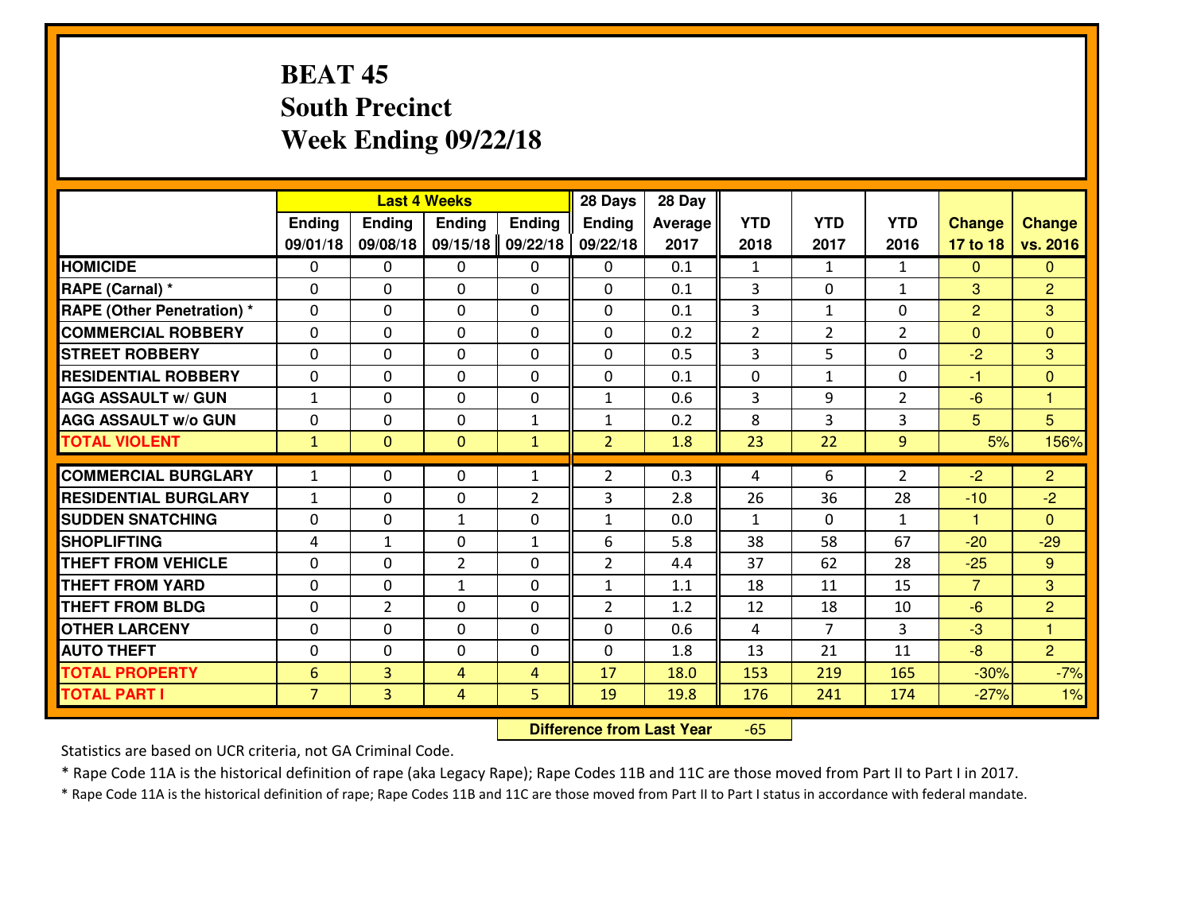# BEAT 45
## South Precinct
## Week Ending 09/22/18

| | Last 4 Weeks | | | | 28 Days | 28 Day | | | | | |
|---|---|---|---|---|---|---|---|---|---|---|---|
| | Ending 09/01/18 | Ending 09/08/18 | Ending 09/15/18 | Ending 09/22/18 | Ending 09/22/18 | Average 2017 | YTD 2018 | YTD 2017 | YTD 2016 | Change 17 to 18 | Change vs. 2016 |
| HOMICIDE | 0 | 0 | 0 | 0 | 0 | 0.1 | 1 | 1 | 1 | 0 | 0 |
| RAPE (Carnal) * | 0 | 0 | 0 | 0 | 0 | 0.1 | 3 | 0 | 1 | 3 | 2 |
| RAPE (Other Penetration) * | 0 | 0 | 0 | 0 | 0 | 0.1 | 3 | 1 | 0 | 2 | 3 |
| COMMERCIAL ROBBERY | 0 | 0 | 0 | 0 | 0 | 0.2 | 2 | 2 | 2 | 0 | 0 |
| STREET ROBBERY | 0 | 0 | 0 | 0 | 0 | 0.5 | 3 | 5 | 0 | -2 | 3 |
| RESIDENTIAL ROBBERY | 0 | 0 | 0 | 0 | 0 | 0.1 | 0 | 1 | 0 | -1 | 0 |
| AGG ASSAULT w/ GUN | 1 | 0 | 0 | 0 | 1 | 0.6 | 3 | 9 | 2 | -6 | 1 |
| AGG ASSAULT w/o GUN | 0 | 0 | 0 | 1 | 1 | 0.2 | 8 | 3 | 3 | 5 | 5 |
| TOTAL VIOLENT | 1 | 0 | 0 | 1 | 2 | 1.8 | 23 | 22 | 9 | 5% | 156% |
| COMMERCIAL BURGLARY | 1 | 0 | 0 | 1 | 2 | 0.3 | 4 | 6 | 2 | -2 | 2 |
| RESIDENTIAL BURGLARY | 1 | 0 | 0 | 2 | 3 | 2.8 | 26 | 36 | 28 | -10 | -2 |
| SUDDEN SNATCHING | 0 | 0 | 1 | 0 | 1 | 0.0 | 1 | 0 | 1 | 1 | 0 |
| SHOPLIFTING | 4 | 1 | 0 | 1 | 6 | 5.8 | 38 | 58 | 67 | -20 | -29 |
| THEFT FROM VEHICLE | 0 | 0 | 2 | 0 | 2 | 4.4 | 37 | 62 | 28 | -25 | 9 |
| THEFT FROM YARD | 0 | 0 | 1 | 0 | 1 | 1.1 | 18 | 11 | 15 | 7 | 3 |
| THEFT FROM BLDG | 0 | 2 | 0 | 0 | 2 | 1.2 | 12 | 18 | 10 | -6 | 2 |
| OTHER LARCENY | 0 | 0 | 0 | 0 | 0 | 0.6 | 4 | 7 | 3 | -3 | 1 |
| AUTO THEFT | 0 | 0 | 0 | 0 | 0 | 1.8 | 13 | 21 | 11 | -8 | 2 |
| TOTAL PROPERTY | 6 | 3 | 4 | 4 | 17 | 18.0 | 153 | 219 | 165 | -30% | -7% |
| TOTAL PART I | 7 | 3 | 4 | 5 | 19 | 19.8 | 176 | 241 | 174 | -27% | 1% |

**Difference from Last Year** -65

Statistics are based on UCR criteria, not GA Criminal Code.

* Rape Code 11A is the historical definition of rape (aka Legacy Rape); Rape Codes 11B and 11C are those moved from Part II to Part I in 2017.

* Rape Code 11A is the historical definition of rape; Rape Codes 11B and 11C are those moved from Part II to Part I status in accordance with federal mandate.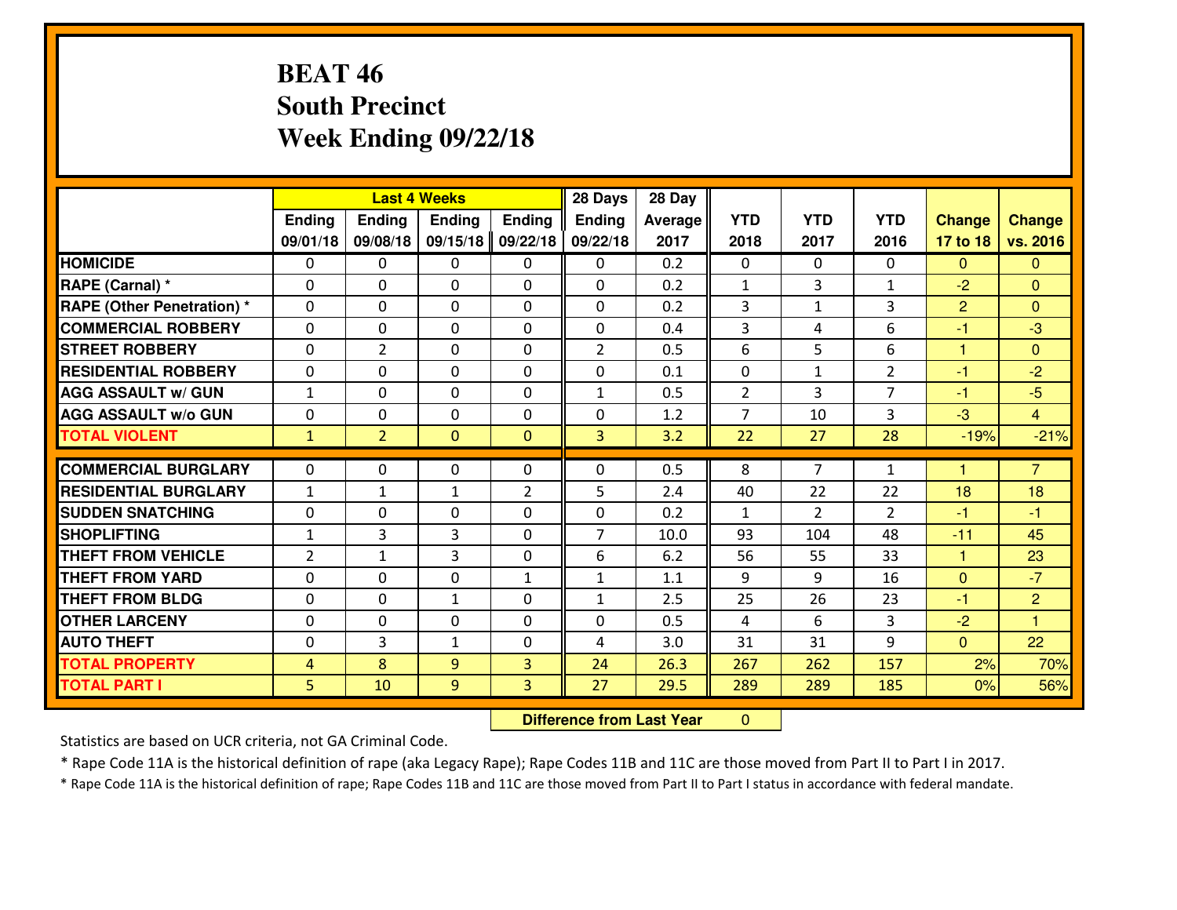# BEAT 46
## South Precinct
## Week Ending 09/22/18

| | Last 4 Weeks | | | | 28 Days | 28 Day | | | | | |
|---|---|---|---|---|---|---|---|---|---|---|---|
| | Ending 09/01/18 | Ending 09/08/18 | Ending 09/15/18 | Ending 09/22/18 | Ending 09/22/18 | Average 2017 | YTD 2018 | YTD 2017 | YTD 2016 | Change 17 to 18 | Change vs. 2016 |
| **HOMICIDE** | 0 | 0 | 0 | 0 | 0 | 0.2 | 0 | 0 | 0 | 0 | 0 |
| **RAPE (Carnal) *** | 0 | 0 | 0 | 0 | 0 | 0.2 | 1 | 3 | 1 | -2 | 0 |
| **RAPE (Other Penetration) *** | 0 | 0 | 0 | 0 | 0 | 0.2 | 3 | 1 | 3 | 2 | 0 |
| **COMMERCIAL ROBBERY** | 0 | 0 | 0 | 0 | 0 | 0.4 | 3 | 4 | 6 | -1 | -3 |
| **STREET ROBBERY** | 0 | 2 | 0 | 0 | 2 | 0.5 | 6 | 5 | 6 | 1 | 0 |
| **RESIDENTIAL ROBBERY** | 0 | 0 | 0 | 0 | 0 | 0.1 | 0 | 1 | 2 | -1 | -2 |
| **AGG ASSAULT w/ GUN** | 1 | 0 | 0 | 0 | 1 | 0.5 | 2 | 3 | 7 | -1 | -5 |
| **AGG ASSAULT w/o GUN** | 0 | 0 | 0 | 0 | 0 | 1.2 | 7 | 10 | 3 | -3 | 4 |
| **TOTAL VIOLENT** | 1 | 2 | 0 | 0 | 3 | 3.2 | 22 | 27 | 28 | -19% | -21% |
| **COMMERCIAL BURGLARY** | 0 | 0 | 0 | 0 | 0 | 0.5 | 8 | 7 | 1 | 1 | 7 |
| **RESIDENTIAL BURGLARY** | 1 | 1 | 1 | 2 | 5 | 2.4 | 40 | 22 | 22 | 18 | 18 |
| **SUDDEN SNATCHING** | 0 | 0 | 0 | 0 | 0 | 0.2 | 1 | 2 | 2 | -1 | -1 |
| **SHOPLIFTING** | 1 | 3 | 3 | 0 | 7 | 10.0 | 93 | 104 | 48 | -11 | 45 |
| **THEFT FROM VEHICLE** | 2 | 1 | 3 | 0 | 6 | 6.2 | 56 | 55 | 33 | 1 | 23 |
| **THEFT FROM YARD** | 0 | 0 | 0 | 1 | 1 | 1.1 | 9 | 9 | 16 | 0 | -7 |
| **THEFT FROM BLDG** | 0 | 0 | 1 | 0 | 1 | 2.5 | 25 | 26 | 23 | -1 | 2 |
| **OTHER LARCENY** | 0 | 0 | 0 | 0 | 0 | 0.5 | 4 | 6 | 3 | -2 | 1 |
| **AUTO THEFT** | 0 | 3 | 1 | 0 | 4 | 3.0 | 31 | 31 | 9 | 0 | 22 |
| **TOTAL PROPERTY** | 4 | 8 | 9 | 3 | 24 | 26.3 | 267 | 262 | 157 | 2% | 70% |
| **TOTAL PART I** | 5 | 10 | 9 | 3 | 27 | 29.5 | 289 | 289 | 185 | 0% | 56% |

**Difference from Last Year** 0

Statistics are based on UCR criteria, not GA Criminal Code.

* Rape Code 11A is the historical definition of rape (aka Legacy Rape); Rape Codes 11B and 11C are those moved from Part II to Part I in 2017.

* Rape Code 11A is the historical definition of rape; Rape Codes 11B and 11C are those moved from Part II to Part I status in accordance with federal mandate.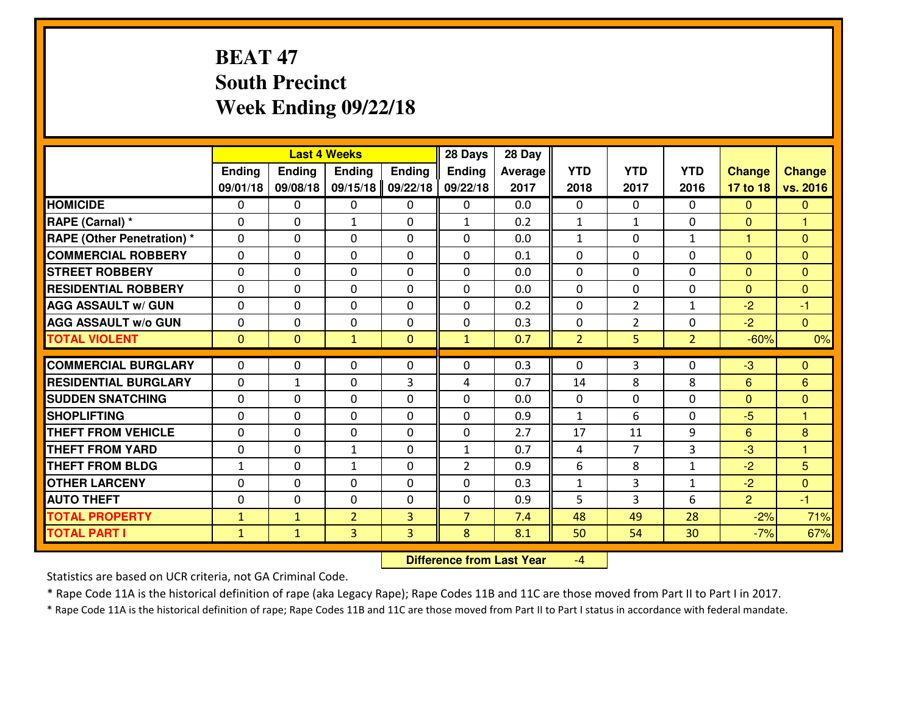# BEAT 47
## South Precinct
## Week Ending 09/22/18

| | Last 4 Weeks | | | | 28 Days | 28 Day | | | | | |
|---|---|---|---|---|---|---|---|---|---|---|---|
| | Ending 09/01/18 | Ending 09/08/18 | Ending 09/15/18 | Ending 09/22/18 | Ending 09/22/18 | Average 2017 | YTD 2018 | YTD 2017 | YTD 2016 | Change 17 to 18 | Change vs. 2016 |
| HOMICIDE | 0 | 0 | 0 | 0 | 0 | 0.0 | 0 | 0 | 0 | 0 | 0 |
| RAPE (Carnal) * | 0 | 0 | 1 | 0 | 1 | 0.2 | 1 | 1 | 0 | 0 | 1 |
| RAPE (Other Penetration) * | 0 | 0 | 0 | 0 | 0 | 0.0 | 1 | 0 | 1 | 1 | 0 |
| COMMERCIAL ROBBERY | 0 | 0 | 0 | 0 | 0 | 0.1 | 0 | 0 | 0 | 0 | 0 |
| STREET ROBBERY | 0 | 0 | 0 | 0 | 0 | 0.0 | 0 | 0 | 0 | 0 | 0 |
| RESIDENTIAL ROBBERY | 0 | 0 | 0 | 0 | 0 | 0.0 | 0 | 0 | 0 | 0 | 0 |
| AGG ASSAULT w/ GUN | 0 | 0 | 0 | 0 | 0 | 0.2 | 0 | 2 | 1 | -2 | -1 |
| AGG ASSAULT w/o GUN | 0 | 0 | 0 | 0 | 0 | 0.3 | 0 | 2 | 0 | -2 | 0 |
| TOTAL VIOLENT | 0 | 0 | 1 | 0 | 1 | 0.7 | 2 | 5 | 2 | -60% | 0% |
| COMMERCIAL BURGLARY | 0 | 0 | 0 | 0 | 0 | 0.3 | 0 | 3 | 0 | -3 | 0 |
| RESIDENTIAL BURGLARY | 0 | 1 | 0 | 3 | 4 | 0.7 | 14 | 8 | 8 | 6 | 6 |
| SUDDEN SNATCHING | 0 | 0 | 0 | 0 | 0 | 0.0 | 0 | 0 | 0 | 0 | 0 |
| SHOPLIFTING | 0 | 0 | 0 | 0 | 0 | 0.9 | 1 | 6 | 0 | -5 | 1 |
| THEFT FROM VEHICLE | 0 | 0 | 0 | 0 | 0 | 2.7 | 17 | 11 | 9 | 6 | 8 |
| THEFT FROM YARD | 0 | 0 | 1 | 0 | 1 | 0.7 | 4 | 7 | 3 | -3 | 1 |
| THEFT FROM BLDG | 1 | 0 | 1 | 0 | 2 | 0.9 | 6 | 8 | 1 | -2 | 5 |
| OTHER LARCENY | 0 | 0 | 0 | 0 | 0 | 0.3 | 1 | 3 | 1 | -2 | 0 |
| AUTO THEFT | 0 | 0 | 0 | 0 | 0 | 0.9 | 5 | 3 | 6 | 2 | -1 |
| TOTAL PROPERTY | 1 | 1 | 2 | 3 | 7 | 7.4 | 48 | 49 | 28 | -2% | 71% |
| TOTAL PART I | 1 | 1 | 3 | 3 | 8 | 8.1 | 50 | 54 | 30 | -7% | 67% |

**Difference from Last Year** -4

Statistics are based on UCR criteria, not GA Criminal Code.

* Rape Code 11A is the historical definition of rape (aka Legacy Rape); Rape Codes 11B and 11C are those moved from Part II to Part I in 2017.

* Rape Code 11A is the historical definition of rape; Rape Codes 11B and 11C are those moved from Part II to Part I status in accordance with federal mandate.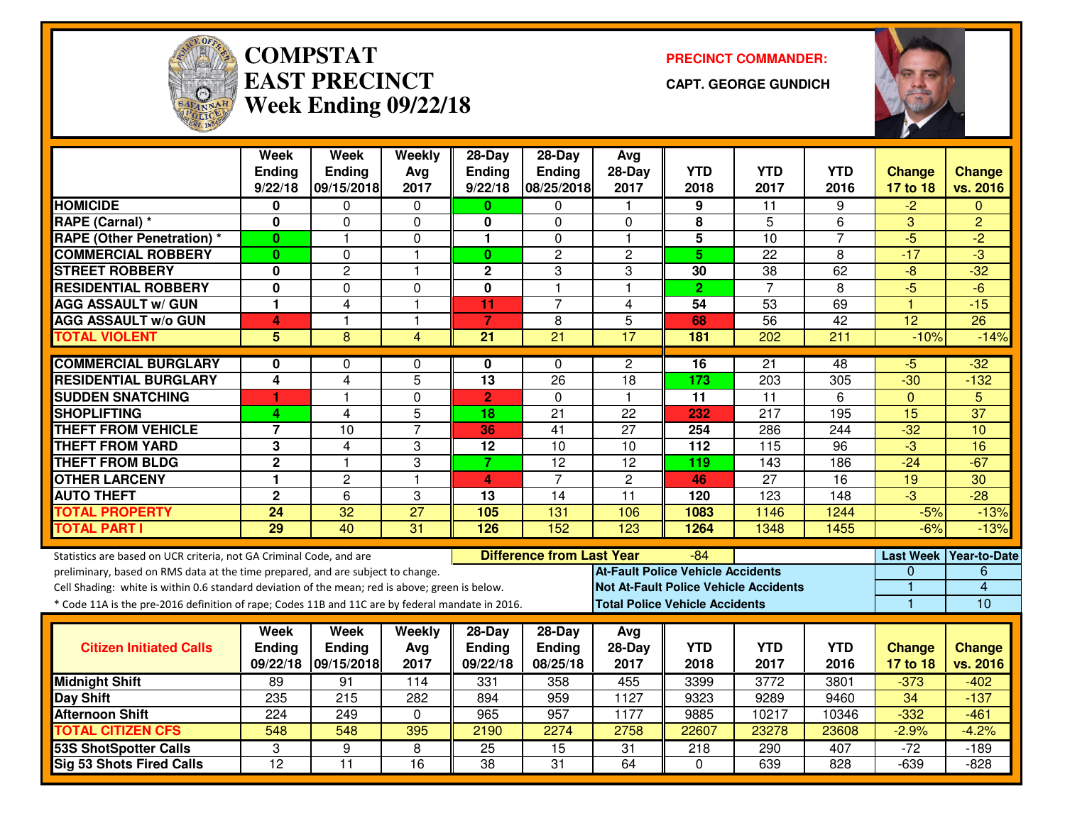# COMPSTAT EAST PRECINCT
## Week Ending 09/22/18

**PRECINCT COMMANDER:**
**CAPT. GEORGE GUNDICH**

| | Week Ending 9/22/18 | Week Ending 09/15/2018 | Weekly Avg 2017 | 28-Day Ending 9/22/18 | 28-Day Ending 08/25/2018 | Avg 28-Day 2017 | YTD 2018 | YTD 2017 | YTD 2016 | Change 17 to 18 | Change vs. 2016 |
|---|---|---|---|---|---|---|---|---|---|---|---|
| HOMICIDE | 0 | 0 | 0 | 0 | 0 | 1 | 9 | 11 | 9 | -2 | 0 |
| RAPE (Carnal) * | 0 | 0 | 0 | 0 | 0 | 0 | 8 | 5 | 6 | 3 | 2 |
| RAPE (Other Penetration) * | 0 | 1 | 0 | 1 | 0 | 1 | 5 | 10 | 7 | -5 | -2 |
| COMMERCIAL ROBBERY | 0 | 0 | 1 | 0 | 2 | 2 | 5 | 22 | 8 | -17 | -3 |
| STREET ROBBERY | 0 | 2 | 1 | 2 | 3 | 3 | 30 | 38 | 62 | -8 | -32 |
| RESIDENTIAL ROBBERY | 0 | 0 | 0 | 0 | 1 | 1 | 2 | 7 | 8 | -5 | -6 |
| AGG ASSAULT w/ GUN | 1 | 4 | 1 | 11 | 7 | 4 | 54 | 53 | 69 | 1 | -15 |
| AGG ASSAULT w/o GUN | 4 | 1 | 1 | 7 | 8 | 5 | 68 | 56 | 42 | 12 | 26 |
| TOTAL VIOLENT | 5 | 8 | 4 | 21 | 21 | 17 | 181 | 202 | 211 | -10% | -14% |
| COMMERCIAL BURGLARY | 0 | 0 | 0 | 0 | 0 | 2 | 16 | 21 | 48 | -5 | -32 |
| RESIDENTIAL BURGLARY | 4 | 4 | 5 | 13 | 26 | 18 | 173 | 203 | 305 | -30 | -132 |
| SUDDEN SNATCHING | 1 | 1 | 0 | 2 | 0 | 1 | 11 | 11 | 6 | 0 | 5 |
| SHOPLIFTING | 4 | 4 | 5 | 18 | 21 | 22 | 232 | 217 | 195 | 15 | 37 |
| THEFT FROM VEHICLE | 7 | 10 | 7 | 36 | 41 | 27 | 254 | 286 | 244 | -32 | 10 |
| THEFT FROM YARD | 3 | 4 | 3 | 12 | 10 | 10 | 112 | 115 | 96 | -3 | 16 |
| THEFT FROM BLDG | 2 | 1 | 3 | 7 | 12 | 12 | 119 | 143 | 186 | -24 | -67 |
| OTHER LARCENY | 1 | 2 | 1 | 4 | 7 | 2 | 46 | 27 | 16 | 19 | 30 |
| AUTO THEFT | 2 | 6 | 3 | 13 | 14 | 11 | 120 | 123 | 148 | -3 | -28 |
| TOTAL PROPERTY | 24 | 32 | 27 | 105 | 131 | 106 | 1083 | 1146 | 1244 | -5% | -13% |
| TOTAL PART I | 29 | 40 | 31 | 126 | 152 | 123 | 1264 | 1348 | 1455 | -6% | -13% |

Statistics are based on UCR criteria, not GA Criminal Code, and are preliminary, based on RMS data at the time prepared, and are subject to change.

Cell Shading: white is within 0.6 standard deviation of the mean; red is above; green is below.

* Code 11A is the pre-2016 definition of rape; Codes 11B and 11C are by federal mandate in 2016.

**Difference from Last Year:** -84

| | Last Week | Year-to-Date |
|---|---|---|
| At-Fault Police Vehicle Accidents | 0 | 6 |
| Not At-Fault Police Vehicle Accidents | 1 | 4 |
| Total Police Vehicle Accidents | 1 | 10 |

| Citizen Initiated Calls | Week Ending 09/22/18 | Week Ending 09/15/2018 | Weekly Avg 2017 | 28-Day Ending 09/22/18 | 28-Day Ending 08/25/18 | Avg 28-Day 2017 | YTD 2018 | YTD 2017 | YTD 2016 | Change 17 to 18 | Change vs. 2016 |
|---|---|---|---|---|---|---|---|---|---|---|---|
| Midnight Shift | 89 | 91 | 114 | 331 | 358 | 455 | 3399 | 3772 | 3801 | -373 | -402 |
| Day Shift | 235 | 215 | 282 | 894 | 959 | 1127 | 9323 | 9289 | 9460 | 34 | -137 |
| Afternoon Shift | 224 | 249 | 0 | 965 | 957 | 1177 | 9885 | 10217 | 10346 | -332 | -461 |
| TOTAL CITIZEN CFS | 548 | 548 | 395 | 2190 | 2274 | 2758 | 22607 | 23278 | 23608 | -2.9% | -4.2% |
| 53S ShotSpotter Calls | 3 | 9 | 8 | 25 | 15 | 31 | 218 | 290 | 407 | -72 | -189 |
| Sig 53 Shots Fired Calls | 12 | 11 | 16 | 38 | 31 | 64 | 0 | 639 | 828 | -639 | -828 |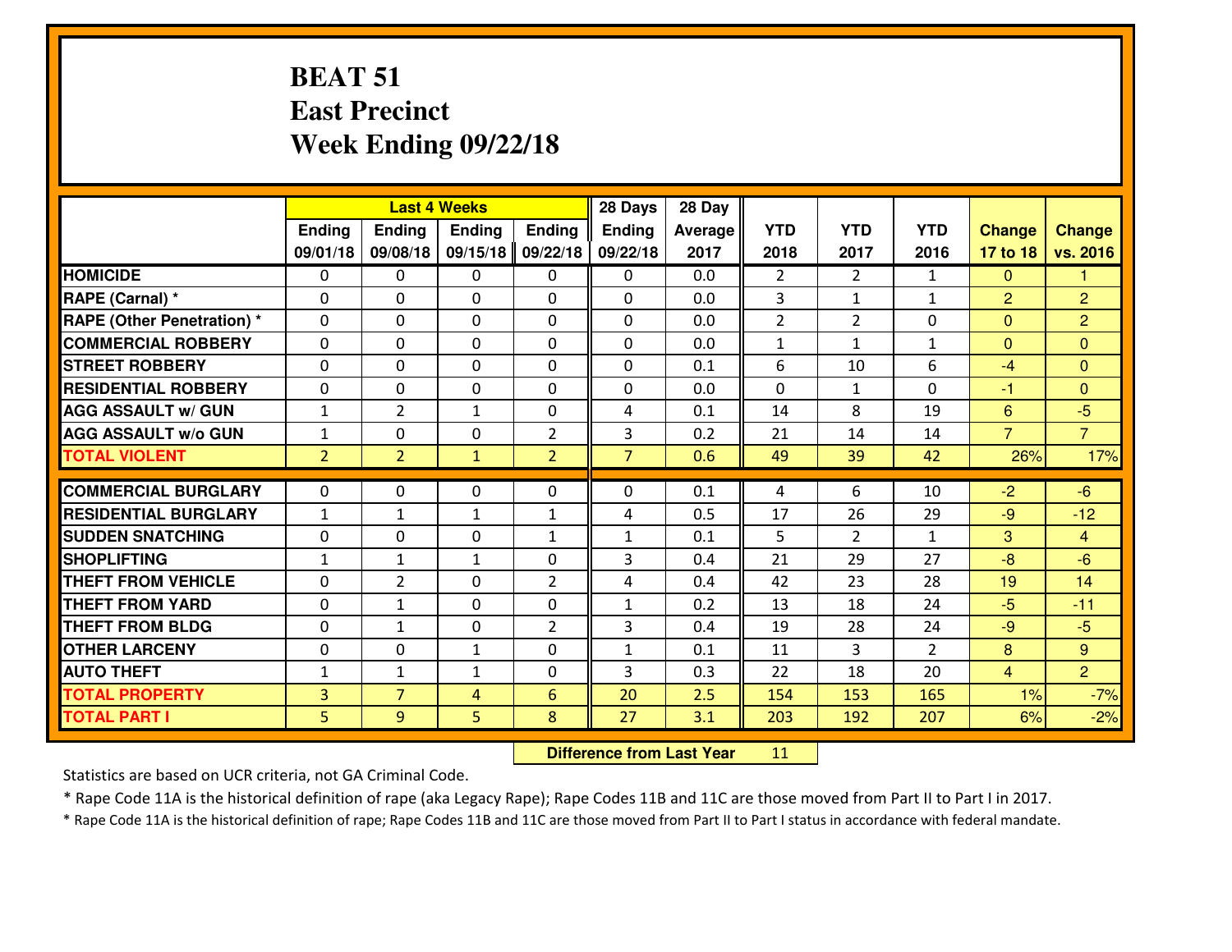# BEAT 51
# East Precinct
# Week Ending 09/22/18

| | Last 4 Weeks | | | | 28 Days | 28 Day | | | | | |
|---|---|---|---|---|---|---|---|---|---|---|---|
| | Ending 09/01/18 | Ending 09/08/18 | Ending 09/15/18 | Ending 09/22/18 | Ending 09/22/18 | Average 2017 | YTD 2018 | YTD 2017 | YTD 2016 | Change 17 to 18 | Change vs. 2016 |
| **HOMICIDE** | 0 | 0 | 0 | 0 | 0 | 0.0 | 2 | 2 | 1 | 0 | 1 |
| **RAPE (Carnal) *** | 0 | 0 | 0 | 0 | 0 | 0.0 | 3 | 1 | 1 | 2 | 2 |
| **RAPE (Other Penetration) *** | 0 | 0 | 0 | 0 | 0 | 0.0 | 2 | 2 | 0 | 0 | 2 |
| **COMMERCIAL ROBBERY** | 0 | 0 | 0 | 0 | 0 | 0.0 | 1 | 1 | 1 | 0 | 0 |
| **STREET ROBBERY** | 0 | 0 | 0 | 0 | 0 | 0.1 | 6 | 10 | 6 | -4 | 0 |
| **RESIDENTIAL ROBBERY** | 0 | 0 | 0 | 0 | 0 | 0.0 | 0 | 1 | 0 | -1 | 0 |
| **AGG ASSAULT w/ GUN** | 1 | 2 | 1 | 0 | 4 | 0.1 | 14 | 8 | 19 | 6 | -5 |
| **AGG ASSAULT w/o GUN** | 1 | 0 | 0 | 2 | 3 | 0.2 | 21 | 14 | 14 | 7 | 7 |
| **TOTAL VIOLENT** | 2 | 2 | 1 | 2 | 7 | 0.6 | 49 | 39 | 42 | 26% | 17% |
| **COMMERCIAL BURGLARY** | 0 | 0 | 0 | 0 | 0 | 0.1 | 4 | 6 | 10 | -2 | -6 |
| **RESIDENTIAL BURGLARY** | 1 | 1 | 1 | 1 | 4 | 0.5 | 17 | 26 | 29 | -9 | -12 |
| **SUDDEN SNATCHING** | 0 | 0 | 0 | 1 | 1 | 0.1 | 5 | 2 | 1 | 3 | 4 |
| **SHOPLIFTING** | 1 | 1 | 1 | 0 | 3 | 0.4 | 21 | 29 | 27 | -8 | -6 |
| **THEFT FROM VEHICLE** | 0 | 2 | 0 | 2 | 4 | 0.4 | 42 | 23 | 28 | 19 | 14 |
| **THEFT FROM YARD** | 0 | 1 | 0 | 0 | 1 | 0.2 | 13 | 18 | 24 | -5 | -11 |
| **THEFT FROM BLDG** | 0 | 1 | 0 | 2 | 3 | 0.4 | 19 | 28 | 24 | -9 | -5 |
| **OTHER LARCENY** | 0 | 0 | 1 | 0 | 1 | 0.1 | 11 | 3 | 2 | 8 | 9 |
| **AUTO THEFT** | 1 | 1 | 1 | 0 | 3 | 0.3 | 22 | 18 | 20 | 4 | 2 |
| **TOTAL PROPERTY** | 3 | 7 | 4 | 6 | 20 | 2.5 | 154 | 153 | 165 | 1% | -7% |
| **TOTAL PART I** | 5 | 9 | 5 | 8 | 27 | 3.1 | 203 | 192 | 207 | 6% | -2% |

**Difference from Last Year** 11

Statistics are based on UCR criteria, not GA Criminal Code.

* Rape Code 11A is the historical definition of rape (aka Legacy Rape); Rape Codes 11B and 11C are those moved from Part II to Part I in 2017.

* Rape Code 11A is the historical definition of rape; Rape Codes 11B and 11C are those moved from Part II to Part I status in accordance with federal mandate.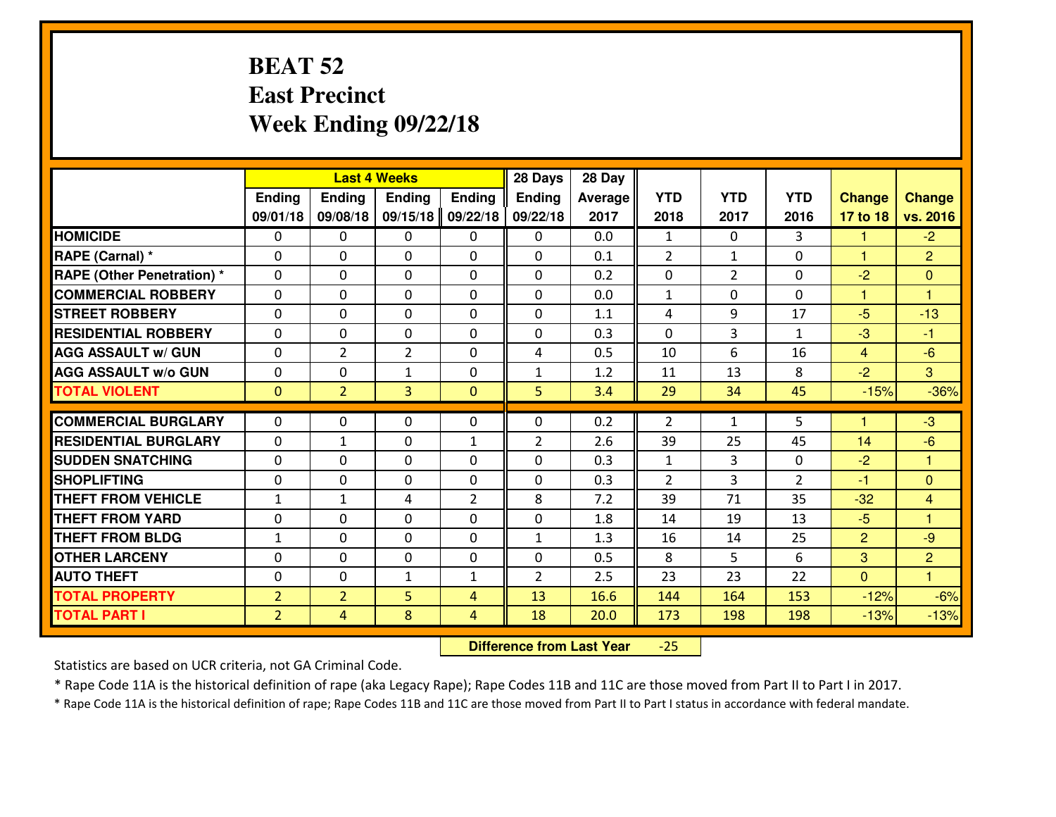# BEAT 52
## East Precinct
## Week Ending 09/22/18

| | Last 4 Weeks | | | | 28 Days | 28 Day | | | | | |
|---|---|---|---|---|---|---|---|---|---|---|---|
| | Ending 09/01/18 | Ending 09/08/18 | Ending 09/15/18 | Ending 09/22/18 | Ending 09/22/18 | Average 2017 | YTD 2018 | YTD 2017 | YTD 2016 | Change 17 to 18 | Change vs. 2016 |
| HOMICIDE | 0 | 0 | 0 | 0 | 0 | 0.0 | 1 | 0 | 3 | 1 | -2 |
| RAPE (Carnal) * | 0 | 0 | 0 | 0 | 0 | 0.1 | 2 | 1 | 0 | 1 | 2 |
| RAPE (Other Penetration) * | 0 | 0 | 0 | 0 | 0 | 0.2 | 0 | 2 | 0 | -2 | 0 |
| COMMERCIAL ROBBERY | 0 | 0 | 0 | 0 | 0 | 0.0 | 1 | 0 | 0 | 1 | 1 |
| STREET ROBBERY | 0 | 0 | 0 | 0 | 0 | 1.1 | 4 | 9 | 17 | -5 | -13 |
| RESIDENTIAL ROBBERY | 0 | 0 | 0 | 0 | 0 | 0.3 | 0 | 3 | 1 | -3 | -1 |
| AGG ASSAULT w/ GUN | 0 | 2 | 2 | 0 | 4 | 0.5 | 10 | 6 | 16 | 4 | -6 |
| AGG ASSAULT w/o GUN | 0 | 0 | 1 | 0 | 1 | 1.2 | 11 | 13 | 8 | -2 | 3 |
| TOTAL VIOLENT | 0 | 2 | 3 | 0 | 5 | 3.4 | 29 | 34 | 45 | -15% | -36% |
| COMMERCIAL BURGLARY | 0 | 0 | 0 | 0 | 0 | 0.2 | 2 | 1 | 5 | 1 | -3 |
| RESIDENTIAL BURGLARY | 0 | 1 | 0 | 1 | 2 | 2.6 | 39 | 25 | 45 | 14 | -6 |
| SUDDEN SNATCHING | 0 | 0 | 0 | 0 | 0 | 0.3 | 1 | 3 | 0 | -2 | 1 |
| SHOPLIFTING | 0 | 0 | 0 | 0 | 0 | 0.3 | 2 | 3 | 2 | -1 | 0 |
| THEFT FROM VEHICLE | 1 | 1 | 4 | 2 | 8 | 7.2 | 39 | 71 | 35 | -32 | 4 |
| THEFT FROM YARD | 0 | 0 | 0 | 0 | 0 | 1.8 | 14 | 19 | 13 | -5 | 1 |
| THEFT FROM BLDG | 1 | 0 | 0 | 0 | 1 | 1.3 | 16 | 14 | 25 | 2 | -9 |
| OTHER LARCENY | 0 | 0 | 0 | 0 | 0 | 0.5 | 8 | 5 | 6 | 3 | 2 |
| AUTO THEFT | 0 | 0 | 1 | 1 | 2 | 2.5 | 23 | 23 | 22 | 0 | 1 |
| TOTAL PROPERTY | 2 | 2 | 5 | 4 | 13 | 16.6 | 144 | 164 | 153 | -12% | -6% |
| TOTAL PART I | 2 | 4 | 8 | 4 | 18 | 20.0 | 173 | 198 | 198 | -13% | -13% |

**Difference from Last Year** -25

Statistics are based on UCR criteria, not GA Criminal Code.

* Rape Code 11A is the historical definition of rape (aka Legacy Rape); Rape Codes 11B and 11C are those moved from Part II to Part I in 2017.

* Rape Code 11A is the historical definition of rape; Rape Codes 11B and 11C are those moved from Part II to Part I status in accordance with federal mandate.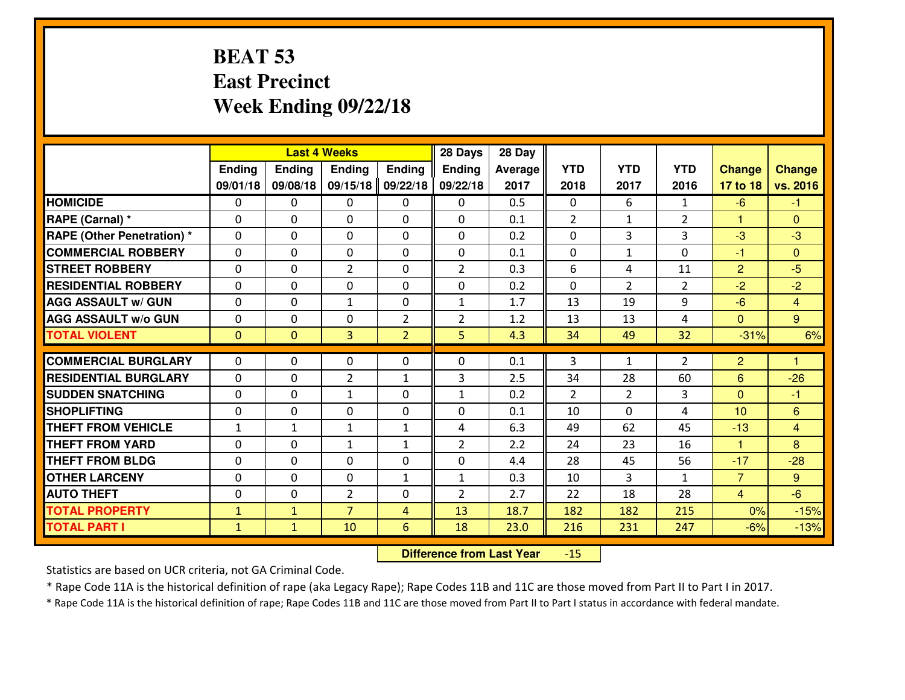# BEAT 53
## East Precinct
## Week Ending 09/22/18

| | Last 4 Weeks | | | | 28 Days | 28 Day | | | | | |
|---|---|---|---|---|---|---|---|---|---|---|---|
| | Ending 09/01/18 | Ending 09/08/18 | Ending 09/15/18 | Ending 09/22/18 | Ending 09/22/18 | Average 2017 | YTD 2018 | YTD 2017 | YTD 2016 | Change 17 to 18 | Change vs. 2016 |
| **HOMICIDE** | 0 | 0 | 0 | 0 | 0 | 0.5 | 0 | 6 | 1 | -6 | -1 |
| **RAPE (Carnal) *** | 0 | 0 | 0 | 0 | 0 | 0.1 | 2 | 1 | 2 | 1 | 0 |
| **RAPE (Other Penetration) *** | 0 | 0 | 0 | 0 | 0 | 0.2 | 0 | 3 | 3 | -3 | -3 |
| **COMMERCIAL ROBBERY** | 0 | 0 | 0 | 0 | 0 | 0.1 | 0 | 1 | 0 | -1 | 0 |
| **STREET ROBBERY** | 0 | 0 | 2 | 0 | 2 | 0.3 | 6 | 4 | 11 | 2 | -5 |
| **RESIDENTIAL ROBBERY** | 0 | 0 | 0 | 0 | 0 | 0.2 | 0 | 2 | 2 | -2 | -2 |
| **AGG ASSAULT w/ GUN** | 0 | 0 | 1 | 0 | 1 | 1.7 | 13 | 19 | 9 | -6 | 4 |
| **AGG ASSAULT w/o GUN** | 0 | 0 | 0 | 2 | 2 | 1.2 | 13 | 13 | 4 | 0 | 9 |
| **TOTAL VIOLENT** | 0 | 0 | 3 | 2 | 5 | 4.3 | 34 | 49 | 32 | -31% | 6% |
| **COMMERCIAL BURGLARY** | 0 | 0 | 0 | 0 | 0 | 0.1 | 3 | 1 | 2 | 2 | 1 |
| **RESIDENTIAL BURGLARY** | 0 | 0 | 2 | 1 | 3 | 2.5 | 34 | 28 | 60 | 6 | -26 |
| **SUDDEN SNATCHING** | 0 | 0 | 1 | 0 | 1 | 0.2 | 2 | 2 | 3 | 0 | -1 |
| **SHOPLIFTING** | 0 | 0 | 0 | 0 | 0 | 0.1 | 10 | 0 | 4 | 10 | 6 |
| **THEFT FROM VEHICLE** | 1 | 1 | 1 | 1 | 4 | 6.3 | 49 | 62 | 45 | -13 | 4 |
| **THEFT FROM YARD** | 0 | 0 | 1 | 1 | 2 | 2.2 | 24 | 23 | 16 | 1 | 8 |
| **THEFT FROM BLDG** | 0 | 0 | 0 | 0 | 0 | 4.4 | 28 | 45 | 56 | -17 | -28 |
| **OTHER LARCENY** | 0 | 0 | 0 | 1 | 1 | 0.3 | 10 | 3 | 1 | 7 | 9 |
| **AUTO THEFT** | 0 | 0 | 2 | 0 | 2 | 2.7 | 22 | 18 | 28 | 4 | -6 |
| **TOTAL PROPERTY** | 1 | 1 | 7 | 4 | 13 | 18.7 | 182 | 182 | 215 | 0% | -15% |
| **TOTAL PART I** | 1 | 1 | 10 | 6 | 18 | 23.0 | 216 | 231 | 247 | -6% | -13% |

**Difference from Last Year** -15

Statistics are based on UCR criteria, not GA Criminal Code.

* Rape Code 11A is the historical definition of rape (aka Legacy Rape); Rape Codes 11B and 11C are those moved from Part II to Part I in 2017.

* Rape Code 11A is the historical definition of rape; Rape Codes 11B and 11C are those moved from Part II to Part I status in accordance with federal mandate.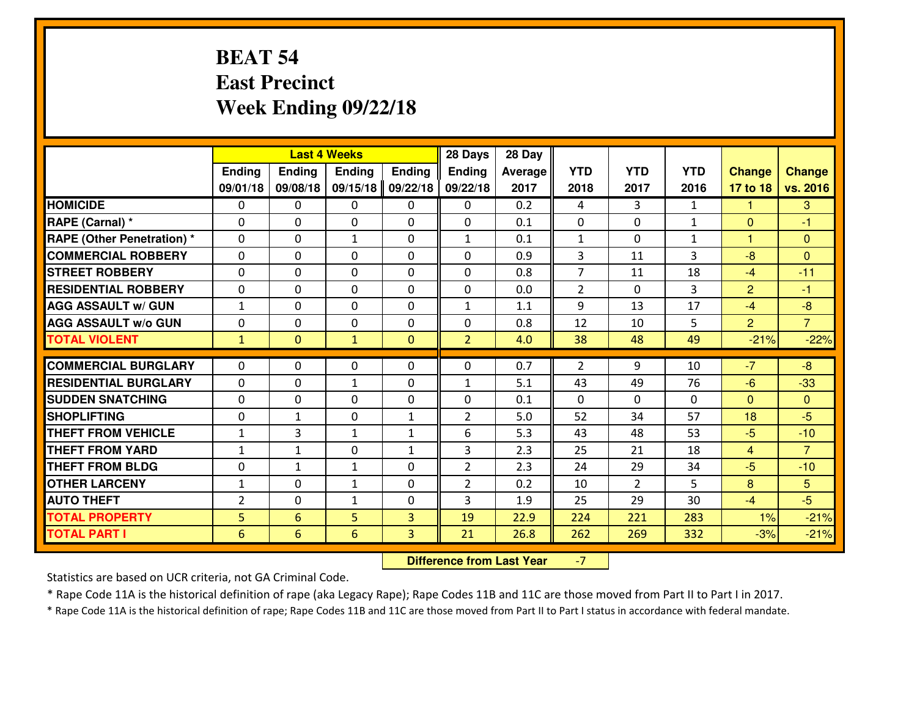# BEAT 54
# East Precinct
# Week Ending 09/22/18

| | Last 4 Weeks | | | | 28 Days | 28 Day | | | | | |
|---|---|---|---|---|---|---|---|---|---|---|---|
| | Ending 09/01/18 | Ending 09/08/18 | Ending 09/15/18 | Ending 09/22/18 | Ending 09/22/18 | Average 2017 | YTD 2018 | YTD 2017 | YTD 2016 | Change 17 to 18 | Change vs. 2016 |
| **HOMICIDE** | 0 | 0 | 0 | 0 | 0 | 0.2 | 4 | 3 | 1 | 1 | 3 |
| **RAPE (Carnal) *** | 0 | 0 | 0 | 0 | 0 | 0.1 | 0 | 0 | 1 | 0 | -1 |
| **RAPE (Other Penetration) *** | 0 | 0 | 1 | 0 | 1 | 0.1 | 1 | 0 | 1 | 1 | 0 |
| **COMMERCIAL ROBBERY** | 0 | 0 | 0 | 0 | 0 | 0.9 | 3 | 11 | 3 | -8 | 0 |
| **STREET ROBBERY** | 0 | 0 | 0 | 0 | 0 | 0.8 | 7 | 11 | 18 | -4 | -11 |
| **RESIDENTIAL ROBBERY** | 0 | 0 | 0 | 0 | 0 | 0.0 | 2 | 0 | 3 | 2 | -1 |
| **AGG ASSAULT w/ GUN** | 1 | 0 | 0 | 0 | 1 | 1.1 | 9 | 13 | 17 | -4 | -8 |
| **AGG ASSAULT w/o GUN** | 0 | 0 | 0 | 0 | 0 | 0.8 | 12 | 10 | 5 | 2 | 7 |
| **TOTAL VIOLENT** | 1 | 0 | 1 | 0 | 2 | 4.0 | 38 | 48 | 49 | -21% | -22% |
| **COMMERCIAL BURGLARY** | 0 | 0 | 0 | 0 | 0 | 0.7 | 2 | 9 | 10 | -7 | -8 |
| **RESIDENTIAL BURGLARY** | 0 | 0 | 1 | 0 | 1 | 5.1 | 43 | 49 | 76 | -6 | -33 |
| **SUDDEN SNATCHING** | 0 | 0 | 0 | 0 | 0 | 0.1 | 0 | 0 | 0 | 0 | 0 |
| **SHOPLIFTING** | 0 | 1 | 0 | 1 | 2 | 5.0 | 52 | 34 | 57 | 18 | -5 |
| **THEFT FROM VEHICLE** | 1 | 3 | 1 | 1 | 6 | 5.3 | 43 | 48 | 53 | -5 | -10 |
| **THEFT FROM YARD** | 1 | 1 | 0 | 1 | 3 | 2.3 | 25 | 21 | 18 | 4 | 7 |
| **THEFT FROM BLDG** | 0 | 1 | 1 | 0 | 2 | 2.3 | 24 | 29 | 34 | -5 | -10 |
| **OTHER LARCENY** | 1 | 0 | 1 | 0 | 2 | 0.2 | 10 | 2 | 5 | 8 | 5 |
| **AUTO THEFT** | 2 | 0 | 1 | 0 | 3 | 1.9 | 25 | 29 | 30 | -4 | -5 |
| **TOTAL PROPERTY** | 5 | 6 | 5 | 3 | 19 | 22.9 | 224 | 221 | 283 | 1% | -21% |
| **TOTAL PART I** | 6 | 6 | 6 | 3 | 21 | 26.8 | 262 | 269 | 332 | -3% | -21% |

**Difference from Last Year** -7

Statistics are based on UCR criteria, not GA Criminal Code.

* Rape Code 11A is the historical definition of rape (aka Legacy Rape); Rape Codes 11B and 11C are those moved from Part II to Part I in 2017.

* Rape Code 11A is the historical definition of rape; Rape Codes 11B and 11C are those moved from Part II to Part I status in accordance with federal mandate.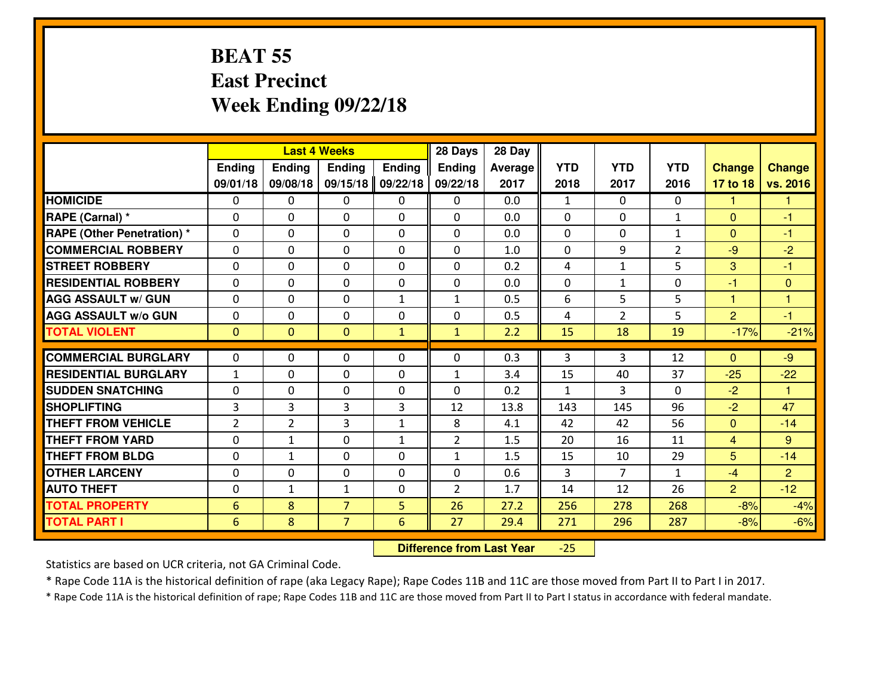# BEAT 55
## East Precinct
## Week Ending 09/22/18

| | Last 4 Weeks | | | | 28 Days | 28 Day | | | | | |
|---|---|---|---|---|---|---|---|---|---|---|---|
| | Ending 09/01/18 | Ending 09/08/18 | Ending 09/15/18 | Ending 09/22/18 | Ending 09/22/18 | Average 2017 | YTD 2018 | YTD 2017 | YTD 2016 | Change 17 to 18 | Change vs. 2016 |
| HOMICIDE | 0 | 0 | 0 | 0 | 0 | 0.0 | 1 | 0 | 0 | 1 | 1 |
| RAPE (Carnal) * | 0 | 0 | 0 | 0 | 0 | 0.0 | 0 | 0 | 1 | 0 | -1 |
| RAPE (Other Penetration) * | 0 | 0 | 0 | 0 | 0 | 0.0 | 0 | 0 | 1 | 0 | -1 |
| COMMERCIAL ROBBERY | 0 | 0 | 0 | 0 | 0 | 1.0 | 0 | 9 | 2 | -9 | -2 |
| STREET ROBBERY | 0 | 0 | 0 | 0 | 0 | 0.2 | 4 | 1 | 5 | 3 | -1 |
| RESIDENTIAL ROBBERY | 0 | 0 | 0 | 0 | 0 | 0.0 | 0 | 1 | 0 | -1 | 0 |
| AGG ASSAULT w/ GUN | 0 | 0 | 0 | 1 | 1 | 0.5 | 6 | 5 | 5 | 1 | 1 |
| AGG ASSAULT w/o GUN | 0 | 0 | 0 | 0 | 0 | 0.5 | 4 | 2 | 5 | 2 | -1 |
| TOTAL VIOLENT | 0 | 0 | 0 | 1 | 1 | 2.2 | 15 | 18 | 19 | -17% | -21% |
| COMMERCIAL BURGLARY | 0 | 0 | 0 | 0 | 0 | 0.3 | 3 | 3 | 12 | 0 | -9 |
| RESIDENTIAL BURGLARY | 1 | 0 | 0 | 0 | 1 | 3.4 | 15 | 40 | 37 | -25 | -22 |
| SUDDEN SNATCHING | 0 | 0 | 0 | 0 | 0 | 0.2 | 1 | 3 | 0 | -2 | 1 |
| SHOPLIFTING | 3 | 3 | 3 | 3 | 12 | 13.8 | 143 | 145 | 96 | -2 | 47 |
| THEFT FROM VEHICLE | 2 | 2 | 3 | 1 | 8 | 4.1 | 42 | 42 | 56 | 0 | -14 |
| THEFT FROM YARD | 0 | 1 | 0 | 1 | 2 | 1.5 | 20 | 16 | 11 | 4 | 9 |
| THEFT FROM BLDG | 0 | 1 | 0 | 0 | 1 | 1.5 | 15 | 10 | 29 | 5 | -14 |
| OTHER LARCENY | 0 | 0 | 0 | 0 | 0 | 0.6 | 3 | 7 | 1 | -4 | 2 |
| AUTO THEFT | 0 | 1 | 1 | 0 | 2 | 1.7 | 14 | 12 | 26 | 2 | -12 |
| TOTAL PROPERTY | 6 | 8 | 7 | 5 | 26 | 27.2 | 256 | 278 | 268 | -8% | -4% |
| TOTAL PART I | 6 | 8 | 7 | 6 | 27 | 29.4 | 271 | 296 | 287 | -8% | -6% |

**Difference from Last Year** -25

Statistics are based on UCR criteria, not GA Criminal Code.

* Rape Code 11A is the historical definition of rape (aka Legacy Rape); Rape Codes 11B and 11C are those moved from Part II to Part I in 2017.

* Rape Code 11A is the historical definition of rape; Rape Codes 11B and 11C are those moved from Part II to Part I status in accordance with federal mandate.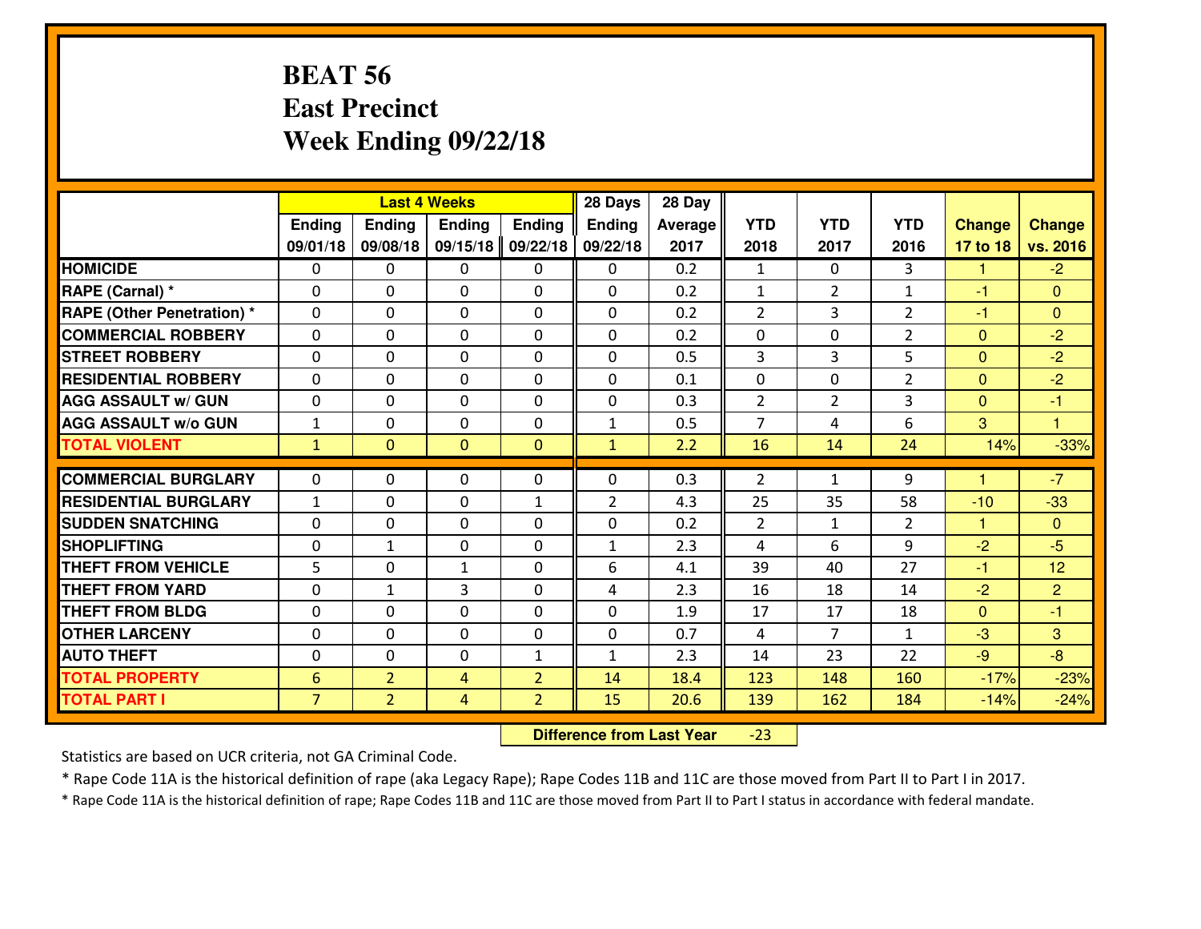# BEAT 56
## East Precinct
## Week Ending 09/22/18

| | Last 4 Weeks | | | | 28 Days | 28 Day | | | | | |
|---|---|---|---|---|---|---|---|---|---|---|---|
| | Ending 09/01/18 | Ending 09/08/18 | Ending 09/15/18 | Ending 09/22/18 | Ending 09/22/18 | Average 2017 | YTD 2018 | YTD 2017 | YTD 2016 | Change 17 to 18 | Change vs. 2016 |
| **HOMICIDE** | 0 | 0 | 0 | 0 | 0 | 0.2 | 1 | 0 | 3 | 1 | -2 |
| **RAPE (Carnal) *** | 0 | 0 | 0 | 0 | 0 | 0.2 | 1 | 2 | 1 | -1 | 0 |
| **RAPE (Other Penetration) *** | 0 | 0 | 0 | 0 | 0 | 0.2 | 2 | 3 | 2 | -1 | 0 |
| **COMMERCIAL ROBBERY** | 0 | 0 | 0 | 0 | 0 | 0.2 | 0 | 0 | 2 | 0 | -2 |
| **STREET ROBBERY** | 0 | 0 | 0 | 0 | 0 | 0.5 | 3 | 3 | 5 | 0 | -2 |
| **RESIDENTIAL ROBBERY** | 0 | 0 | 0 | 0 | 0 | 0.1 | 0 | 0 | 2 | 0 | -2 |
| **AGG ASSAULT w/ GUN** | 0 | 0 | 0 | 0 | 0 | 0.3 | 2 | 2 | 3 | 0 | -1 |
| **AGG ASSAULT w/o GUN** | 1 | 0 | 0 | 0 | 1 | 0.5 | 7 | 4 | 6 | 3 | 1 |
| **TOTAL VIOLENT** | 1 | 0 | 0 | 0 | 1 | 2.2 | 16 | 14 | 24 | 14% | -33% |
| **COMMERCIAL BURGLARY** | 0 | 0 | 0 | 0 | 0 | 0.3 | 2 | 1 | 9 | 1 | -7 |
| **RESIDENTIAL BURGLARY** | 1 | 0 | 0 | 1 | 2 | 4.3 | 25 | 35 | 58 | -10 | -33 |
| **SUDDEN SNATCHING** | 0 | 0 | 0 | 0 | 0 | 0.2 | 2 | 1 | 2 | 1 | 0 |
| **SHOPLIFTING** | 0 | 1 | 0 | 0 | 1 | 2.3 | 4 | 6 | 9 | -2 | -5 |
| **THEFT FROM VEHICLE** | 5 | 0 | 1 | 0 | 6 | 4.1 | 39 | 40 | 27 | -1 | 12 |
| **THEFT FROM YARD** | 0 | 1 | 3 | 0 | 4 | 2.3 | 16 | 18 | 14 | -2 | 2 |
| **THEFT FROM BLDG** | 0 | 0 | 0 | 0 | 0 | 1.9 | 17 | 17 | 18 | 0 | -1 |
| **OTHER LARCENY** | 0 | 0 | 0 | 0 | 0 | 0.7 | 4 | 7 | 1 | -3 | 3 |
| **AUTO THEFT** | 0 | 0 | 0 | 1 | 1 | 2.3 | 14 | 23 | 22 | -9 | -8 |
| **TOTAL PROPERTY** | 6 | 2 | 4 | 2 | 14 | 18.4 | 123 | 148 | 160 | -17% | -23% |
| **TOTAL PART I** | 7 | 2 | 4 | 2 | 15 | 20.6 | 139 | 162 | 184 | -14% | -24% |

**Difference from Last Year** -23

Statistics are based on UCR criteria, not GA Criminal Code.

* Rape Code 11A is the historical definition of rape (aka Legacy Rape); Rape Codes 11B and 11C are those moved from Part II to Part I in 2017.

* Rape Code 11A is the historical definition of rape; Rape Codes 11B and 11C are those moved from Part II to Part I status in accordance with federal mandate.